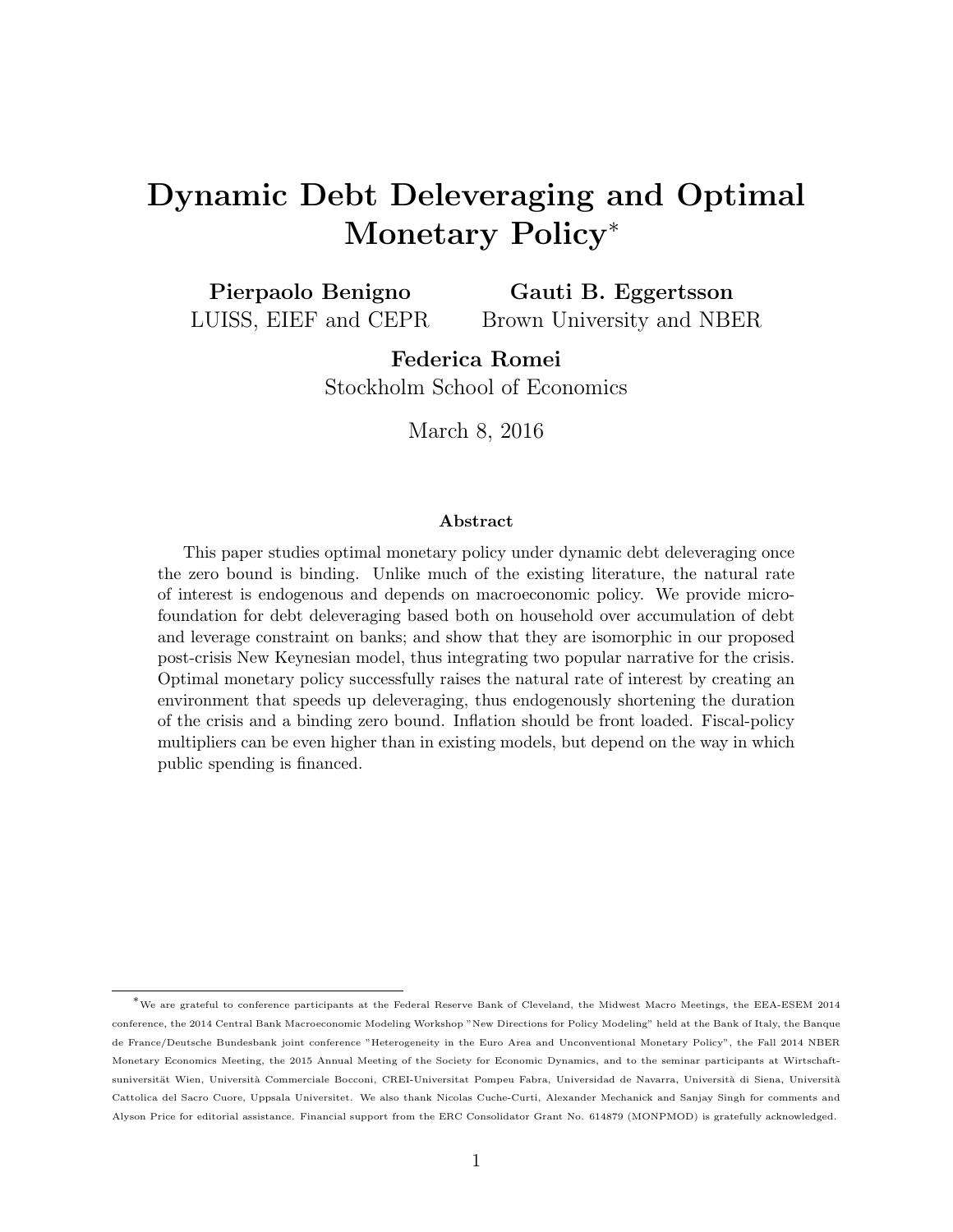# Dynamic Debt Deleveraging and Optimal Monetary Policy*

**Pierpaolo Benigno**
LUISS, EIEF and CEPR

**Gauti B. Eggertsson**
Brown University and NBER

**Federica Romei**
Stockholm School of Economics

March 8, 2016

### Abstract

This paper studies optimal monetary policy under dynamic debt deleveraging once the zero bound is binding. Unlike much of the existing literature, the natural rate of interest is endogenous and depends on macroeconomic policy. We provide microfoundation for debt deleveraging based both on household over accumulation of debt and leverage constraint on banks; and show that they are isomorphic in our proposed post-crisis New Keynesian model, thus integrating two popular narrative for the crisis. Optimal monetary policy successfully raises the natural rate of interest by creating an environment that speeds up deleveraging, thus endogenously shortening the duration of the crisis and a binding zero bound. Inflation should be front loaded. Fiscal-policy multipliers can be even higher than in existing models, but depend on the way in which public spending is financed.

---

*We are grateful to conference participants at the Federal Reserve Bank of Cleveland, the Midwest Macro Meetings, the EEA-ESEM 2014 conference, the 2014 Central Bank Macroeconomic Modeling Workshop "New Directions for Policy Modeling" held at the Bank of Italy, the Banque de France/Deutsche Bundesbank joint conference "Heterogeneity in the Euro Area and Unconventional Monetary Policy", the Fall 2014 NBER Monetary Economics Meeting, the 2015 Annual Meeting of the Society for Economic Dynamics, and to the seminar participants at Wirtschaftsuniversität Wien, Università Commerciale Bocconi, CREI-Universitat Pompeu Fabra, Universidad de Navarra, Università di Siena, Università Cattolica del Sacro Cuore, Uppsala Universitet. We also thank Nicolas Cuche-Curti, Alexander Mechanick and Sanjay Singh for comments and Alyson Price for editorial assistance. Financial support from the ERC Consolidator Grant No. 614879 (MONPMOD) is gratefully acknowledged.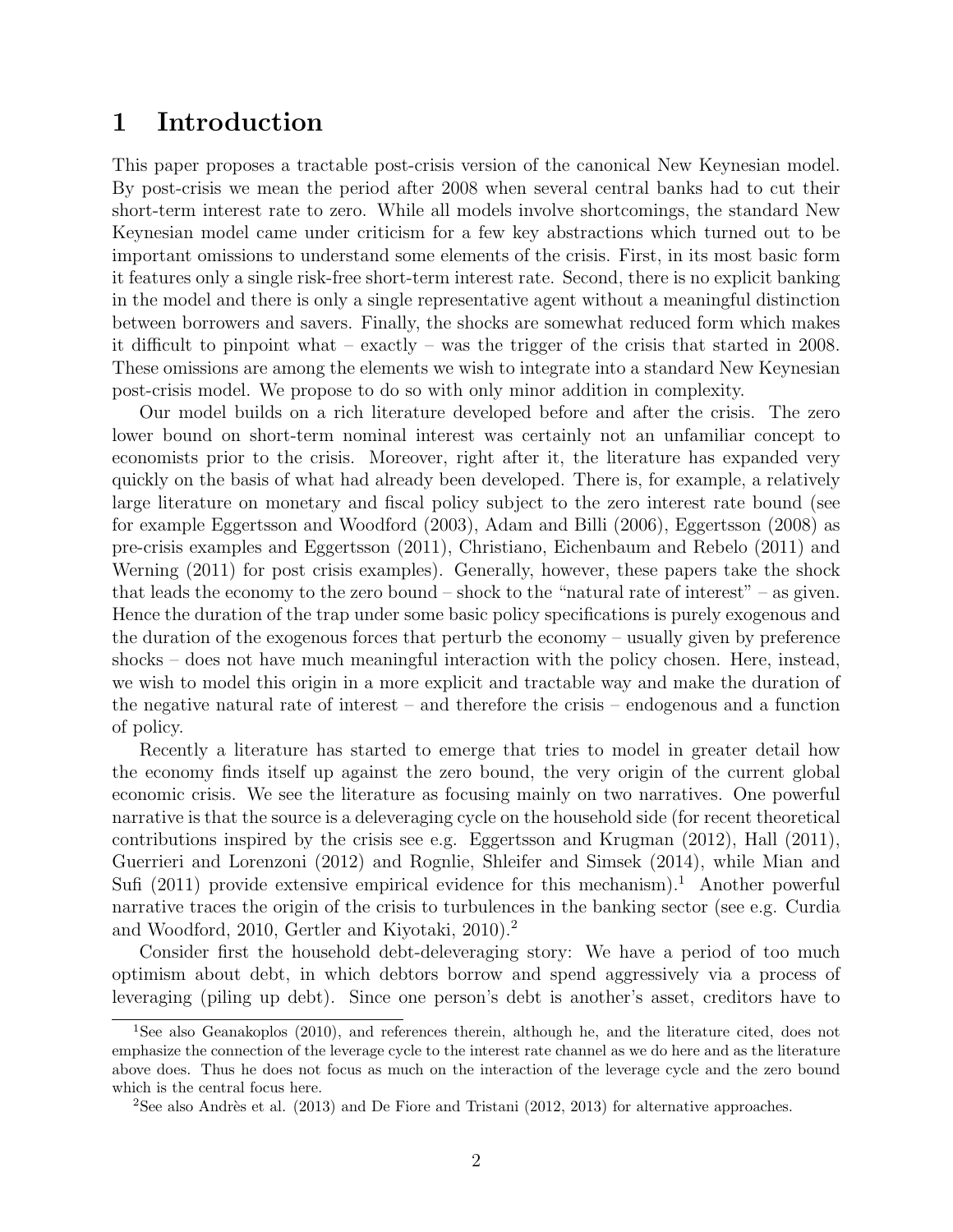# 1 Introduction

This paper proposes a tractable post-crisis version of the canonical New Keynesian model. By post-crisis we mean the period after 2008 when several central banks had to cut their short-term interest rate to zero. While all models involve shortcomings, the standard New Keynesian model came under criticism for a few key abstractions which turned out to be important omissions to understand some elements of the crisis. First, in its most basic form it features only a single risk-free short-term interest rate. Second, there is no explicit banking in the model and there is only a single representative agent without a meaningful distinction between borrowers and savers. Finally, the shocks are somewhat reduced form which makes it difficult to pinpoint what – exactly – was the trigger of the crisis that started in 2008. These omissions are among the elements we wish to integrate into a standard New Keynesian post-crisis model. We propose to do so with only minor addition in complexity.

Our model builds on a rich literature developed before and after the crisis. The zero lower bound on short-term nominal interest was certainly not an unfamiliar concept to economists prior to the crisis. Moreover, right after it, the literature has expanded very quickly on the basis of what had already been developed. There is, for example, a relatively large literature on monetary and fiscal policy subject to the zero interest rate bound (see for example Eggertsson and Woodford (2003), Adam and Billi (2006), Eggertsson (2008) as pre-crisis examples and Eggertsson (2011), Christiano, Eichenbaum and Rebelo (2011) and Werning (2011) for post crisis examples). Generally, however, these papers take the shock that leads the economy to the zero bound – shock to the "natural rate of interest" – as given. Hence the duration of the trap under some basic policy specifications is purely exogenous and the duration of the exogenous forces that perturb the economy – usually given by preference shocks – does not have much meaningful interaction with the policy chosen. Here, instead, we wish to model this origin in a more explicit and tractable way and make the duration of the negative natural rate of interest – and therefore the crisis – endogenous and a function of policy.

Recently a literature has started to emerge that tries to model in greater detail how the economy finds itself up against the zero bound, the very origin of the current global economic crisis. We see the literature as focusing mainly on two narratives. One powerful narrative is that the source is a deleveraging cycle on the household side (for recent theoretical contributions inspired by the crisis see e.g. Eggertsson and Krugman (2012), Hall (2011), Guerrieri and Lorenzoni (2012) and Rognlie, Shleifer and Simsek (2014), while Mian and Sufi (2011) provide extensive empirical evidence for this mechanism).[1] Another powerful narrative traces the origin of the crisis to turbulences in the banking sector (see e.g. Curdia and Woodford, 2010, Gertler and Kiyotaki, 2010).[2]

Consider first the household debt-deleveraging story: We have a period of too much optimism about debt, in which debtors borrow and spend aggressively via a process of leveraging (piling up debt). Since one person's debt is another's asset, creditors have to

[1] See also Geanakoplos (2010), and references therein, although he, and the literature cited, does not emphasize the connection of the leverage cycle to the interest rate channel as we do here and as the literature above does. Thus he does not focus as much on the interaction of the leverage cycle and the zero bound which is the central focus here.

[2] See also Andrès et al. (2013) and De Fiore and Tristani (2012, 2013) for alternative approaches.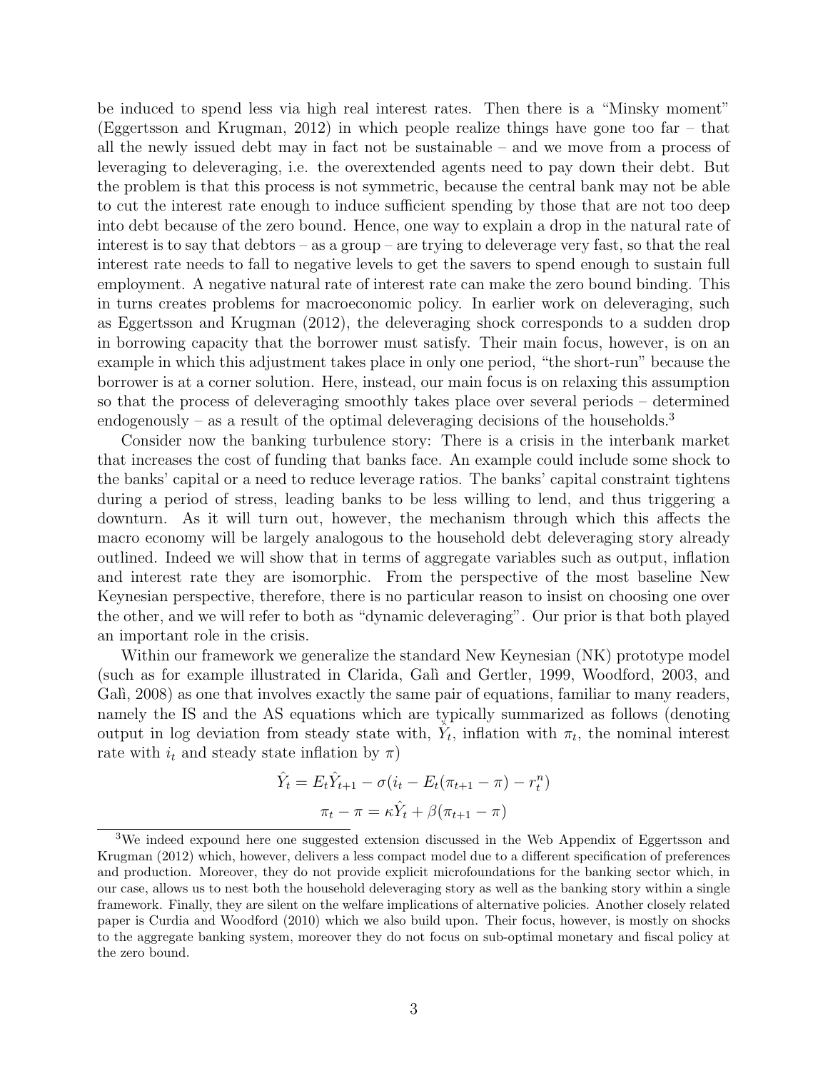be induced to spend less via high real interest rates. Then there is a "Minsky moment" (Eggertsson and Krugman, 2012) in which people realize things have gone too far – that all the newly issued debt may in fact not be sustainable – and we move from a process of leveraging to deleveraging, i.e. the overextended agents need to pay down their debt. But the problem is that this process is not symmetric, because the central bank may not be able to cut the interest rate enough to induce sufficient spending by those that are not too deep into debt because of the zero bound. Hence, one way to explain a drop in the natural rate of interest is to say that debtors – as a group – are trying to deleverage very fast, so that the real interest rate needs to fall to negative levels to get the savers to spend enough to sustain full employment. A negative natural rate of interest rate can make the zero bound binding. This in turns creates problems for macroeconomic policy. In earlier work on deleveraging, such as Eggertsson and Krugman (2012), the deleveraging shock corresponds to a sudden drop in borrowing capacity that the borrower must satisfy. Their main focus, however, is on an example in which this adjustment takes place in only one period, "the short-run" because the borrower is at a corner solution. Here, instead, our main focus is on relaxing this assumption so that the process of deleveraging smoothly takes place over several periods – determined endogenously – as a result of the optimal deleveraging decisions of the households.[3]

Consider now the banking turbulence story: There is a crisis in the interbank market that increases the cost of funding that banks face. An example could include some shock to the banks' capital or a need to reduce leverage ratios. The banks' capital constraint tightens during a period of stress, leading banks to be less willing to lend, and thus triggering a downturn. As it will turn out, however, the mechanism through which this affects the macro economy will be largely analogous to the household debt deleveraging story already outlined. Indeed we will show that in terms of aggregate variables such as output, inflation and interest rate they are isomorphic. From the perspective of the most baseline New Keynesian perspective, therefore, there is no particular reason to insist on choosing one over the other, and we will refer to both as "dynamic deleveraging". Our prior is that both played an important role in the crisis.

Within our framework we generalize the standard New Keynesian (NK) prototype model (such as for example illustrated in Clarida, Galì and Gertler, 1999, Woodford, 2003, and Galì, 2008) as one that involves exactly the same pair of equations, familiar to many readers, namely the IS and the AS equations which are typically summarized as follows (denoting output in log deviation from steady state with, $\hat{Y}_t$, inflation with $\pi_t$, the nominal interest rate with $i_t$ and steady state inflation by $\pi$)

$$\hat{Y}_t = E_t\hat{Y}_{t+1} - \sigma(i_t - E_t(\pi_{t+1} - \pi) - r_t^n)$$

$$\pi_t - \pi = \kappa\hat{Y}_t + \beta(\pi_{t+1} - \pi)$$

[3] We indeed expound here one suggested extension discussed in the Web Appendix of Eggertsson and Krugman (2012) which, however, delivers a less compact model due to a different specification of preferences and production. Moreover, they do not provide explicit microfoundations for the banking sector which, in our case, allows us to nest both the household deleveraging story as well as the banking story within a single framework. Finally, they are silent on the welfare implications of alternative policies. Another closely related paper is Curdia and Woodford (2010) which we also build upon. Their focus, however, is mostly on shocks to the aggregate banking system, moreover they do not focus on sub-optimal monetary and fiscal policy at the zero bound.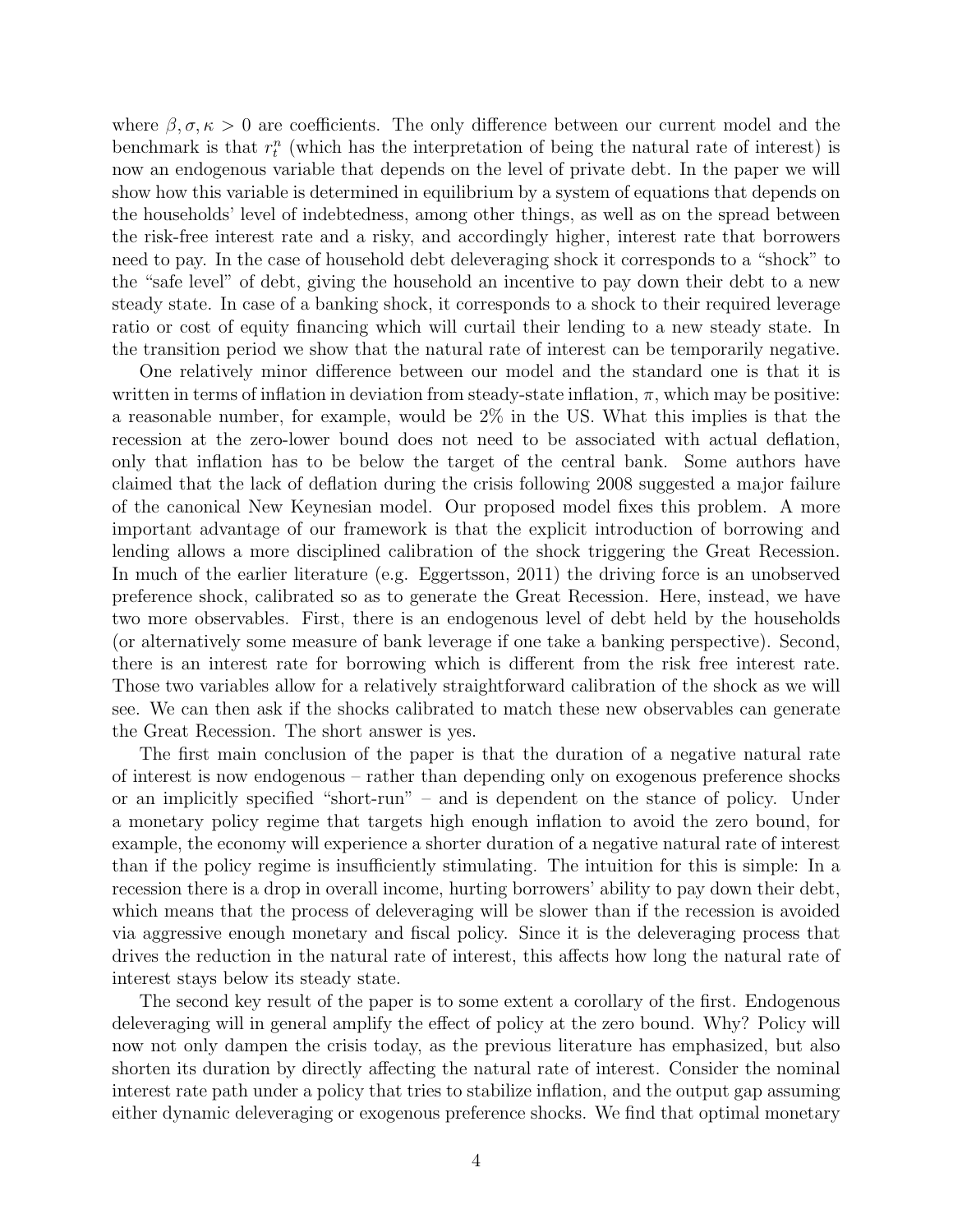where $\beta, \sigma, \kappa > 0$ are coefficients. The only difference between our current model and the benchmark is that $r_t^n$ (which has the interpretation of being the natural rate of interest) is now an endogenous variable that depends on the level of private debt. In the paper we will show how this variable is determined in equilibrium by a system of equations that depends on the households' level of indebtedness, among other things, as well as on the spread between the risk-free interest rate and a risky, and accordingly higher, interest rate that borrowers need to pay. In the case of household debt deleveraging shock it corresponds to a "shock" to the "safe level" of debt, giving the household an incentive to pay down their debt to a new steady state. In case of a banking shock, it corresponds to a shock to their required leverage ratio or cost of equity financing which will curtail their lending to a new steady state. In the transition period we show that the natural rate of interest can be temporarily negative.

One relatively minor difference between our model and the standard one is that it is written in terms of inflation in deviation from steady-state inflation, $\pi$, which may be positive: a reasonable number, for example, would be 2% in the US. What this implies is that the recession at the zero-lower bound does not need to be associated with actual deflation, only that inflation has to be below the target of the central bank. Some authors have claimed that the lack of deflation during the crisis following 2008 suggested a major failure of the canonical New Keynesian model. Our proposed model fixes this problem. A more important advantage of our framework is that the explicit introduction of borrowing and lending allows a more disciplined calibration of the shock triggering the Great Recession. In much of the earlier literature (e.g. Eggertsson, 2011) the driving force is an unobserved preference shock, calibrated so as to generate the Great Recession. Here, instead, we have two more observables. First, there is an endogenous level of debt held by the households (or alternatively some measure of bank leverage if one take a banking perspective). Second, there is an interest rate for borrowing which is different from the risk free interest rate. Those two variables allow for a relatively straightforward calibration of the shock as we will see. We can then ask if the shocks calibrated to match these new observables can generate the Great Recession. The short answer is yes.

The first main conclusion of the paper is that the duration of a negative natural rate of interest is now endogenous – rather than depending only on exogenous preference shocks or an implicitly specified "short-run" – and is dependent on the stance of policy. Under a monetary policy regime that targets high enough inflation to avoid the zero bound, for example, the economy will experience a shorter duration of a negative natural rate of interest than if the policy regime is insufficiently stimulating. The intuition for this is simple: In a recession there is a drop in overall income, hurting borrowers' ability to pay down their debt, which means that the process of deleveraging will be slower than if the recession is avoided via aggressive enough monetary and fiscal policy. Since it is the deleveraging process that drives the reduction in the natural rate of interest, this affects how long the natural rate of interest stays below its steady state.

The second key result of the paper is to some extent a corollary of the first. Endogenous deleveraging will in general amplify the effect of policy at the zero bound. Why? Policy will now not only dampen the crisis today, as the previous literature has emphasized, but also shorten its duration by directly affecting the natural rate of interest. Consider the nominal interest rate path under a policy that tries to stabilize inflation, and the output gap assuming either dynamic deleveraging or exogenous preference shocks. We find that optimal monetary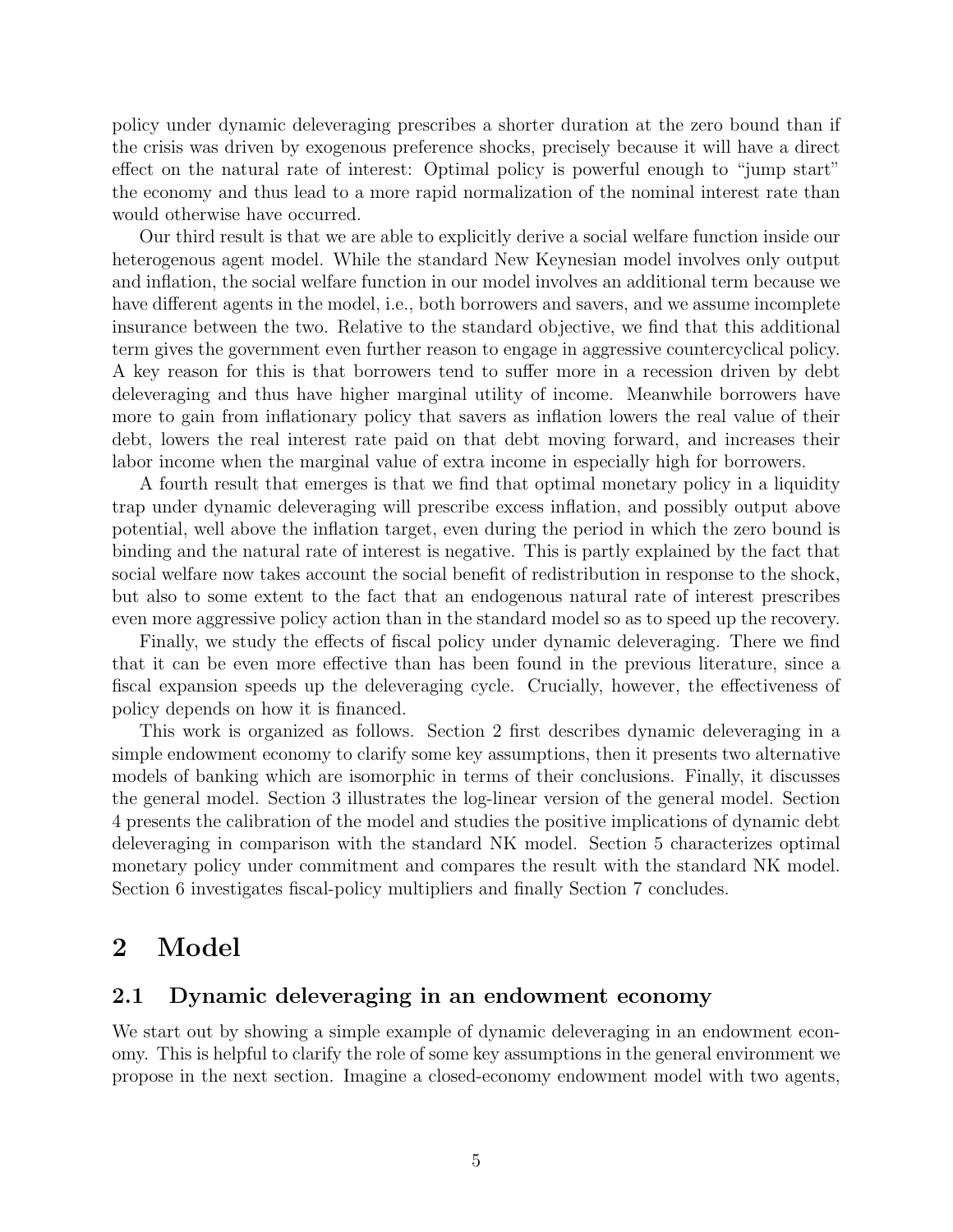policy under dynamic deleveraging prescribes a shorter duration at the zero bound than if the crisis was driven by exogenous preference shocks, precisely because it will have a direct effect on the natural rate of interest: Optimal policy is powerful enough to "jump start" the economy and thus lead to a more rapid normalization of the nominal interest rate than would otherwise have occurred.

Our third result is that we are able to explicitly derive a social welfare function inside our heterogenous agent model. While the standard New Keynesian model involves only output and inflation, the social welfare function in our model involves an additional term because we have different agents in the model, i.e., both borrowers and savers, and we assume incomplete insurance between the two. Relative to the standard objective, we find that this additional term gives the government even further reason to engage in aggressive countercyclical policy. A key reason for this is that borrowers tend to suffer more in a recession driven by debt deleveraging and thus have higher marginal utility of income. Meanwhile borrowers have more to gain from inflationary policy that savers as inflation lowers the real value of their debt, lowers the real interest rate paid on that debt moving forward, and increases their labor income when the marginal value of extra income in especially high for borrowers.

A fourth result that emerges is that we find that optimal monetary policy in a liquidity trap under dynamic deleveraging will prescribe excess inflation, and possibly output above potential, well above the inflation target, even during the period in which the zero bound is binding and the natural rate of interest is negative. This is partly explained by the fact that social welfare now takes account the social benefit of redistribution in response to the shock, but also to some extent to the fact that an endogenous natural rate of interest prescribes even more aggressive policy action than in the standard model so as to speed up the recovery.

Finally, we study the effects of fiscal policy under dynamic deleveraging. There we find that it can be even more effective than has been found in the previous literature, since a fiscal expansion speeds up the deleveraging cycle. Crucially, however, the effectiveness of policy depends on how it is financed.

This work is organized as follows. Section 2 first describes dynamic deleveraging in a simple endowment economy to clarify some key assumptions, then it presents two alternative models of banking which are isomorphic in terms of their conclusions. Finally, it discusses the general model. Section 3 illustrates the log-linear version of the general model. Section 4 presents the calibration of the model and studies the positive implications of dynamic debt deleveraging in comparison with the standard NK model. Section 5 characterizes optimal monetary policy under commitment and compares the result with the standard NK model. Section 6 investigates fiscal-policy multipliers and finally Section 7 concludes.

# 2 Model

## 2.1 Dynamic deleveraging in an endowment economy

We start out by showing a simple example of dynamic deleveraging in an endowment economy. This is helpful to clarify the role of some key assumptions in the general environment we propose in the next section. Imagine a closed-economy endowment model with two agents,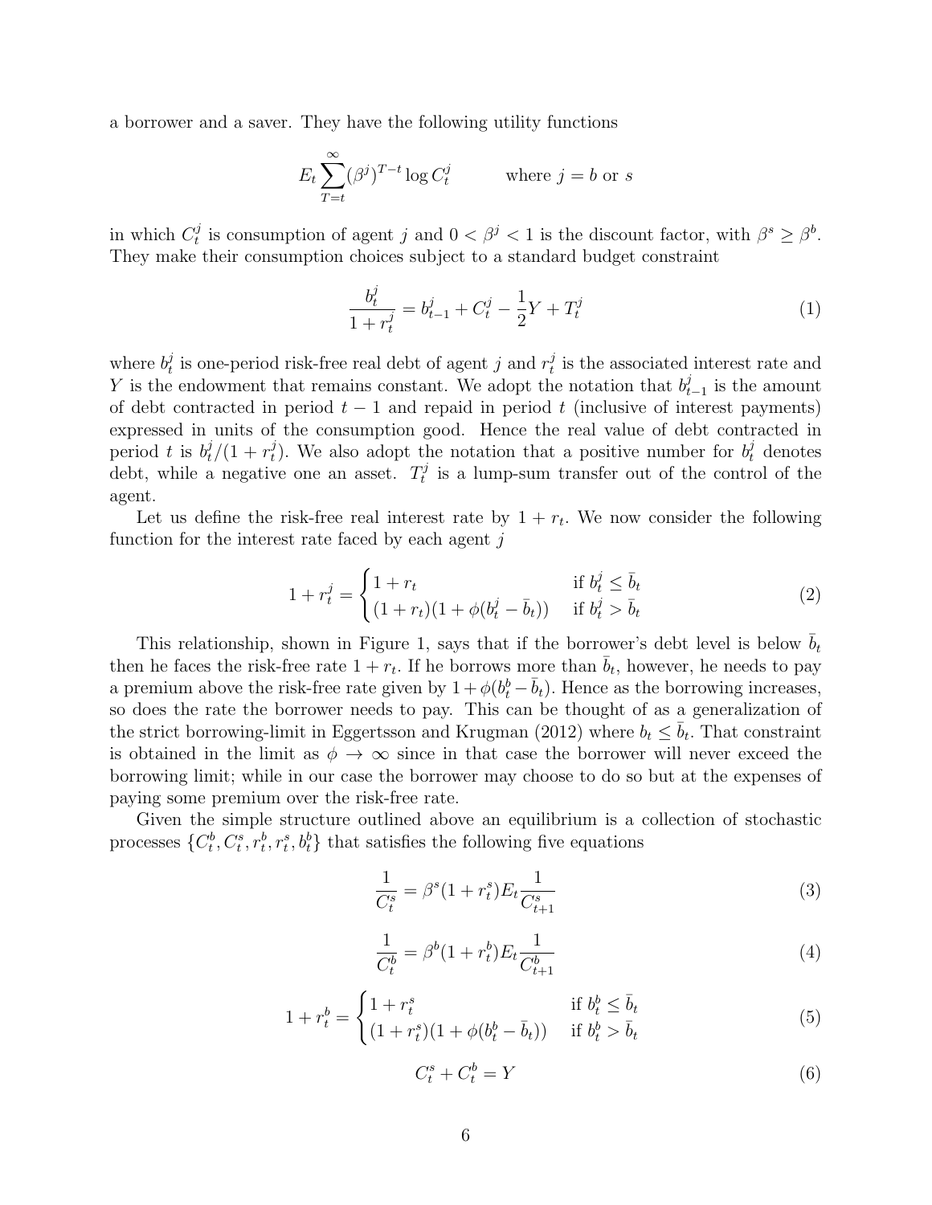a borrower and a saver. They have the following utility functions

$$E_t \sum_{T=t}^{\infty} (\beta^j)^{T-t} \log C_t^j \qquad \text{where } j = b \text{ or } s$$

in which $C_t^j$ is consumption of agent $j$ and $0 < \beta^j < 1$ is the discount factor, with $\beta^s \geq \beta^b$. They make their consumption choices subject to a standard budget constraint

$$\frac{b_t^j}{1+r_t^j} = b_{t-1}^j + C_t^j - \frac{1}{2}Y + T_t^j \tag{1}$$

where $b_t^j$ is one-period risk-free real debt of agent $j$ and $r_t^j$ is the associated interest rate and $Y$ is the endowment that remains constant. We adopt the notation that $b_{t-1}^j$ is the amount of debt contracted in period $t-1$ and repaid in period $t$ (inclusive of interest payments) expressed in units of the consumption good. Hence the real value of debt contracted in period $t$ is $b_t^j/(1+r_t^j)$. We also adopt the notation that a positive number for $b_t^j$ denotes debt, while a negative one an asset. $T_t^j$ is a lump-sum transfer out of the control of the agent.

Let us define the risk-free real interest rate by $1+r_t$. We now consider the following function for the interest rate faced by each agent $j$

$$1 + r_t^j = \begin{cases} 1 + r_t & \text{if } b_t^j \leq \bar{b}_t \\ (1+r_t)(1+\phi(b_t^j - \bar{b}_t)) & \text{if } b_t^j > \bar{b}_t \end{cases} \tag{2}$$

This relationship, shown in Figure 1, says that if the borrower's debt level is below $\bar{b}_t$ then he faces the risk-free rate $1+r_t$. If he borrows more than $\bar{b}_t$, however, he needs to pay a premium above the risk-free rate given by $1+\phi(b_t^b - \bar{b}_t)$. Hence as the borrowing increases, so does the rate the borrower needs to pay. This can be thought of as a generalization of the strict borrowing-limit in Eggertsson and Krugman (2012) where $b_t \leq \bar{b}_t$. That constraint is obtained in the limit as $\phi \to \infty$ since in that case the borrower will never exceed the borrowing limit; while in our case the borrower may choose to do so but at the expenses of paying some premium over the risk-free rate.

Given the simple structure outlined above an equilibrium is a collection of stochastic processes $\{C_t^b, C_t^s, r_t^b, r_t^s, b_t^b\}$ that satisfies the following five equations

$$\frac{1}{C_t^s} = \beta^s (1+r_t^s) E_t \frac{1}{C_{t+1}^s} \tag{3}$$

$$\frac{1}{C_t^b} = \beta^b (1+r_t^b) E_t \frac{1}{C_{t+1}^b} \tag{4}$$

$$1 + r_t^b = \begin{cases} 1 + r_t^s & \text{if } b_t^b \leq \bar{b}_t \\ (1+r_t^s)(1+\phi(b_t^b - \bar{b}_t)) & \text{if } b_t^b > \bar{b}_t \end{cases} \tag{5}$$

$$C_t^s + C_t^b = Y \tag{6}$$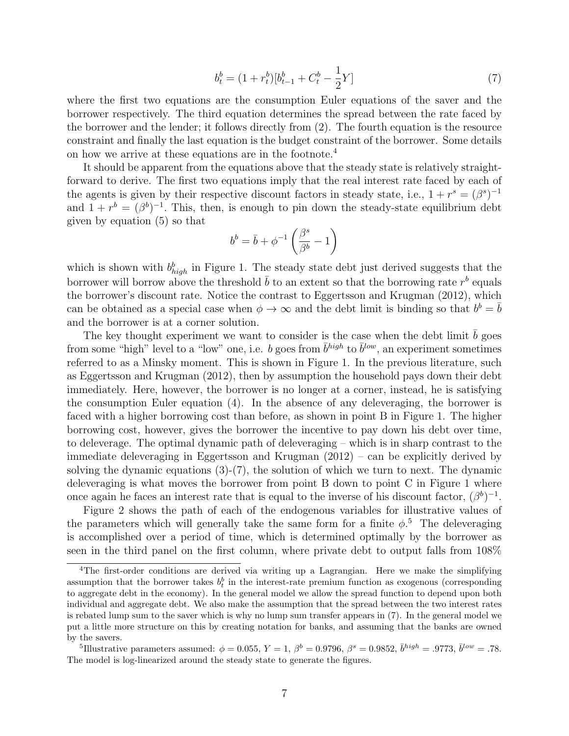$$b_t^b = (1 + r_t^b)[b_{t-1}^b + C_t^b - \frac{1}{2}Y] \tag{7}$$

where the first two equations are the consumption Euler equations of the saver and the borrower respectively. The third equation determines the spread between the rate faced by the borrower and the lender; it follows directly from (2). The fourth equation is the resource constraint and finally the last equation is the budget constraint of the borrower. Some details on how we arrive at these equations are in the footnote.[4]

It should be apparent from the equations above that the steady state is relatively straightforward to derive. The first two equations imply that the real interest rate faced by each of the agents is given by their respective discount factors in steady state, i.e., $1 + r^s = (\beta^s)^{-1}$ and $1 + r^b = (\beta^b)^{-1}$. This, then, is enough to pin down the steady-state equilibrium debt given by equation (5) so that

$$b^b = \bar{b} + \phi^{-1}\left(\frac{\beta^s}{\beta^b} - 1\right)$$

which is shown with $b_{high}^b$ in Figure 1. The steady state debt just derived suggests that the borrower will borrow above the threshold $\bar{b}$ to an extent so that the borrowing rate $r^b$ equals the borrower's discount rate. Notice the contrast to Eggertsson and Krugman (2012), which can be obtained as a special case when $\phi \to \infty$ and the debt limit is binding so that $b^b = \bar{b}$ and the borrower is at a corner solution.

The key thought experiment we want to consider is the case when the debt limit $\bar{b}$ goes from some "high" level to a "low" one, i.e. $b$ goes from $\bar{b}^{high}$ to $\bar{b}^{low}$, an experiment sometimes referred to as a Minsky moment. This is shown in Figure 1. In the previous literature, such as Eggertsson and Krugman (2012), then by assumption the household pays down their debt immediately. Here, however, the borrower is no longer at a corner, instead, he is satisfying the consumption Euler equation (4). In the absence of any deleveraging, the borrower is faced with a higher borrowing cost than before, as shown in point B in Figure 1. The higher borrowing cost, however, gives the borrower the incentive to pay down his debt over time, to deleverage. The optimal dynamic path of deleveraging – which is in sharp contrast to the immediate deleveraging in Eggertsson and Krugman (2012) – can be explicitly derived by solving the dynamic equations (3)-(7), the solution of which we turn to next. The dynamic deleveraging is what moves the borrower from point B down to point C in Figure 1 where once again he faces an interest rate that is equal to the inverse of his discount factor, $(\beta^b)^{-1}$.

Figure 2 shows the path of each of the endogenous variables for illustrative values of the parameters which will generally take the same form for a finite $\phi$.[5] The deleveraging is accomplished over a period of time, which is determined optimally by the borrower as seen in the third panel on the first column, where private debt to output falls from 108%

---

[4] The first-order conditions are derived via writing up a Lagrangian. Here we make the simplifying assumption that the borrower takes $b_t^b$ in the interest-rate premium function as exogenous (corresponding to aggregate debt in the economy). In the general model we allow the spread function to depend upon both individual and aggregate debt. We also make the assumption that the spread between the two interest rates is rebated lump sum to the saver which is why no lump sum transfer appears in (7). In the general model we put a little more structure on this by creating notation for banks, and assuming that the banks are owned by the savers.

[5] Illustrative parameters assumed: $\phi = 0.055$, $Y = 1$, $\beta^b = 0.9796$, $\beta^s = 0.9852$, $\bar{b}^{high} = .9773$, $\bar{b}^{low} = .78$. The model is log-linearized around the steady state to generate the figures.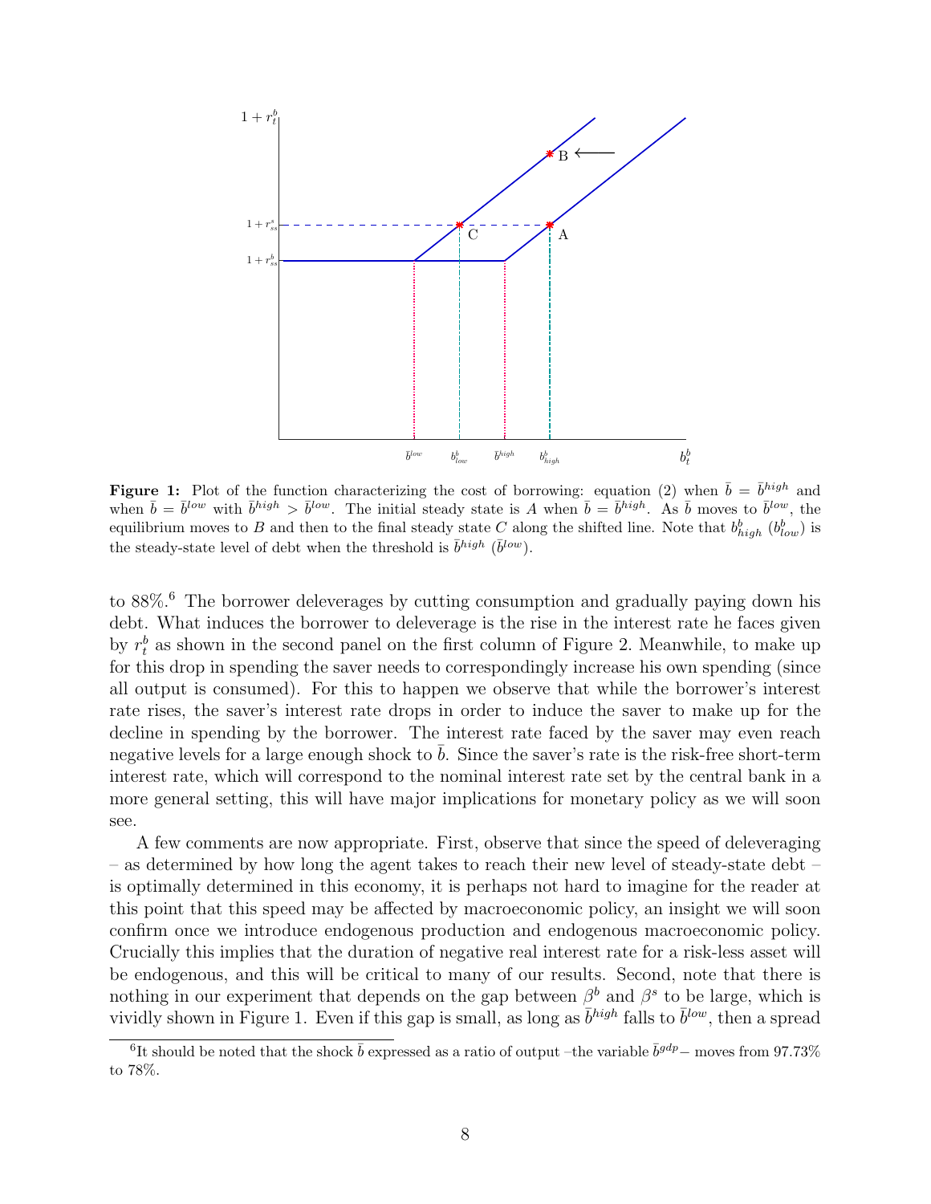**Figure 1:** Plot of the function characterizing the cost of borrowing: equation (2) when $\bar{b} = \bar{b}^{high}$ and when $\bar{b} = \bar{b}^{low}$ with $\bar{b}^{high} > \bar{b}^{low}$. The initial steady state is $A$ when $\bar{b} = \bar{b}^{high}$. As $\bar{b}$ moves to $\bar{b}^{low}$, the equilibrium moves to $B$ and then to the final steady state $C$ along the shifted line. Note that $b^b_{high}$ ($b^b_{low}$) is the steady-state level of debt when the threshold is $\bar{b}^{high}$ ($\bar{b}^{low}$).

to 88%.[6] The borrower deleverages by cutting consumption and gradually paying down his debt. What induces the borrower to deleverage is the rise in the interest rate he faces given by $r^b_t$ as shown in the second panel on the first column of Figure 2. Meanwhile, to make up for this drop in spending the saver needs to correspondingly increase his own spending (since all output is consumed). For this to happen we observe that while the borrower's interest rate rises, the saver's interest rate drops in order to induce the saver to make up for the decline in spending by the borrower. The interest rate faced by the saver may even reach negative levels for a large enough shock to $\bar{b}$. Since the saver's rate is the risk-free short-term interest rate, which will correspond to the nominal interest rate set by the central bank in a more general setting, this will have major implications for monetary policy as we will soon see.

A few comments are now appropriate. First, observe that since the speed of deleveraging – as determined by how long the agent takes to reach their new level of steady-state debt – is optimally determined in this economy, it is perhaps not hard to imagine for the reader at this point that this speed may be affected by macroeconomic policy, an insight we will soon confirm once we introduce endogenous production and endogenous macroeconomic policy. Crucially this implies that the duration of negative real interest rate for a risk-less asset will be endogenous, and this will be critical to many of our results. Second, note that there is nothing in our experiment that depends on the gap between $\beta^b$ and $\beta^s$ to be large, which is vividly shown in Figure 1. Even if this gap is small, as long as $\bar{b}^{high}$ falls to $\bar{b}^{low}$, then a spread

[6] It should be noted that the shock $\bar{b}$ expressed as a ratio of output –the variable $\bar{b}^{gdp}$– moves from 97.73% to 78%.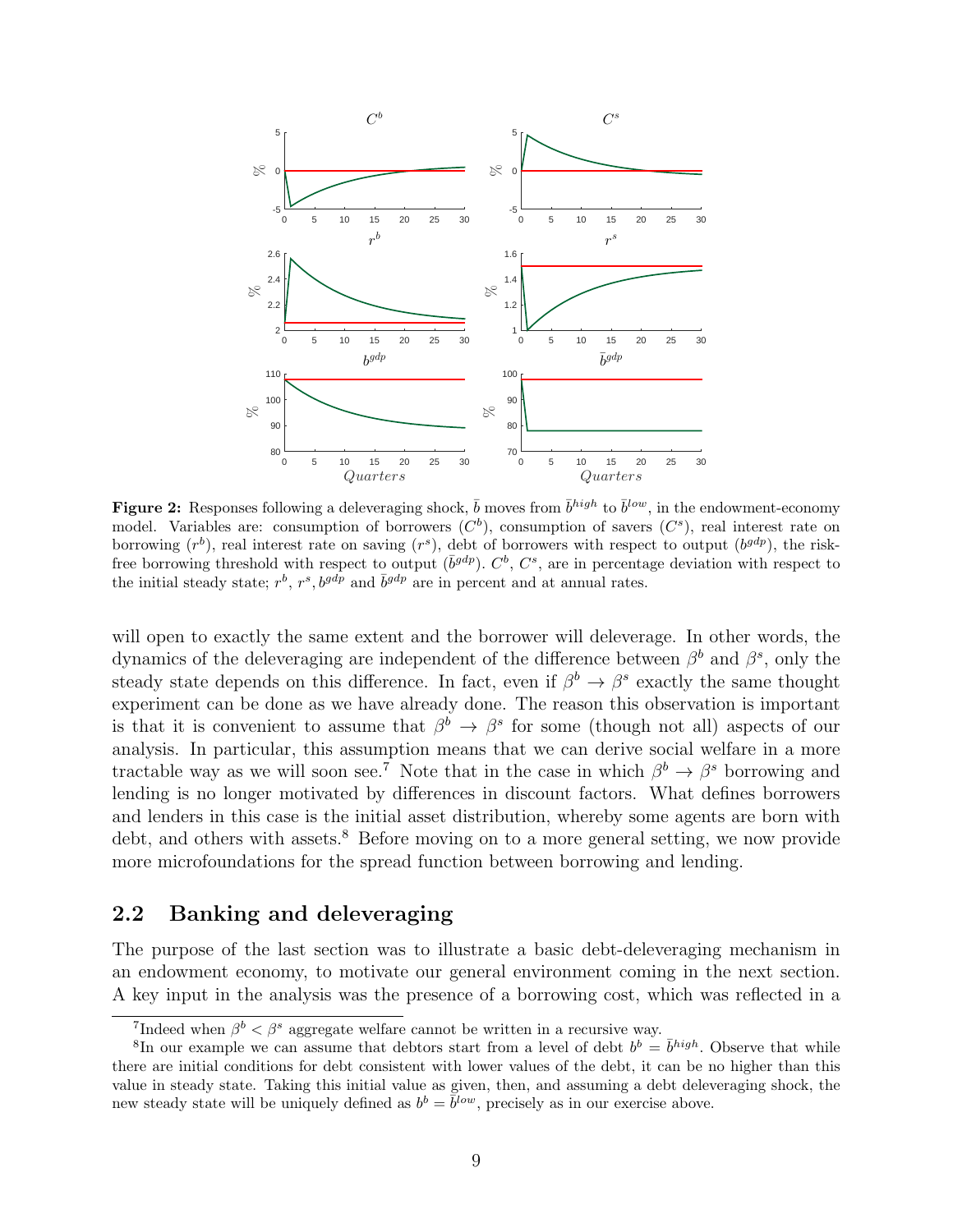**Figure 2:** Responses following a deleveraging shock, $\bar{b}$ moves from $\bar{b}^{high}$ to $\bar{b}^{low}$, in the endowment-economy model. Variables are: consumption of borrowers ($C^b$), consumption of savers ($C^s$), real interest rate on borrowing ($r^b$), real interest rate on saving ($r^s$), debt of borrowers with respect to output ($b^{gdp}$), the risk-free borrowing threshold with respect to output ($\bar{b}^{gdp}$). $C^b$, $C^s$, are in percentage deviation with respect to the initial steady state; $r^b$, $r^s$, $b^{gdp}$ and $\bar{b}^{gdp}$ are in percent and at annual rates.

will open to exactly the same extent and the borrower will deleverage. In other words, the dynamics of the deleveraging are independent of the difference between $\beta^b$ and $\beta^s$, only the steady state depends on this difference. In fact, even if $\beta^b \to \beta^s$ exactly the same thought experiment can be done as we have already done. The reason this observation is important is that it is convenient to assume that $\beta^b \to \beta^s$ for some (though not all) aspects of our analysis. In particular, this assumption means that we can derive social welfare in a more tractable way as we will soon see.[7] Note that in the case in which $\beta^b \to \beta^s$ borrowing and lending is no longer motivated by differences in discount factors. What defines borrowers and lenders in this case is the initial asset distribution, whereby some agents are born with debt, and others with assets.[8] Before moving on to a more general setting, we now provide more microfoundations for the spread function between borrowing and lending.

## 2.2 Banking and deleveraging

The purpose of the last section was to illustrate a basic debt-deleveraging mechanism in an endowment economy, to motivate our general environment coming in the next section. A key input in the analysis was the presence of a borrowing cost, which was reflected in a

[7] Indeed when $\beta^b < \beta^s$ aggregate welfare cannot be written in a recursive way.

[8] In our example we can assume that debtors start from a level of debt $b^b = \bar{b}^{high}$. Observe that while there are initial conditions for debt consistent with lower values of the debt, it can be no higher than this value in steady state. Taking this initial value as given, then, and assuming a debt deleveraging shock, the new steady state will be uniquely defined as $b^b = \bar{b}^{low}$, precisely as in our exercise above.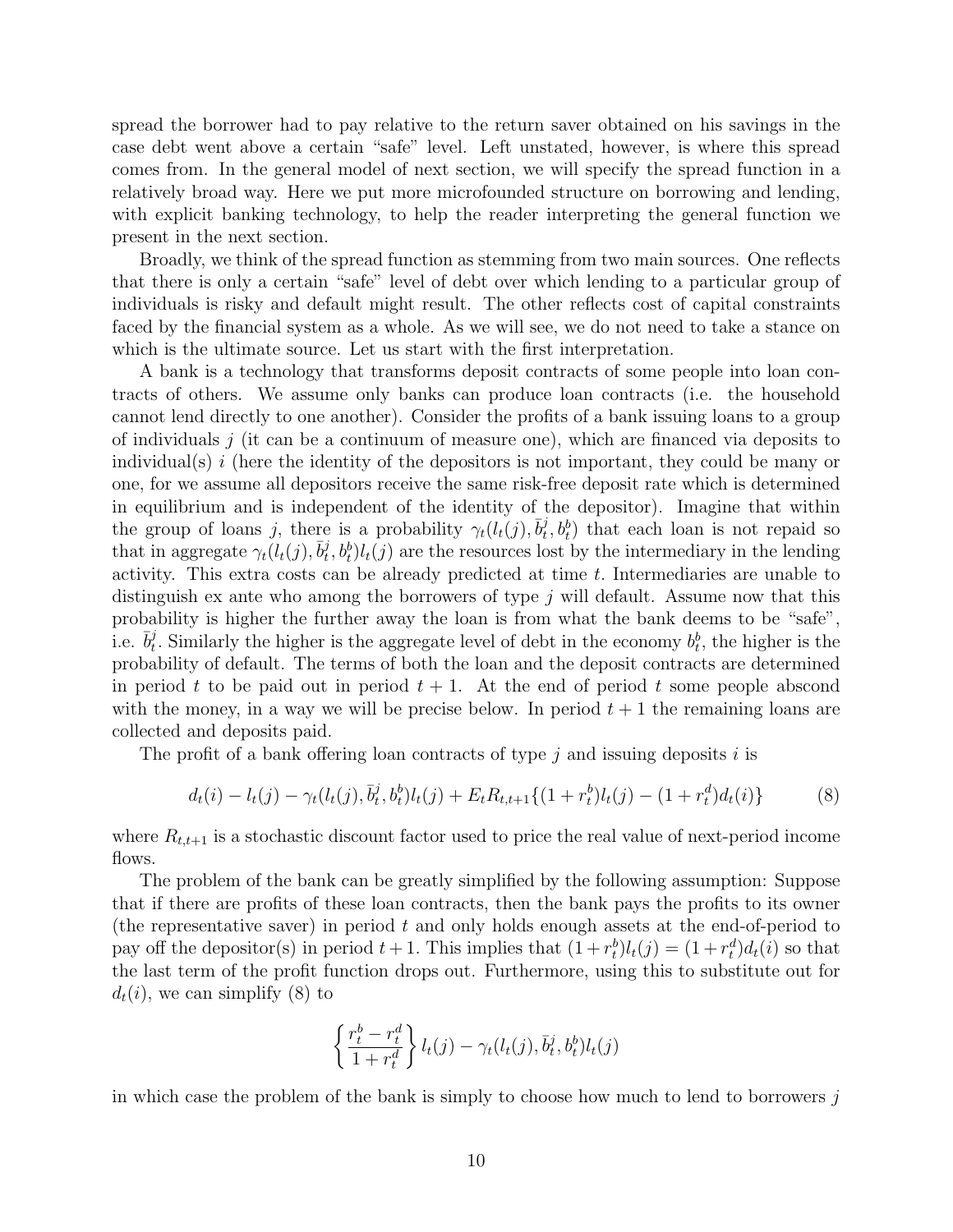spread the borrower had to pay relative to the return saver obtained on his savings in the case debt went above a certain "safe" level. Left unstated, however, is where this spread comes from. In the general model of next section, we will specify the spread function in a relatively broad way. Here we put more microfounded structure on borrowing and lending, with explicit banking technology, to help the reader interpreting the general function we present in the next section.

Broadly, we think of the spread function as stemming from two main sources. One reflects that there is only a certain "safe" level of debt over which lending to a particular group of individuals is risky and default might result. The other reflects cost of capital constraints faced by the financial system as a whole. As we will see, we do not need to take a stance on which is the ultimate source. Let us start with the first interpretation.

A bank is a technology that transforms deposit contracts of some people into loan contracts of others. We assume only banks can produce loan contracts (i.e. the household cannot lend directly to one another). Consider the profits of a bank issuing loans to a group of individuals $j$ (it can be a continuum of measure one), which are financed via deposits to individual(s) $i$ (here the identity of the depositors is not important, they could be many or one, for we assume all depositors receive the same risk-free deposit rate which is determined in equilibrium and is independent of the identity of the depositor). Imagine that within the group of loans $j$, there is a probability $\gamma_t(l_t(j), \bar{b}_t^j, b_t^b)$ that each loan is not repaid so that in aggregate $\gamma_t(l_t(j), \bar{b}_t^j, b_t^b)l_t(j)$ are the resources lost by the intermediary in the lending activity. This extra costs can be already predicted at time $t$. Intermediaries are unable to distinguish ex ante who among the borrowers of type $j$ will default. Assume now that this probability is higher the further away the loan is from what the bank deems to be "safe", i.e. $\bar{b}_t^j$. Similarly the higher is the aggregate level of debt in the economy $b_t^b$, the higher is the probability of default. The terms of both the loan and the deposit contracts are determined in period $t$ to be paid out in period $t+1$. At the end of period $t$ some people abscond with the money, in a way we will be precise below. In period $t+1$ the remaining loans are collected and deposits paid.

The profit of a bank offering loan contracts of type $j$ and issuing deposits $i$ is

$$d_t(i) - l_t(j) - \gamma_t(l_t(j), \bar{b}_t^j, b_t^b)l_t(j) + E_t R_{t,t+1}\{(1+r_t^b)l_t(j) - (1+r_t^d)d_t(i)\} \tag{8}$$

where $R_{t,t+1}$ is a stochastic discount factor used to price the real value of next-period income flows.

The problem of the bank can be greatly simplified by the following assumption: Suppose that if there are profits of these loan contracts, then the bank pays the profits to its owner (the representative saver) in period $t$ and only holds enough assets at the end-of-period to pay off the depositor(s) in period $t+1$. This implies that $(1+r_t^b)l_t(j) = (1+r_t^d)d_t(i)$ so that the last term of the profit function drops out. Furthermore, using this to substitute out for $d_t(i)$, we can simplify (8) to

$$\left\{\frac{r_t^b - r_t^d}{1+r_t^d}\right\} l_t(j) - \gamma_t(l_t(j), \bar{b}_t^j, b_t^b)l_t(j)$$

in which case the problem of the bank is simply to choose how much to lend to borrowers $j$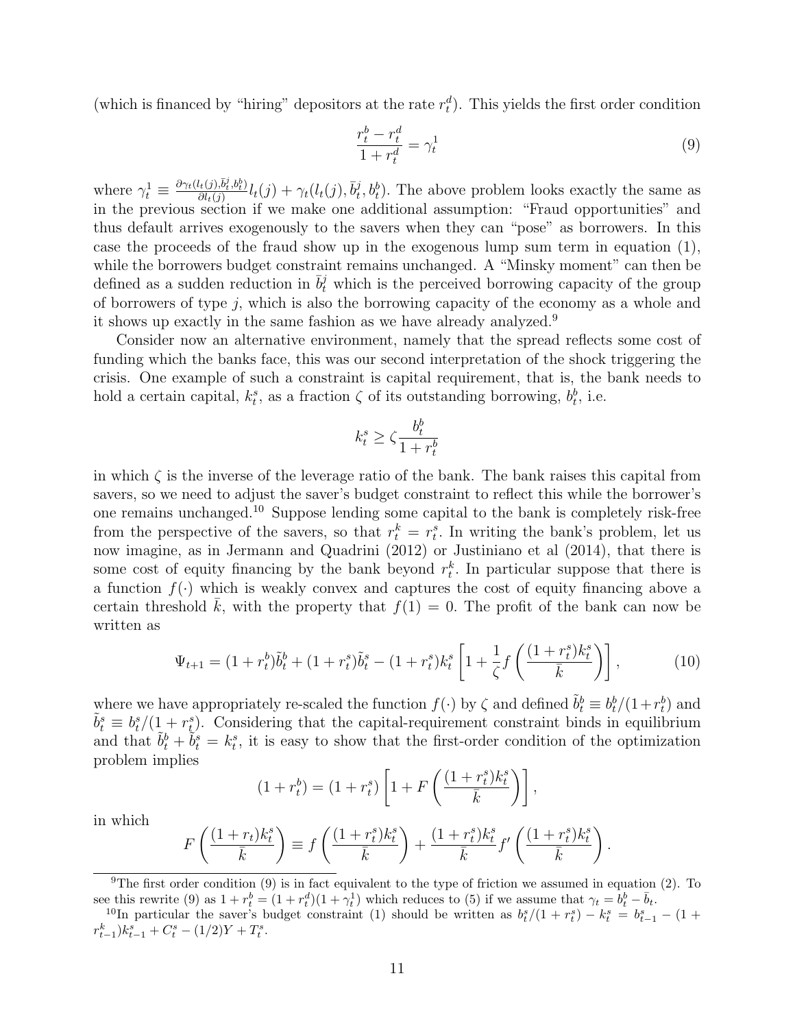(which is financed by "hiring" depositors at the rate $r_t^d$). This yields the first order condition

$$\frac{r_t^b - r_t^d}{1 + r_t^d} = \gamma_t^1 \tag{9}$$

where $\gamma_t^1 \equiv \frac{\partial \gamma_t(l_t(j), \bar{b}_t^j, b_t^b)}{\partial l_t(j)} l_t(j) + \gamma_t(l_t(j), \bar{b}_t^j, b_t^b)$. The above problem looks exactly the same as in the previous section if we make one additional assumption: "Fraud opportunities" and thus default arrives exogenously to the savers when they can "pose" as borrowers. In this case the proceeds of the fraud show up in the exogenous lump sum term in equation (1), while the borrowers budget constraint remains unchanged. A "Minsky moment" can then be defined as a sudden reduction in $\bar{b}_t^j$ which is the perceived borrowing capacity of the group of borrowers of type $j$, which is also the borrowing capacity of the economy as a whole and it shows up exactly in the same fashion as we have already analyzed.[9]

Consider now an alternative environment, namely that the spread reflects some cost of funding which the banks face, this was our second interpretation of the shock triggering the crisis. One example of such a constraint is capital requirement, that is, the bank needs to hold a certain capital, $k_t^s$, as a fraction $\zeta$ of its outstanding borrowing, $b_t^b$, i.e.

$$k_t^s \geq \zeta \frac{b_t^b}{1 + r_t^b}$$

in which $\zeta$ is the inverse of the leverage ratio of the bank. The bank raises this capital from savers, so we need to adjust the saver's budget constraint to reflect this while the borrower's one remains unchanged.[10] Suppose lending some capital to the bank is completely risk-free from the perspective of the savers, so that $r_t^k = r_t^s$. In writing the bank's problem, let us now imagine, as in Jermann and Quadrini (2012) or Justiniano et al (2014), that there is some cost of equity financing by the bank beyond $r_t^k$. In particular suppose that there is a function $f(\cdot)$ which is weakly convex and captures the cost of equity financing above a certain threshold $\bar{k}$, with the property that $f(1) = 0$. The profit of the bank can now be written as

$$\Psi_{t+1} = (1 + r_t^b)\tilde{b}_t^b + (1 + r_t^s)\tilde{b}_t^s - (1 + r_t^s)k_t^s \left[1 + \frac{1}{\zeta} f\left(\frac{(1 + r_t^s)k_t^s}{\bar{k}}\right)\right], \tag{10}$$

where we have appropriately re-scaled the function $f(\cdot)$ by $\zeta$ and defined $\tilde{b}_t^b \equiv b_t^b/(1+r_t^b)$ and $\tilde{b}_t^s \equiv b_t^s/(1 + r_t^s)$. Considering that the capital-requirement constraint binds in equilibrium and that $\tilde{b}_t^b + \tilde{b}_t^s = k_t^s$, it is easy to show that the first-order condition of the optimization problem implies

$$(1 + r_t^b) = (1 + r_t^s)\left[1 + F\left(\frac{(1 + r_t^s)k_t^s}{\bar{k}}\right)\right],$$

in which

$$F\left(\frac{(1 + r_t)k_t^s}{\bar{k}}\right) \equiv f\left(\frac{(1 + r_t^s)k_t^s}{\bar{k}}\right) + \frac{(1 + r_t^s)k_t^s}{\bar{k}} f'\left(\frac{(1 + r_t^s)k_t^s}{\bar{k}}\right).$$

---

[9] The first order condition (9) is in fact equivalent to the type of friction we assumed in equation (2). To see this rewrite (9) as $1 + r_t^b = (1 + r_t^d)(1 + \gamma_t^1)$ which reduces to (5) if we assume that $\gamma_t = b_t^b - \bar{b}_t$.

[10] In particular the saver's budget constraint (1) should be written as $b_t^s/(1 + r_t^s) - k_t^s = b_{t-1}^s - (1 + r_{t-1}^k)k_{t-1}^s + C_t^s - (1/2)Y + T_t^s$.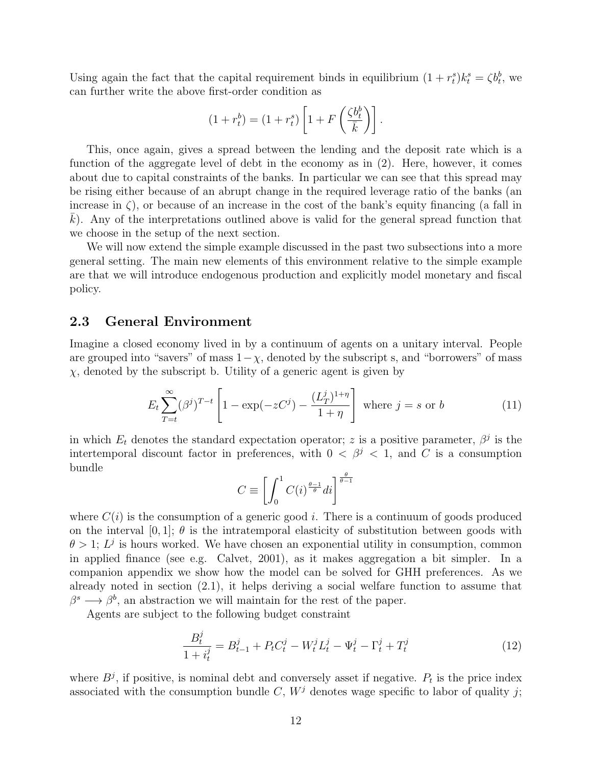Using again the fact that the capital requirement binds in equilibrium $(1+r_t^s)k_t^s = \zeta b_t^b$, we can further write the above first-order condition as

$$(1+r_t^b) = (1+r_t^s)\left[1 + F\left(\frac{\zeta b_t^b}{\bar{k}}\right)\right].$$

This, once again, gives a spread between the lending and the deposit rate which is a function of the aggregate level of debt in the economy as in (2). Here, however, it comes about due to capital constraints of the banks. In particular we can see that this spread may be rising either because of an abrupt change in the required leverage ratio of the banks (an increase in $\zeta$), or because of an increase in the cost of the bank's equity financing (a fall in $\bar{k}$). Any of the interpretations outlined above is valid for the general spread function that we choose in the setup of the next section.

We will now extend the simple example discussed in the past two subsections into a more general setting. The main new elements of this environment relative to the simple example are that we will introduce endogenous production and explicitly model monetary and fiscal policy.

## 2.3 General Environment

Imagine a closed economy lived in by a continuum of agents on a unitary interval. People are grouped into "savers" of mass $1-\chi$, denoted by the subscript s, and "borrowers" of mass $\chi$, denoted by the subscript b. Utility of a generic agent is given by

$$E_t \sum_{T=t}^{\infty} (\beta^j)^{T-t} \left[1 - \exp(-zC^j) - \frac{(L_T^j)^{1+\eta}}{1+\eta}\right] \text{ where } j = s \text{ or } b \tag{11}$$

in which $E_t$ denotes the standard expectation operator; $z$ is a positive parameter, $\beta^j$ is the intertemporal discount factor in preferences, with $0 < \beta^j < 1$, and $C$ is a consumption bundle

$$C \equiv \left[\int_0^1 C(i)^{\frac{\theta-1}{\theta}} di\right]^{\frac{\theta}{\theta-1}}$$

where $C(i)$ is the consumption of a generic good $i$. There is a continuum of goods produced on the interval $[0,1]$; $\theta$ is the intratemporal elasticity of substitution between goods with $\theta > 1$; $L^j$ is hours worked. We have chosen an exponential utility in consumption, common in applied finance (see e.g. Calvet, 2001), as it makes aggregation a bit simpler. In a companion appendix we show how the model can be solved for GHH preferences. As we already noted in section (2.1), it helps deriving a social welfare function to assume that $\beta^s \longrightarrow \beta^b$, an abstraction we will maintain for the rest of the paper.

Agents are subject to the following budget constraint

$$\frac{B_t^j}{1+i_t^j} = B_{t-1}^j + P_t C_t^j - W_t^j L_t^j - \Psi_t^j - \Gamma_t^j + T_t^j \tag{12}$$

where $B^j$, if positive, is nominal debt and conversely asset if negative. $P_t$ is the price index associated with the consumption bundle $C$, $W^j$ denotes wage specific to labor of quality $j$;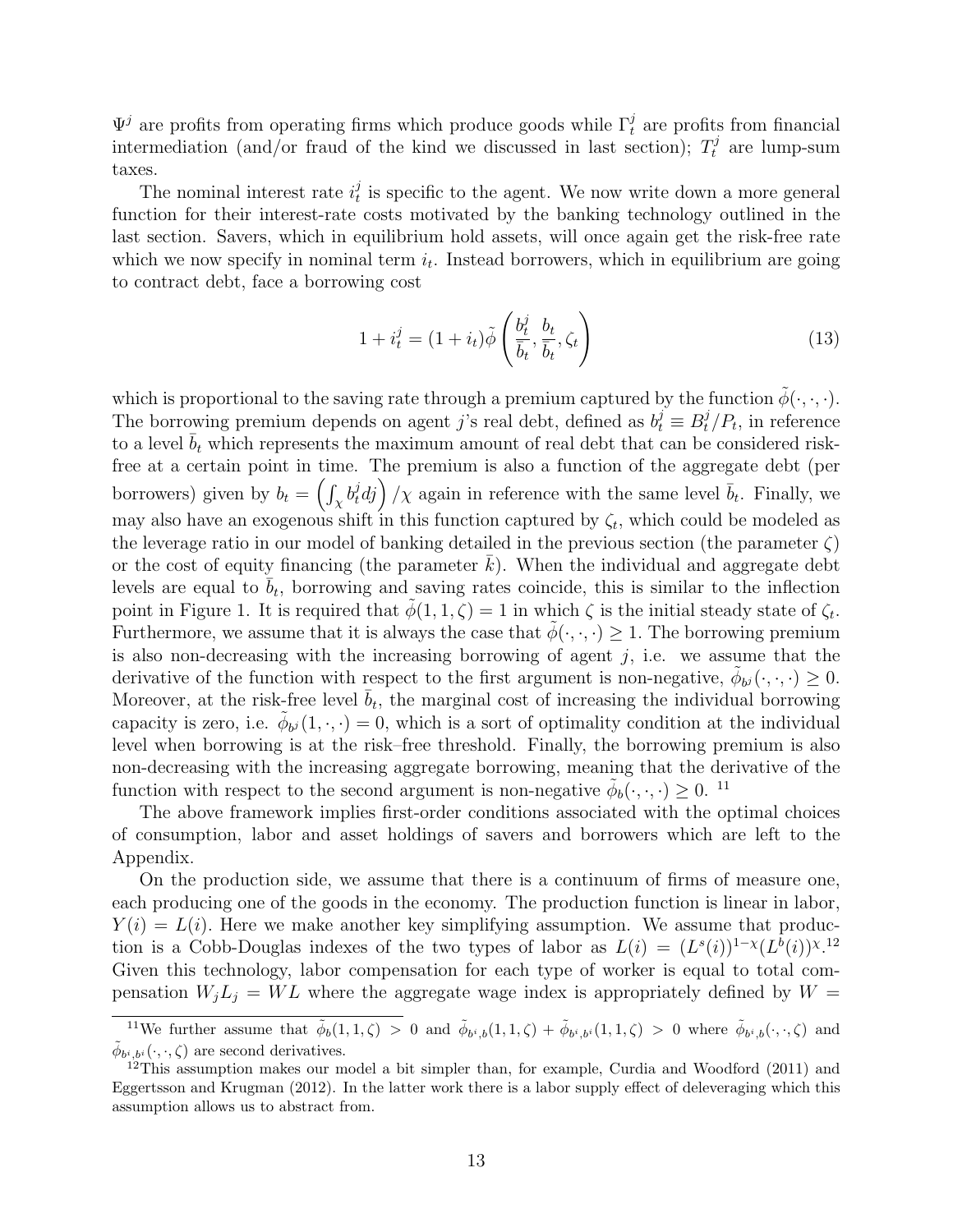$\Psi^j$ are profits from operating firms which produce goods while $\Gamma_t^j$ are profits from financial intermediation (and/or fraud of the kind we discussed in last section); $T_t^j$ are lump-sum taxes.

The nominal interest rate $i_t^j$ is specific to the agent. We now write down a more general function for their interest-rate costs motivated by the banking technology outlined in the last section. Savers, which in equilibrium hold assets, will once again get the risk-free rate which we now specify in nominal term $i_t$. Instead borrowers, which in equilibrium are going to contract debt, face a borrowing cost

$$1 + i_t^j = (1 + i_t)\tilde{\phi}\left(\frac{b_t^j}{\bar{b}_t}, \frac{b_t}{\bar{b}_t}, \zeta_t\right) \tag{13}$$

which is proportional to the saving rate through a premium captured by the function $\tilde{\phi}(\cdot, \cdot, \cdot)$. The borrowing premium depends on agent $j$'s real debt, defined as $b_t^j \equiv B_t^j / P_t$, in reference to a level $\bar{b}_t$ which represents the maximum amount of real debt that can be considered risk-free at a certain point in time. The premium is also a function of the aggregate debt (per borrowers) given by $b_t = \left(\int_\chi b_t^j dj\right) / \chi$ again in reference with the same level $\bar{b}_t$. Finally, we may also have an exogenous shift in this function captured by $\zeta_t$, which could be modeled as the leverage ratio in our model of banking detailed in the previous section (the parameter $\zeta$) or the cost of equity financing (the parameter $\bar{k}$). When the individual and aggregate debt levels are equal to $\bar{b}_t$, borrowing and saving rates coincide, this is similar to the inflection point in Figure 1. It is required that $\tilde{\phi}(1, 1, \zeta) = 1$ in which $\zeta$ is the initial steady state of $\zeta_t$. Furthermore, we assume that it is always the case that $\tilde{\phi}(\cdot, \cdot, \cdot) \geq 1$. The borrowing premium is also non-decreasing with the increasing borrowing of agent $j$, i.e. we assume that the derivative of the function with respect to the first argument is non-negative, $\tilde{\phi}_{b^j}(\cdot, \cdot, \cdot) \geq 0$. Moreover, at the risk-free level $\bar{b}_t$, the marginal cost of increasing the individual borrowing capacity is zero, i.e. $\tilde{\phi}_{b^j}(1, \cdot, \cdot) = 0$, which is a sort of optimality condition at the individual level when borrowing is at the risk–free threshold. Finally, the borrowing premium is also non-decreasing with the increasing aggregate borrowing, meaning that the derivative of the function with respect to the second argument is non-negative $\tilde{\phi}_b(\cdot, \cdot, \cdot) \geq 0$. [11]

The above framework implies first-order conditions associated with the optimal choices of consumption, labor and asset holdings of savers and borrowers which are left to the Appendix.

On the production side, we assume that there is a continuum of firms of measure one, each producing one of the goods in the economy. The production function is linear in labor, $Y(i) = L(i)$. Here we make another key simplifying assumption. We assume that production is a Cobb-Douglas indexes of the two types of labor as $L(i) = (L^s(i))^{1-\chi}(L^b(i))^\chi$.[12] Given this technology, labor compensation for each type of worker is equal to total compensation $W_j L_j = WL$ where the aggregate wage index is appropriately defined by $W =$

[11] We further assume that $\tilde{\phi}_b(1, 1, \zeta) > 0$ and $\tilde{\phi}_{b^i,b}(1, 1, \zeta) + \tilde{\phi}_{b^i,b^i}(1, 1, \zeta) > 0$ where $\tilde{\phi}_{b^i,b}(\cdot, \cdot, \zeta)$ and $\tilde{\phi}_{b^i,b^i}(\cdot, \cdot, \zeta)$ are second derivatives.

[12] This assumption makes our model a bit simpler than, for example, Curdia and Woodford (2011) and Eggertsson and Krugman (2012). In the latter work there is a labor supply effect of deleveraging which this assumption allows us to abstract from.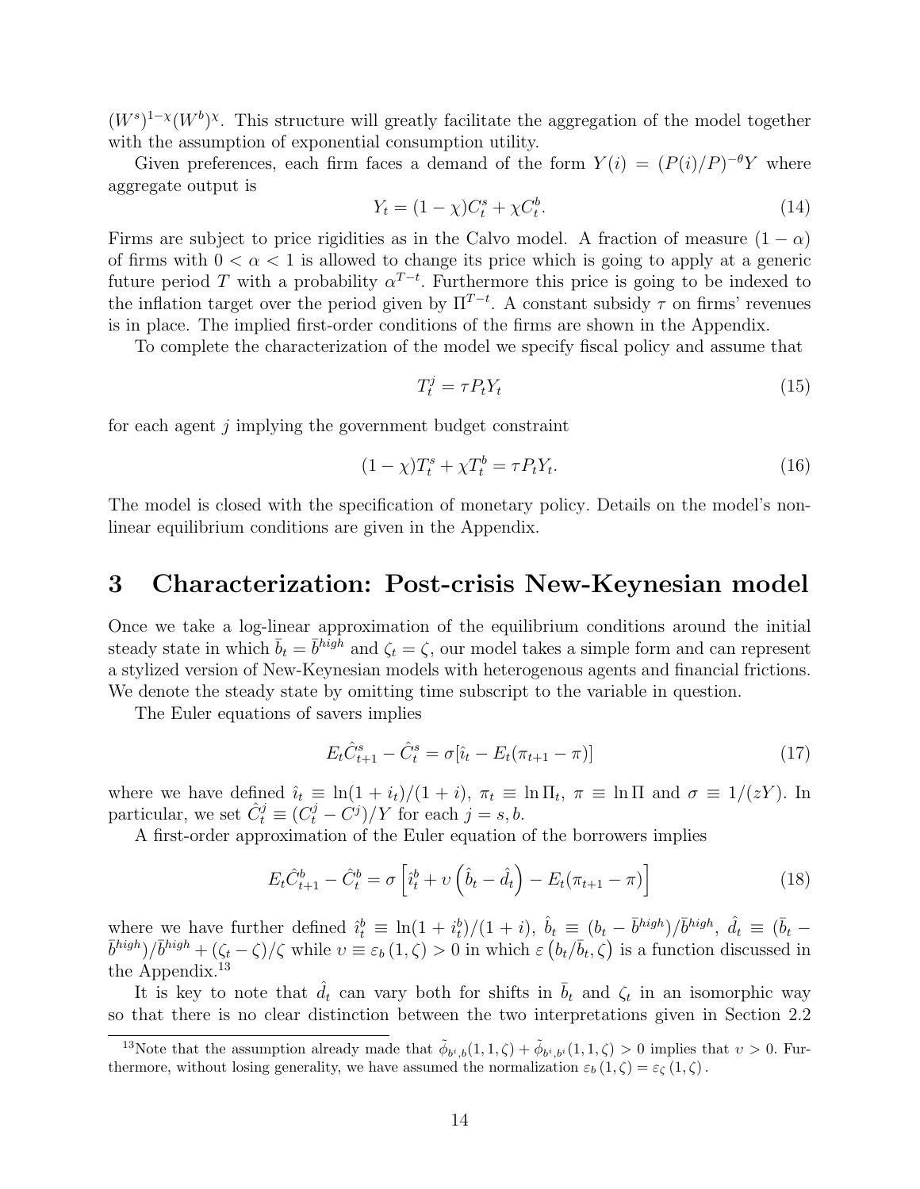$(W^s)^{1-\chi}(W^b)^{\chi}$. This structure will greatly facilitate the aggregation of the model together with the assumption of exponential consumption utility.

Given preferences, each firm faces a demand of the form $Y(i) = (P(i)/P)^{-\theta}Y$ where aggregate output is

$$Y_t = (1-\chi)C_t^s + \chi C_t^b. \tag{14}$$

Firms are subject to price rigidities as in the Calvo model. A fraction of measure $(1-\alpha)$ of firms with $0 < \alpha < 1$ is allowed to change its price which is going to apply at a generic future period $T$ with a probability $\alpha^{T-t}$. Furthermore this price is going to be indexed to the inflation target over the period given by $\Pi^{T-t}$. A constant subsidy $\tau$ on firms' revenues is in place. The implied first-order conditions of the firms are shown in the Appendix.

To complete the characterization of the model we specify fiscal policy and assume that

$$T_t^j = \tau P_t Y_t \tag{15}$$

for each agent $j$ implying the government budget constraint

$$(1-\chi)T_t^s + \chi T_t^b = \tau P_t Y_t. \tag{16}$$

The model is closed with the specification of monetary policy. Details on the model's non-linear equilibrium conditions are given in the Appendix.

# 3 Characterization: Post-crisis New-Keynesian model

Once we take a log-linear approximation of the equilibrium conditions around the initial steady state in which $\bar{b}_t = \bar{b}^{high}$ and $\zeta_t = \zeta$, our model takes a simple form and can represent a stylized version of New-Keynesian models with heterogenous agents and financial frictions. We denote the steady state by omitting time subscript to the variable in question.

The Euler equations of savers implies

$$E_t\hat{C}_{t+1}^s - \hat{C}_t^s = \sigma[\hat{\imath}_t - E_t(\pi_{t+1} - \pi)] \tag{17}$$

where we have defined $\hat{\imath}_t \equiv \ln(1+i_t)/(1+i)$, $\pi_t \equiv \ln \Pi_t$, $\pi \equiv \ln \Pi$ and $\sigma \equiv 1/(zY)$. In particular, we set $\hat{C}_t^j \equiv (C_t^j - C^j)/Y$ for each $j = s, b$.

A first-order approximation of the Euler equation of the borrowers implies

$$E_t\hat{C}_{t+1}^b - \hat{C}_t^b = \sigma\left[\hat{\imath}_t^b + \upsilon\left(\hat{b}_t - \hat{d}_t\right) - E_t(\pi_{t+1} - \pi)\right] \tag{18}$$

where we have further defined $\hat{\imath}_t^b \equiv \ln(1+i_t^b)/(1+i)$, $\hat{b}_t \equiv (b_t - \bar{b}^{high})/\bar{b}^{high}$, $\hat{d}_t \equiv (\bar{b}_t - \bar{b}^{high})/\bar{b}^{high} + (\zeta_t - \zeta)/\zeta$ while $\upsilon \equiv \varepsilon_b(1, \zeta) > 0$ in which $\varepsilon\left(b_t/\bar{b}_t, \zeta\right)$ is a function discussed in the Appendix.[13]

It is key to note that $\hat{d}_t$ can vary both for shifts in $\bar{b}_t$ and $\zeta_t$ in an isomorphic way so that there is no clear distinction between the two interpretations given in Section 2.2

[13] Note that the assumption already made that $\tilde{\phi}_{b^i,b}(1,1,\zeta) + \tilde{\phi}_{b^i,b^i}(1,1,\zeta) > 0$ implies that $\upsilon > 0$. Furthermore, without losing generality, we have assumed the normalization $\varepsilon_b(1,\zeta) = \varepsilon_\zeta(1,\zeta)$.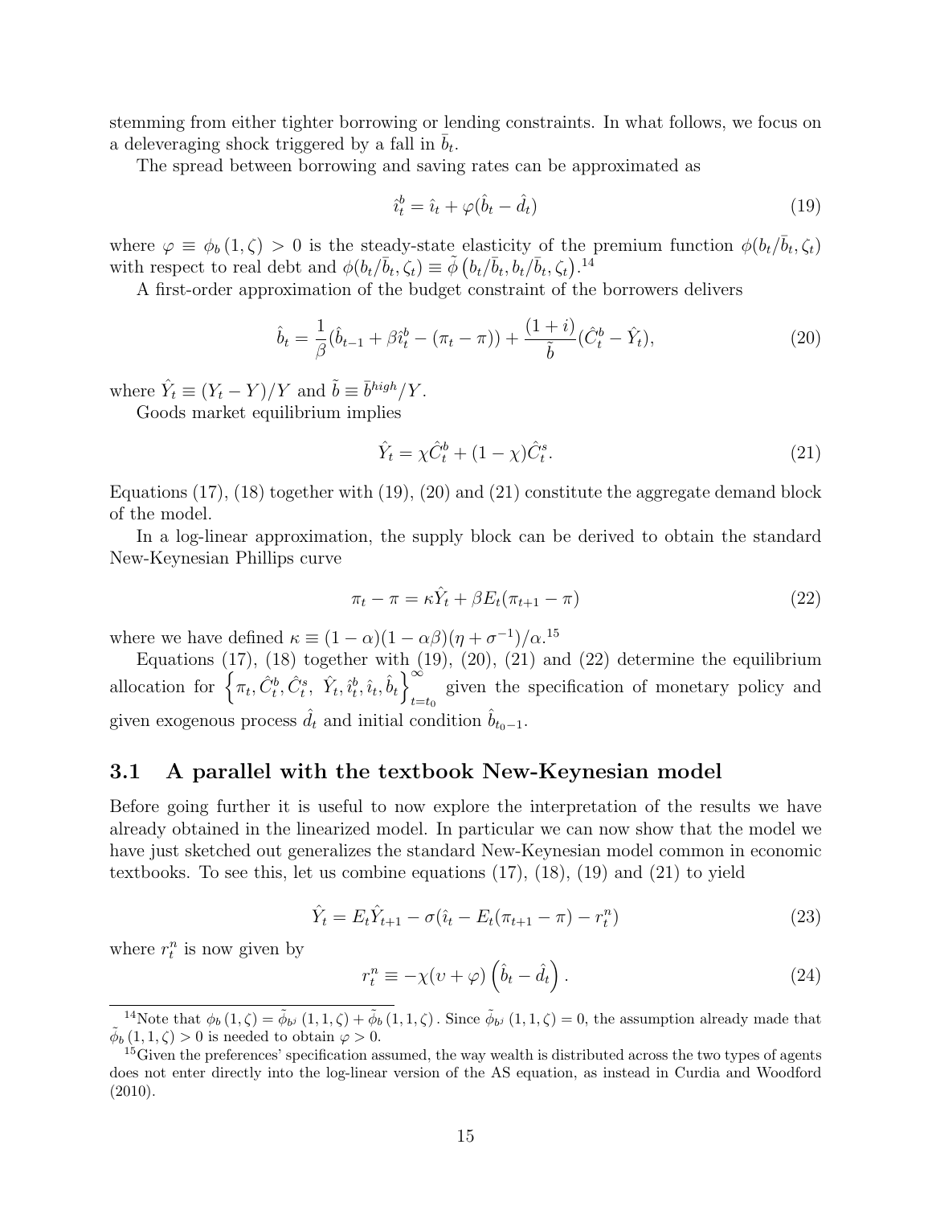stemming from either tighter borrowing or lending constraints. In what follows, we focus on a deleveraging shock triggered by a fall in $\bar{b}_t$.

The spread between borrowing and saving rates can be approximated as

$$\hat{\imath}_t^b = \hat{\imath}_t + \varphi(\hat{b}_t - \hat{d}_t) \tag{19}$$

where $\varphi \equiv \phi_b(1, \zeta) > 0$ is the steady-state elasticity of the premium function $\phi(b_t/\bar{b}_t, \zeta_t)$ with respect to real debt and $\phi(b_t/\bar{b}_t, \zeta_t) \equiv \tilde{\phi}\left(b_t/\bar{b}_t, b_t/\bar{b}_t, \zeta_t\right)$.[14]

A first-order approximation of the budget constraint of the borrowers delivers

$$\hat{b}_t = \frac{1}{\beta}(\hat{b}_{t-1} + \beta\hat{\imath}_t^b - (\pi_t - \pi)) + \frac{(1+i)}{\tilde{b}}(\hat{C}_t^b - \hat{Y}_t), \tag{20}$$

where $\hat{Y}_t \equiv (Y_t - Y)/Y$ and $\tilde{b} \equiv \bar{b}^{high}/Y$.

Goods market equilibrium implies

$$\hat{Y}_t = \chi\hat{C}_t^b + (1-\chi)\hat{C}_t^s. \tag{21}$$

Equations (17), (18) together with (19), (20) and (21) constitute the aggregate demand block of the model.

In a log-linear approximation, the supply block can be derived to obtain the standard New-Keynesian Phillips curve

$$\pi_t - \pi = \kappa\hat{Y}_t + \beta E_t(\pi_{t+1} - \pi) \tag{22}$$

where we have defined $\kappa \equiv (1-\alpha)(1-\alpha\beta)(\eta + \sigma^{-1})/\alpha$.[15]

Equations (17), (18) together with (19), (20), (21) and (22) determine the equilibrium allocation for $\left\{\pi_t, \hat{C}_t^b, \hat{C}_t^s,\ \hat{Y}_t, \hat{\imath}_t^b, \hat{\imath}_t, \hat{b}_t\right\}_{t=t_0}^{\infty}$ given the specification of monetary policy and given exogenous process $\hat{d}_t$ and initial condition $\hat{b}_{t_0-1}$.

## 3.1 A parallel with the textbook New-Keynesian model

Before going further it is useful to now explore the interpretation of the results we have already obtained in the linearized model. In particular we can now show that the model we have just sketched out generalizes the standard New-Keynesian model common in economic textbooks. To see this, let us combine equations (17), (18), (19) and (21) to yield

$$\hat{Y}_t = E_t\hat{Y}_{t+1} - \sigma(\hat{\imath}_t - E_t(\pi_{t+1} - \pi) - r_t^n) \tag{23}$$

where $r_t^n$ is now given by

$$r_t^n \equiv -\chi(\upsilon + \varphi)\left(\hat{b}_t - \hat{d}_t\right). \tag{24}$$

---

[14] Note that $\phi_b(1, \zeta) = \tilde{\phi}_{b^j}(1, 1, \zeta) + \tilde{\phi}_b(1, 1, \zeta)$. Since $\tilde{\phi}_{b^j}(1, 1, \zeta) = 0$, the assumption already made that $\tilde{\phi}_b(1, 1, \zeta) > 0$ is needed to obtain $\varphi > 0$.

[15] Given the preferences' specification assumed, the way wealth is distributed across the two types of agents does not enter directly into the log-linear version of the AS equation, as instead in Curdia and Woodford (2010).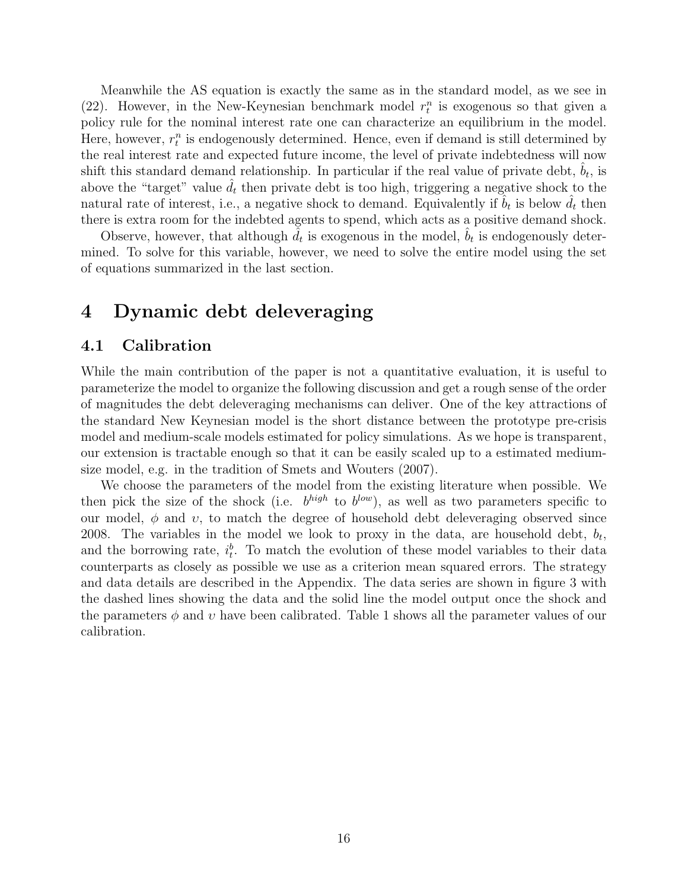Meanwhile the AS equation is exactly the same as in the standard model, as we see in (22). However, in the New-Keynesian benchmark model $r_t^n$ is exogenous so that given a policy rule for the nominal interest rate one can characterize an equilibrium in the model. Here, however, $r_t^n$ is endogenously determined. Hence, even if demand is still determined by the real interest rate and expected future income, the level of private indebtedness will now shift this standard demand relationship. In particular if the real value of private debt, $\hat{b}_t$, is above the "target" value $\hat{d}_t$ then private debt is too high, triggering a negative shock to the natural rate of interest, i.e., a negative shock to demand. Equivalently if $\hat{b}_t$ is below $\hat{d}_t$ then there is extra room for the indebted agents to spend, which acts as a positive demand shock.

Observe, however, that although $\hat{d}_t$ is exogenous in the model, $\hat{b}_t$ is endogenously determined. To solve for this variable, however, we need to solve the entire model using the set of equations summarized in the last section.

# 4 Dynamic debt deleveraging

## 4.1 Calibration

While the main contribution of the paper is not a quantitative evaluation, it is useful to parameterize the model to organize the following discussion and get a rough sense of the order of magnitudes the debt deleveraging mechanisms can deliver. One of the key attractions of the standard New Keynesian model is the short distance between the prototype pre-crisis model and medium-scale models estimated for policy simulations. As we hope is transparent, our extension is tractable enough so that it can be easily scaled up to a estimated medium-size model, e.g. in the tradition of Smets and Wouters (2007).

We choose the parameters of the model from the existing literature when possible. We then pick the size of the shock (i.e. $b^{high}$ to $b^{low}$), as well as two parameters specific to our model, $\phi$ and $\upsilon$, to match the degree of household debt deleveraging observed since 2008. The variables in the model we look to proxy in the data, are household debt, $b_t$, and the borrowing rate, $i_t^b$. To match the evolution of these model variables to their data counterparts as closely as possible we use as a criterion mean squared errors. The strategy and data details are described in the Appendix. The data series are shown in figure 3 with the dashed lines showing the data and the solid line the model output once the shock and the parameters $\phi$ and $\upsilon$ have been calibrated. Table 1 shows all the parameter values of our calibration.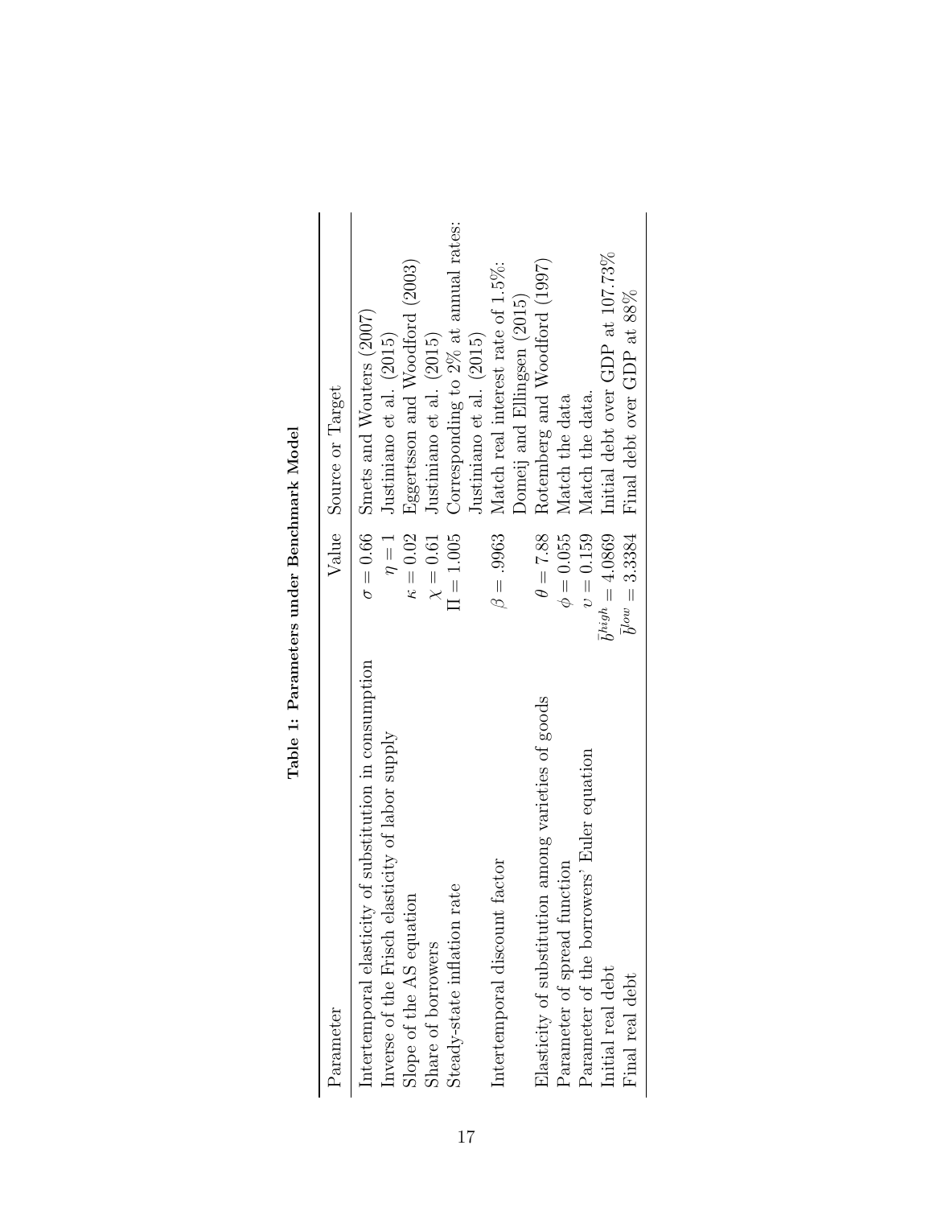**Table 1: Parameters under Benchmark Model**

| Parameter | Value | Source or Target |
|---|---|---|
| Intertemporal elasticity of substitution in consumption | $\sigma = 0.66$ | Smets and Wouters (2007) |
| Inverse of the Frisch elasticity of labor supply | $\eta = 1$ | Justiniano et al. (2015) |
| Slope of the AS equation | $\kappa = 0.02$ | Eggertsson and Woodford (2003) |
| Share of borrowers | $\chi = 0.61$ | Justiniano et al. (2015) |
| Steady-state inflation rate | $\Pi = 1.005$ | Corresponding to 2% at annual rates: Justiniano et al. (2015) |
| Intertemporal discount factor | $\beta = .9963$ | Match real interest rate of 1.5%: Domeij and Ellingsen (2015) |
| Elasticity of substitution among varieties of goods | $\theta = 7.88$ | Rotemberg and Woodford (1997) |
| Parameter of spread function | $\phi = 0.055$ | Match the data |
| Parameter of the borrowers' Euler equation | $\upsilon = 0.159$ | Match the data. |
| Initial real debt | $\bar{b}^{high} = 4.0869$ | Initial debt over GDP at 107.73% |
| Final real debt | $\bar{b}^{low} = 3.3384$ | Final debt over GDP at 88% |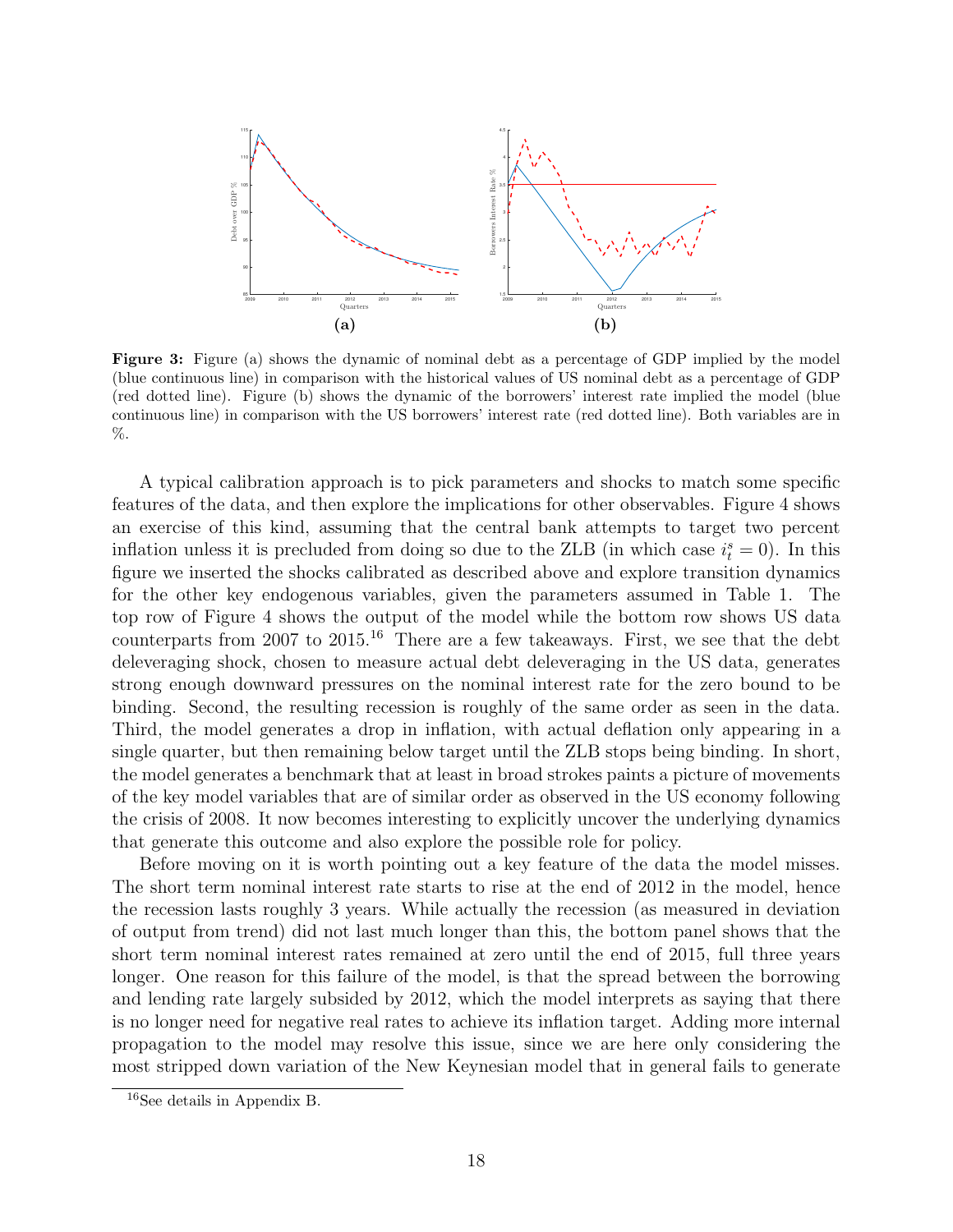**(a)** **(b)**

**Figure 3:** Figure (a) shows the dynamic of nominal debt as a percentage of GDP implied by the model (blue continuous line) in comparison with the historical values of US nominal debt as a percentage of GDP (red dotted line). Figure (b) shows the dynamic of the borrowers' interest rate implied the model (blue continuous line) in comparison with the US borrowers' interest rate (red dotted line). Both variables are in %.

A typical calibration approach is to pick parameters and shocks to match some specific features of the data, and then explore the implications for other observables. Figure 4 shows an exercise of this kind, assuming that the central bank attempts to target two percent inflation unless it is precluded from doing so due to the ZLB (in which case $i^s_t = 0$). In this figure we inserted the shocks calibrated as described above and explore transition dynamics for the other key endogenous variables, given the parameters assumed in Table 1. The top row of Figure 4 shows the output of the model while the bottom row shows US data counterparts from 2007 to 2015.[16] There are a few takeaways. First, we see that the debt deleveraging shock, chosen to measure actual debt deleveraging in the US data, generates strong enough downward pressures on the nominal interest rate for the zero bound to be binding. Second, the resulting recession is roughly of the same order as seen in the data. Third, the model generates a drop in inflation, with actual deflation only appearing in a single quarter, but then remaining below target until the ZLB stops being binding. In short, the model generates a benchmark that at least in broad strokes paints a picture of movements of the key model variables that are of similar order as observed in the US economy following the crisis of 2008. It now becomes interesting to explicitly uncover the underlying dynamics that generate this outcome and also explore the possible role for policy.

Before moving on it is worth pointing out a key feature of the data the model misses. The short term nominal interest rate starts to rise at the end of 2012 in the model, hence the recession lasts roughly 3 years. While actually the recession (as measured in deviation of output from trend) did not last much longer than this, the bottom panel shows that the short term nominal interest rates remained at zero until the end of 2015, full three years longer. One reason for this failure of the model, is that the spread between the borrowing and lending rate largely subsided by 2012, which the model interprets as saying that there is no longer need for negative real rates to achieve its inflation target. Adding more internal propagation to the model may resolve this issue, since we are here only considering the most stripped down variation of the New Keynesian model that in general fails to generate

[16] See details in Appendix B.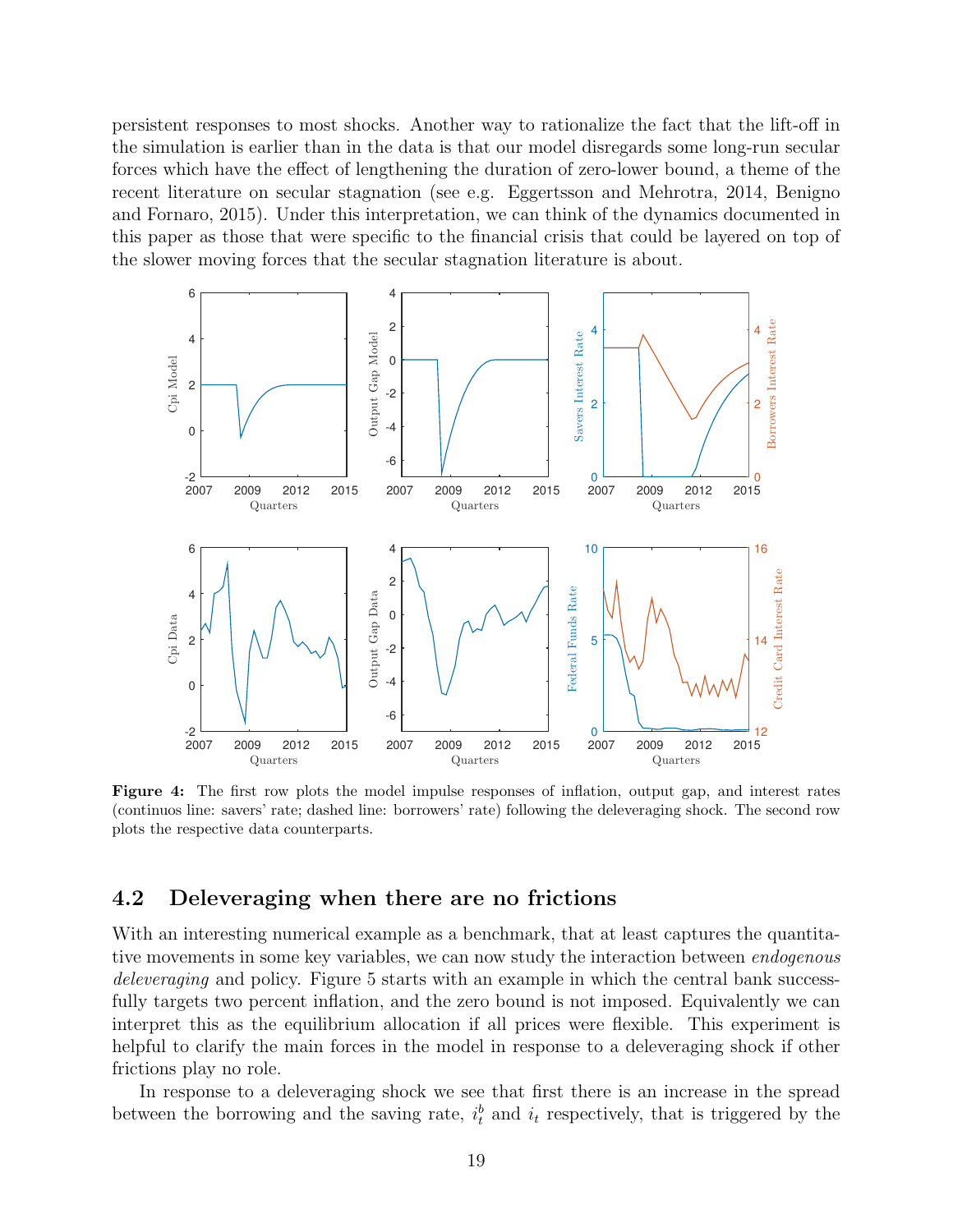persistent responses to most shocks. Another way to rationalize the fact that the lift-off in the simulation is earlier than in the data is that our model disregards some long-run secular forces which have the effect of lengthening the duration of zero-lower bound, a theme of the recent literature on secular stagnation (see e.g. Eggertsson and Mehrotra, 2014, Benigno and Fornaro, 2015). Under this interpretation, we can think of the dynamics documented in this paper as those that were specific to the financial crisis that could be layered on top of the slower moving forces that the secular stagnation literature is about.

**Figure 4:** The first row plots the model impulse responses of inflation, output gap, and interest rates (continuos line: savers' rate; dashed line: borrowers' rate) following the deleveraging shock. The second row plots the respective data counterparts.

## 4.2 Deleveraging when there are no frictions

With an interesting numerical example as a benchmark, that at least captures the quantitative movements in some key variables, we can now study the interaction between *endogenous deleveraging* and policy. Figure 5 starts with an example in which the central bank successfully targets two percent inflation, and the zero bound is not imposed. Equivalently we can interpret this as the equilibrium allocation if all prices were flexible. This experiment is helpful to clarify the main forces in the model in response to a deleveraging shock if other frictions play no role.

In response to a deleveraging shock we see that first there is an increase in the spread between the borrowing and the saving rate, $i_t^b$ and $i_t$ respectively, that is triggered by the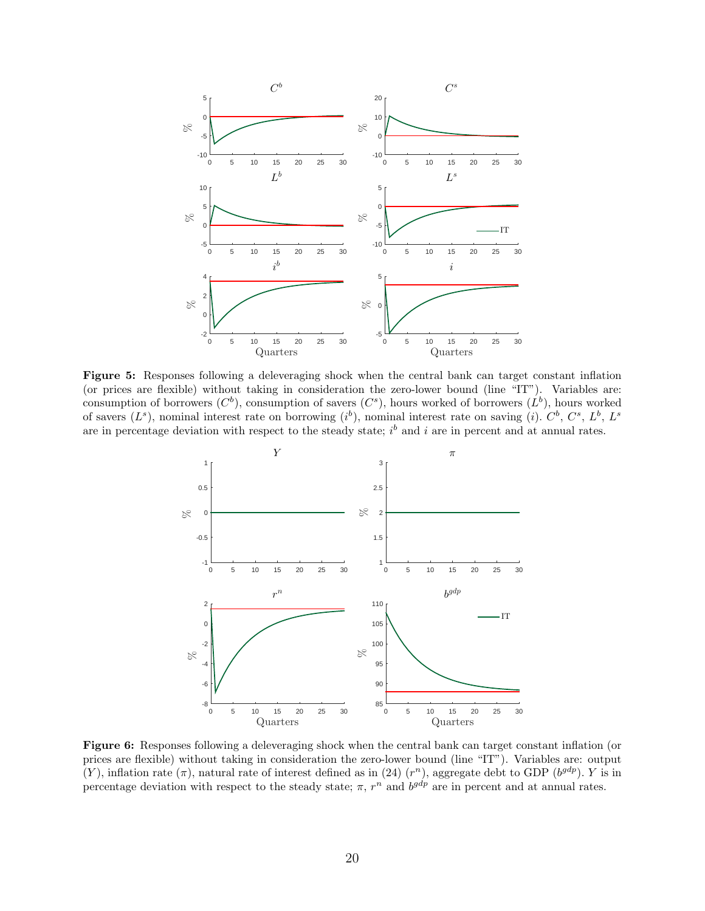**Figure 5:** Responses following a deleveraging shock when the central bank can target constant inflation (or prices are flexible) without taking in consideration the zero-lower bound (line "IT"). Variables are: consumption of borrowers ($C^b$), consumption of savers ($C^s$), hours worked of borrowers ($L^b$), hours worked of savers ($L^s$), nominal interest rate on borrowing ($i^b$), nominal interest rate on saving ($i$). $C^b$, $C^s$, $L^b$, $L^s$ are in percentage deviation with respect to the steady state; $i^b$ and $i$ are in percent and at annual rates.

**Figure 6:** Responses following a deleveraging shock when the central bank can target constant inflation (or prices are flexible) without taking in consideration the zero-lower bound (line "IT"). Variables are: output ($Y$), inflation rate ($\pi$), natural rate of interest defined as in (24) ($r^n$), aggregate debt to GDP ($b^{gdp}$). $Y$ is in percentage deviation with respect to the steady state; $\pi$, $r^n$ and $b^{gdp}$ are in percent and at annual rates.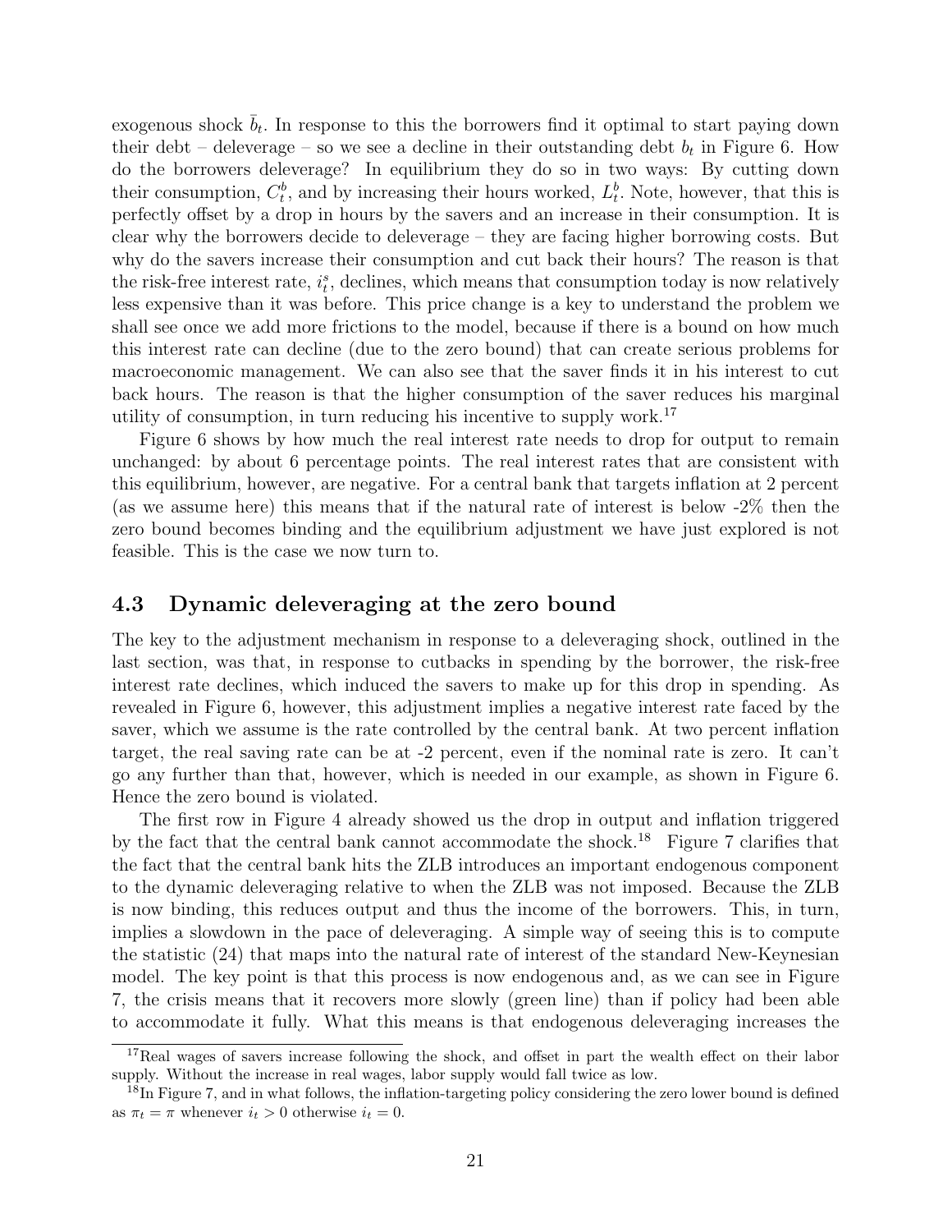exogenous shock $\bar{b}_t$. In response to this the borrowers find it optimal to start paying down their debt – deleverage – so we see a decline in their outstanding debt $b_t$ in Figure 6. How do the borrowers deleverage? In equilibrium they do so in two ways: By cutting down their consumption, $C_t^b$, and by increasing their hours worked, $L_t^b$. Note, however, that this is perfectly offset by a drop in hours by the savers and an increase in their consumption. It is clear why the borrowers decide to deleverage – they are facing higher borrowing costs. But why do the savers increase their consumption and cut back their hours? The reason is that the risk-free interest rate, $i_t^s$, declines, which means that consumption today is now relatively less expensive than it was before. This price change is a key to understand the problem we shall see once we add more frictions to the model, because if there is a bound on how much this interest rate can decline (due to the zero bound) that can create serious problems for macroeconomic management. We can also see that the saver finds it in his interest to cut back hours. The reason is that the higher consumption of the saver reduces his marginal utility of consumption, in turn reducing his incentive to supply work.[17]

Figure 6 shows by how much the real interest rate needs to drop for output to remain unchanged: by about 6 percentage points. The real interest rates that are consistent with this equilibrium, however, are negative. For a central bank that targets inflation at 2 percent (as we assume here) this means that if the natural rate of interest is below -2% then the zero bound becomes binding and the equilibrium adjustment we have just explored is not feasible. This is the case we now turn to.

### 4.3 Dynamic deleveraging at the zero bound

The key to the adjustment mechanism in response to a deleveraging shock, outlined in the last section, was that, in response to cutbacks in spending by the borrower, the risk-free interest rate declines, which induced the savers to make up for this drop in spending. As revealed in Figure 6, however, this adjustment implies a negative interest rate faced by the saver, which we assume is the rate controlled by the central bank. At two percent inflation target, the real saving rate can be at -2 percent, even if the nominal rate is zero. It can't go any further than that, however, which is needed in our example, as shown in Figure 6. Hence the zero bound is violated.

The first row in Figure 4 already showed us the drop in output and inflation triggered by the fact that the central bank cannot accommodate the shock.[18] Figure 7 clarifies that the fact that the central bank hits the ZLB introduces an important endogenous component to the dynamic deleveraging relative to when the ZLB was not imposed. Because the ZLB is now binding, this reduces output and thus the income of the borrowers. This, in turn, implies a slowdown in the pace of deleveraging. A simple way of seeing this is to compute the statistic (24) that maps into the natural rate of interest of the standard New-Keynesian model. The key point is that this process is now endogenous and, as we can see in Figure 7, the crisis means that it recovers more slowly (green line) than if policy had been able to accommodate it fully. What this means is that endogenous deleveraging increases the

[17] Real wages of savers increase following the shock, and offset in part the wealth effect on their labor supply. Without the increase in real wages, labor supply would fall twice as low.

[18] In Figure 7, and in what follows, the inflation-targeting policy considering the zero lower bound is defined as $\pi_t = \pi$ whenever $i_t > 0$ otherwise $i_t = 0$.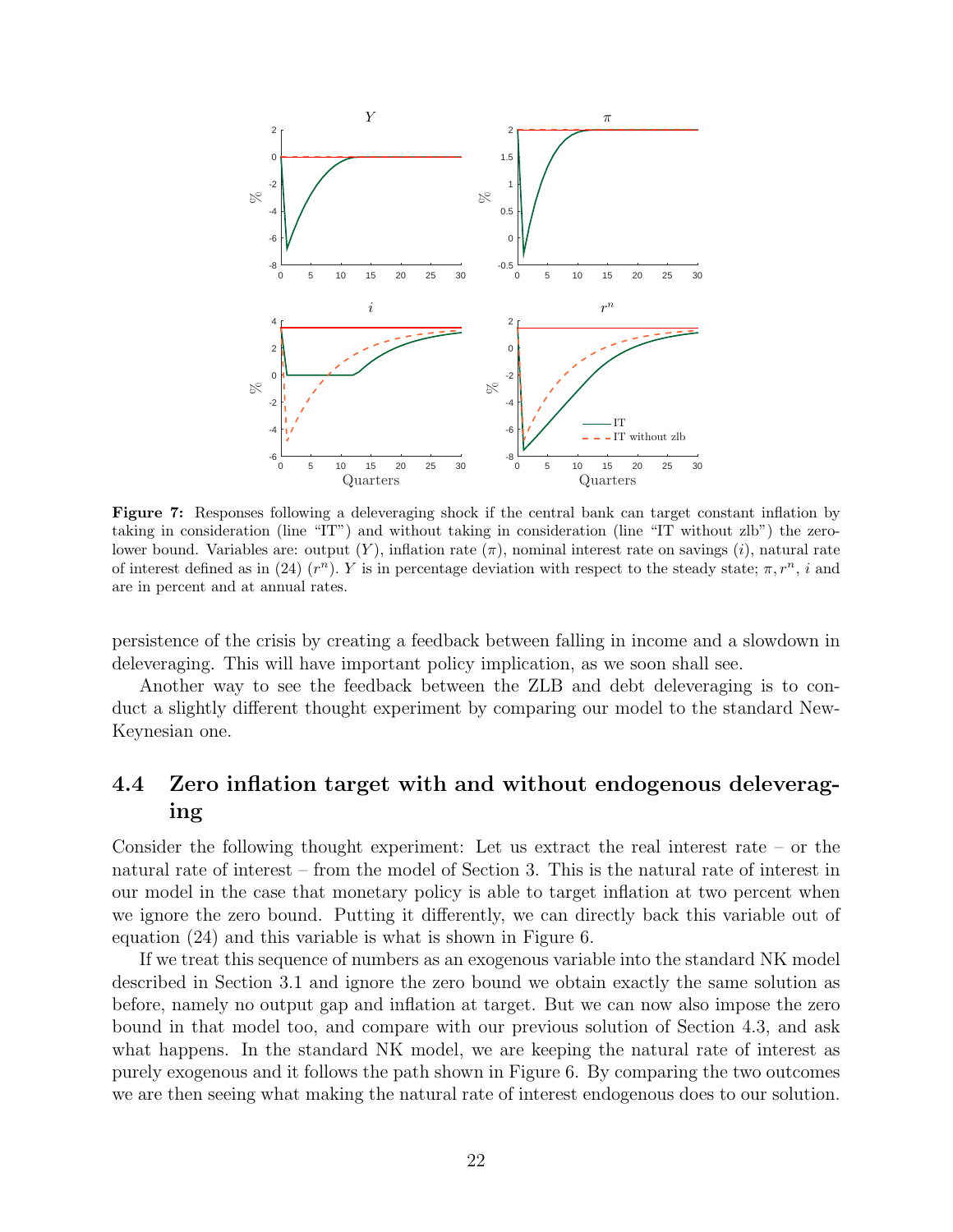**Figure 7:** Responses following a deleveraging shock if the central bank can target constant inflation by taking in consideration (line "IT") and without taking in consideration (line "IT without zlb") the zero-lower bound. Variables are: output ($Y$), inflation rate ($\pi$), nominal interest rate on savings ($i$), natural rate of interest defined as in (24) ($r^n$). $Y$ is in percentage deviation with respect to the steady state; $\pi, r^n$, $i$ and are in percent and at annual rates.

persistence of the crisis by creating a feedback between falling in income and a slowdown in deleveraging. This will have important policy implication, as we soon shall see.

Another way to see the feedback between the ZLB and debt deleveraging is to conduct a slightly different thought experiment by comparing our model to the standard New-Keynesian one.

## 4.4 Zero inflation target with and without endogenous deleveraging

Consider the following thought experiment: Let us extract the real interest rate – or the natural rate of interest – from the model of Section 3. This is the natural rate of interest in our model in the case that monetary policy is able to target inflation at two percent when we ignore the zero bound. Putting it differently, we can directly back this variable out of equation (24) and this variable is what is shown in Figure 6.

If we treat this sequence of numbers as an exogenous variable into the standard NK model described in Section 3.1 and ignore the zero bound we obtain exactly the same solution as before, namely no output gap and inflation at target. But we can now also impose the zero bound in that model too, and compare with our previous solution of Section 4.3, and ask what happens. In the standard NK model, we are keeping the natural rate of interest as purely exogenous and it follows the path shown in Figure 6. By comparing the two outcomes we are then seeing what making the natural rate of interest endogenous does to our solution.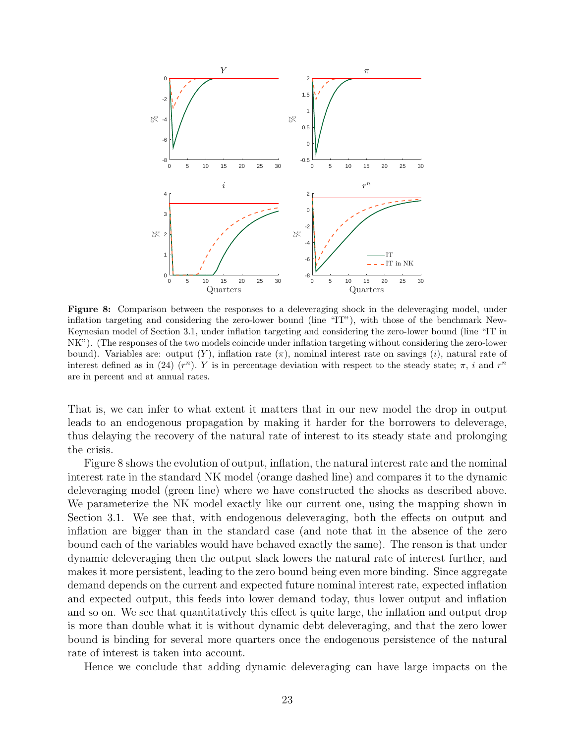**Figure 8:** Comparison between the responses to a deleveraging shock in the deleveraging model, under inflation targeting and considering the zero-lower bound (line "IT"), with those of the benchmark New-Keynesian model of Section 3.1, under inflation targeting and considering the zero-lower bound (line "IT in NK"). (The responses of the two models coincide under inflation targeting without considering the zero-lower bound). Variables are: output ($Y$), inflation rate ($\pi$), nominal interest rate on savings ($i$), natural rate of interest defined as in (24) ($r^n$). $Y$ is in percentage deviation with respect to the steady state; $\pi$, $i$ and $r^n$ are in percent and at annual rates.

That is, we can infer to what extent it matters that in our new model the drop in output leads to an endogenous propagation by making it harder for the borrowers to deleverage, thus delaying the recovery of the natural rate of interest to its steady state and prolonging the crisis.

Figure 8 shows the evolution of output, inflation, the natural interest rate and the nominal interest rate in the standard NK model (orange dashed line) and compares it to the dynamic deleveraging model (green line) where we have constructed the shocks as described above. We parameterize the NK model exactly like our current one, using the mapping shown in Section 3.1. We see that, with endogenous deleveraging, both the effects on output and inflation are bigger than in the standard case (and note that in the absence of the zero bound each of the variables would have behaved exactly the same). The reason is that under dynamic deleveraging then the output slack lowers the natural rate of interest further, and makes it more persistent, leading to the zero bound being even more binding. Since aggregate demand depends on the current and expected future nominal interest rate, expected inflation and expected output, this feeds into lower demand today, thus lower output and inflation and so on. We see that quantitatively this effect is quite large, the inflation and output drop is more than double what it is without dynamic debt deleveraging, and that the zero lower bound is binding for several more quarters once the endogenous persistence of the natural rate of interest is taken into account.

Hence we conclude that adding dynamic deleveraging can have large impacts on the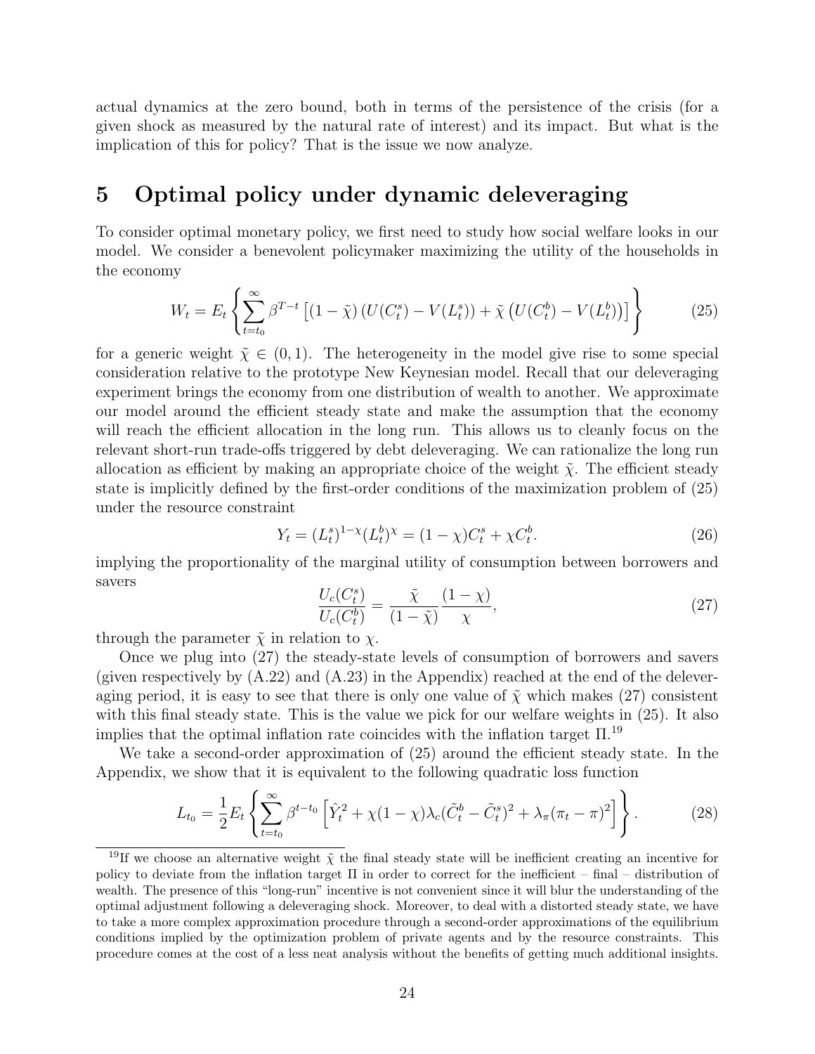actual dynamics at the zero bound, both in terms of the persistence of the crisis (for a given shock as measured by the natural rate of interest) and its impact. But what is the implication of this for policy? That is the issue we now analyze.

# 5 Optimal policy under dynamic deleveraging

To consider optimal monetary policy, we first need to study how social welfare looks in our model. We consider a benevolent policymaker maximizing the utility of the households in the economy

$$W_t = E_t \left\{ \sum_{t=t_0}^{\infty} \beta^{T-t} \left[ (1-\tilde{\chi}) \left( U(C_t^s) - V(L_t^s) \right) + \tilde{\chi} \left( U(C_t^b) - V(L_t^b) \right) \right] \right\} \tag{25}$$

for a generic weight $\tilde{\chi} \in (0,1)$. The heterogeneity in the model give rise to some special consideration relative to the prototype New Keynesian model. Recall that our deleveraging experiment brings the economy from one distribution of wealth to another. We approximate our model around the efficient steady state and make the assumption that the economy will reach the efficient allocation in the long run. This allows us to cleanly focus on the relevant short-run trade-offs triggered by debt deleveraging. We can rationalize the long run allocation as efficient by making an appropriate choice of the weight $\tilde{\chi}$. The efficient steady state is implicitly defined by the first-order conditions of the maximization problem of (25) under the resource constraint

$$Y_t = (L_t^s)^{1-\chi} (L_t^b)^{\chi} = (1-\chi) C_t^s + \chi C_t^b. \tag{26}$$

implying the proportionality of the marginal utility of consumption between borrowers and savers

$$\frac{U_c(C_t^s)}{U_c(C_t^b)} = \frac{\tilde{\chi}}{(1-\tilde{\chi})} \frac{(1-\chi)}{\chi}, \tag{27}$$

through the parameter $\tilde{\chi}$ in relation to $\chi$.

Once we plug into (27) the steady-state levels of consumption of borrowers and savers (given respectively by (A.22) and (A.23) in the Appendix) reached at the end of the deleveraging period, it is easy to see that there is only one value of $\tilde{\chi}$ which makes (27) consistent with this final steady state. This is the value we pick for our welfare weights in (25). It also implies that the optimal inflation rate coincides with the inflation target $\Pi$.[19]

We take a second-order approximation of (25) around the efficient steady state. In the Appendix, we show that it is equivalent to the following quadratic loss function

$$L_{t_0} = \frac{1}{2} E_t \left\{ \sum_{t=t_0}^{\infty} \beta^{t-t_0} \left[ \hat{Y}_t^2 + \chi(1-\chi)\lambda_c (\tilde{C}_t^b - \tilde{C}_t^s)^2 + \lambda_\pi (\pi_t - \pi)^2 \right] \right\}. \tag{28}$$

[19] If we choose an alternative weight $\tilde{\chi}$ the final steady state will be inefficient creating an incentive for policy to deviate from the inflation target $\Pi$ in order to correct for the inefficient – final – distribution of wealth. The presence of this "long-run" incentive is not convenient since it will blur the understanding of the optimal adjustment following a deleveraging shock. Moreover, to deal with a distorted steady state, we have to take a more complex approximation procedure through a second-order approximations of the equilibrium conditions implied by the optimization problem of private agents and by the resource constraints. This procedure comes at the cost of a less neat analysis without the benefits of getting much additional insights.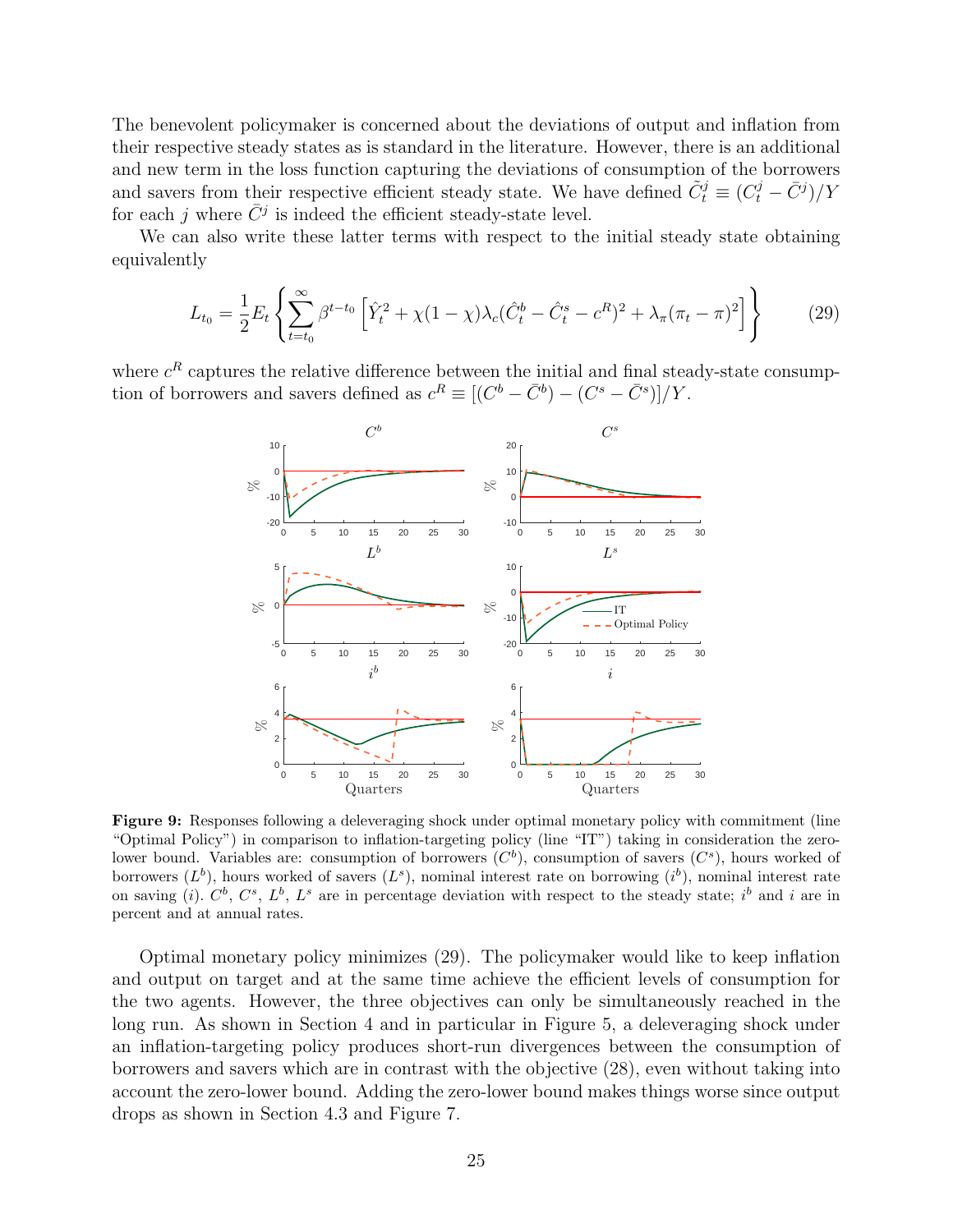The benevolent policymaker is concerned about the deviations of output and inflation from their respective steady states as is standard in the literature. However, there is an additional and new term in the loss function capturing the deviations of consumption of the borrowers and savers from their respective efficient steady state. We have defined $\tilde{C}_t^j \equiv (C_t^j - \bar{C}^j)/Y$ for each $j$ where $\bar{C}^j$ is indeed the efficient steady-state level.

We can also write these latter terms with respect to the initial steady state obtaining equivalently

$$L_{t_0} = \frac{1}{2} E_t \left\{ \sum_{t=t_0}^{\infty} \beta^{t-t_0} \left[ \hat{Y}_t^2 + \chi(1-\chi)\lambda_c (\hat{C}_t^b - \hat{C}_t^s - c^R)^2 + \lambda_\pi (\pi_t - \pi)^2 \right] \right\} \tag{29}$$

where $c^R$ captures the relative difference between the initial and final steady-state consumption of borrowers and savers defined as $c^R \equiv [(C^b - \bar{C}^b) - (C^s - \bar{C}^s)]/Y$.

**Figure 9:** Responses following a deleveraging shock under optimal monetary policy with commitment (line "Optimal Policy") in comparison to inflation-targeting policy (line "IT") taking in consideration the zero-lower bound. Variables are: consumption of borrowers ($C^b$), consumption of savers ($C^s$), hours worked of borrowers ($L^b$), hours worked of savers ($L^s$), nominal interest rate on borrowing ($i^b$), nominal interest rate on saving ($i$). $C^b$, $C^s$, $L^b$, $L^s$ are in percentage deviation with respect to the steady state; $i^b$ and $i$ are in percent and at annual rates.

Optimal monetary policy minimizes (29). The policymaker would like to keep inflation and output on target and at the same time achieve the efficient levels of consumption for the two agents. However, the three objectives can only be simultaneously reached in the long run. As shown in Section 4 and in particular in Figure 5, a deleveraging shock under an inflation-targeting policy produces short-run divergences between the consumption of borrowers and savers which are in contrast with the objective (28), even without taking into account the zero-lower bound. Adding the zero-lower bound makes things worse since output drops as shown in Section 4.3 and Figure 7.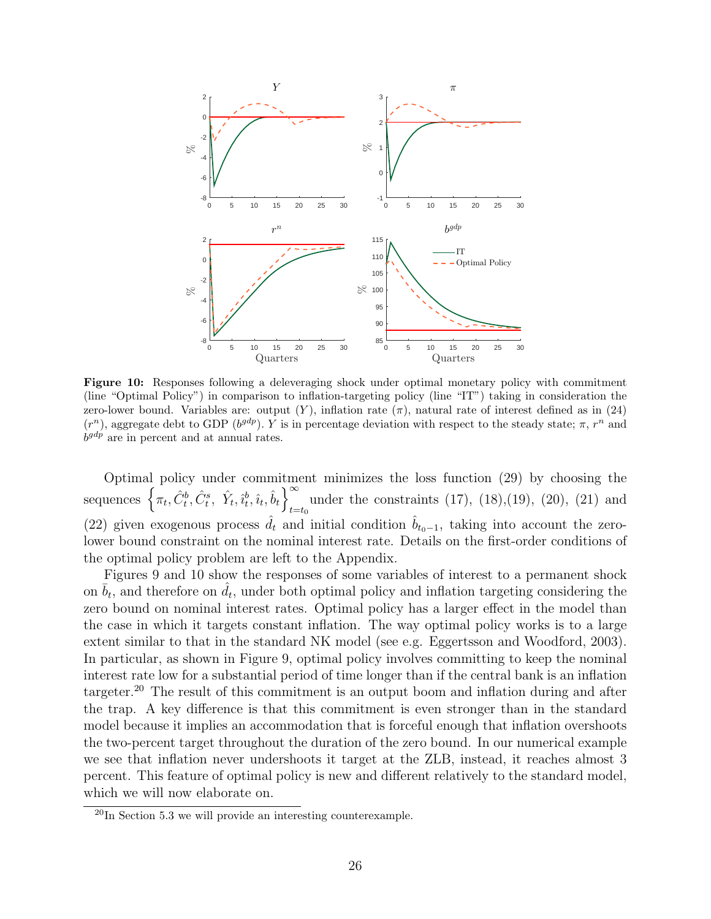**Figure 10:** Responses following a deleveraging shock under optimal monetary policy with commitment (line "Optimal Policy") in comparison to inflation-targeting policy (line "IT") taking in consideration the zero-lower bound. Variables are: output ($Y$), inflation rate ($\pi$), natural rate of interest defined as in (24) ($r^n$), aggregate debt to GDP ($b^{gdp}$). $Y$ is in percentage deviation with respect to the steady state; $\pi$, $r^n$ and $b^{gdp}$ are in percent and at annual rates.

Optimal policy under commitment minimizes the loss function (29) by choosing the sequences $\left\{\pi_t, \hat{C}_t^b, \hat{C}_t^s, \ \hat{Y}_t, \hat{\imath}_t^b, \hat{\imath}_t, \hat{b}_t\right\}_{t=t_0}^{\infty}$ under the constraints (17), (18),(19), (20), (21) and (22) given exogenous process $\hat{d}_t$ and initial condition $\hat{b}_{t_0-1}$, taking into account the zero-lower bound constraint on the nominal interest rate. Details on the first-order conditions of the optimal policy problem are left to the Appendix.

Figures 9 and 10 show the responses of some variables of interest to a permanent shock on $\bar{b}_t$, and therefore on $\hat{d}_t$, under both optimal policy and inflation targeting considering the zero bound on nominal interest rates. Optimal policy has a larger effect in the model than the case in which it targets constant inflation. The way optimal policy works is to a large extent similar to that in the standard NK model (see e.g. Eggertsson and Woodford, 2003). In particular, as shown in Figure 9, optimal policy involves committing to keep the nominal interest rate low for a substantial period of time longer than if the central bank is an inflation targeter.[20] The result of this commitment is an output boom and inflation during and after the trap. A key difference is that this commitment is even stronger than in the standard model because it implies an accommodation that is forceful enough that inflation overshoots the two-percent target throughout the duration of the zero bound. In our numerical example we see that inflation never undershoots it target at the ZLB, instead, it reaches almost 3 percent. This feature of optimal policy is new and different relatively to the standard model, which we will now elaborate on.

[20] In Section 5.3 we will provide an interesting counterexample.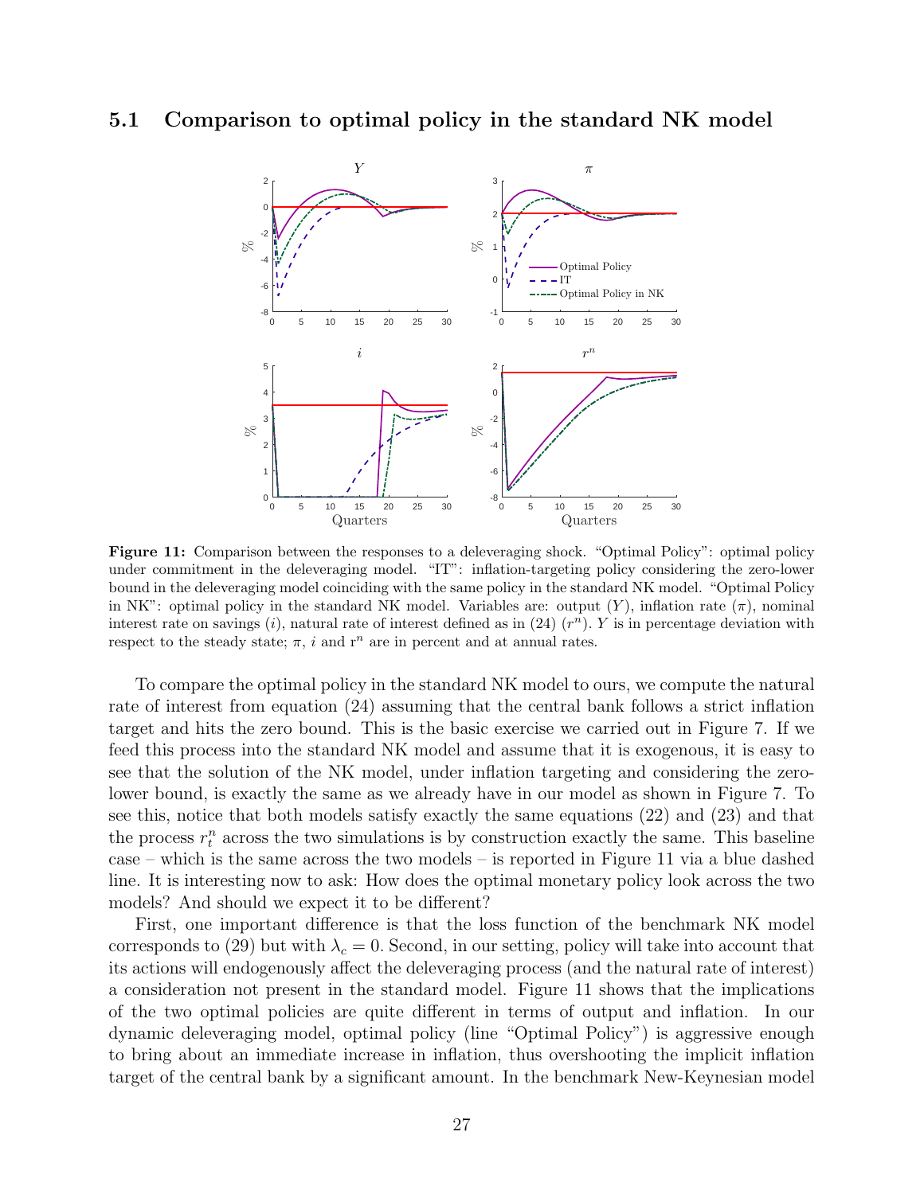### 5.1 Comparison to optimal policy in the standard NK model

**Figure 11:** Comparison between the responses to a deleveraging shock. "Optimal Policy": optimal policy under commitment in the deleveraging model. "IT": inflation-targeting policy considering the zero-lower bound in the deleveraging model coinciding with the same policy in the standard NK model. "Optimal Policy in NK": optimal policy in the standard NK model. Variables are: output ($Y$), inflation rate ($\pi$), nominal interest rate on savings ($i$), natural rate of interest defined as in (24) ($r^n$). $Y$ is in percentage deviation with respect to the steady state; $\pi$, $i$ and $r^n$ are in percent and at annual rates.

To compare the optimal policy in the standard NK model to ours, we compute the natural rate of interest from equation (24) assuming that the central bank follows a strict inflation target and hits the zero bound. This is the basic exercise we carried out in Figure 7. If we feed this process into the standard NK model and assume that it is exogenous, it is easy to see that the solution of the NK model, under inflation targeting and considering the zero-lower bound, is exactly the same as we already have in our model as shown in Figure 7. To see this, notice that both models satisfy exactly the same equations (22) and (23) and that the process $r_t^n$ across the two simulations is by construction exactly the same. This baseline case – which is the same across the two models – is reported in Figure 11 via a blue dashed line. It is interesting now to ask: How does the optimal monetary policy look across the two models? And should we expect it to be different?

First, one important difference is that the loss function of the benchmark NK model corresponds to (29) but with $\lambda_c = 0$. Second, in our setting, policy will take into account that its actions will endogenously affect the deleveraging process (and the natural rate of interest) a consideration not present in the standard model. Figure 11 shows that the implications of the two optimal policies are quite different in terms of output and inflation. In our dynamic deleveraging model, optimal policy (line "Optimal Policy") is aggressive enough to bring about an immediate increase in inflation, thus overshooting the implicit inflation target of the central bank by a significant amount. In the benchmark New-Keynesian model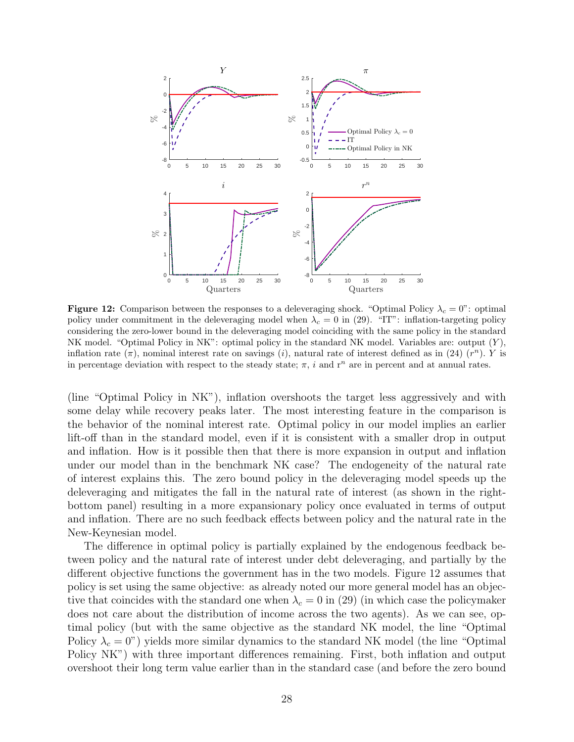**Figure 12:** Comparison between the responses to a deleveraging shock. "Optimal Policy $\lambda_c = 0$": optimal policy under commitment in the deleveraging model when $\lambda_c = 0$ in (29). "IT": inflation-targeting policy considering the zero-lower bound in the deleveraging model coinciding with the same policy in the standard NK model. "Optimal Policy in NK": optimal policy in the standard NK model. Variables are: output ($Y$), inflation rate ($\pi$), nominal interest rate on savings ($i$), natural rate of interest defined as in (24) ($r^n$). $Y$ is in percentage deviation with respect to the steady state; $\pi$, $i$ and $r^n$ are in percent and at annual rates.

(line "Optimal Policy in NK"), inflation overshoots the target less aggressively and with some delay while recovery peaks later. The most interesting feature in the comparison is the behavior of the nominal interest rate. Optimal policy in our model implies an earlier lift-off than in the standard model, even if it is consistent with a smaller drop in output and inflation. How is it possible then that there is more expansion in output and inflation under our model than in the benchmark NK case? The endogeneity of the natural rate of interest explains this. The zero bound policy in the deleveraging model speeds up the deleveraging and mitigates the fall in the natural rate of interest (as shown in the right-bottom panel) resulting in a more expansionary policy once evaluated in terms of output and inflation. There are no such feedback effects between policy and the natural rate in the New-Keynesian model.

The difference in optimal policy is partially explained by the endogenous feedback between policy and the natural rate of interest under debt deleveraging, and partially by the different objective functions the government has in the two models. Figure 12 assumes that policy is set using the same objective: as already noted our more general model has an objective that coincides with the standard one when $\lambda_c = 0$ in (29) (in which case the policymaker does not care about the distribution of income across the two agents). As we can see, optimal policy (but with the same objective as the standard NK model, the line "Optimal Policy $\lambda_c = 0$") yields more similar dynamics to the standard NK model (the line "Optimal Policy NK") with three important differences remaining. First, both inflation and output overshoot their long term value earlier than in the standard case (and before the zero bound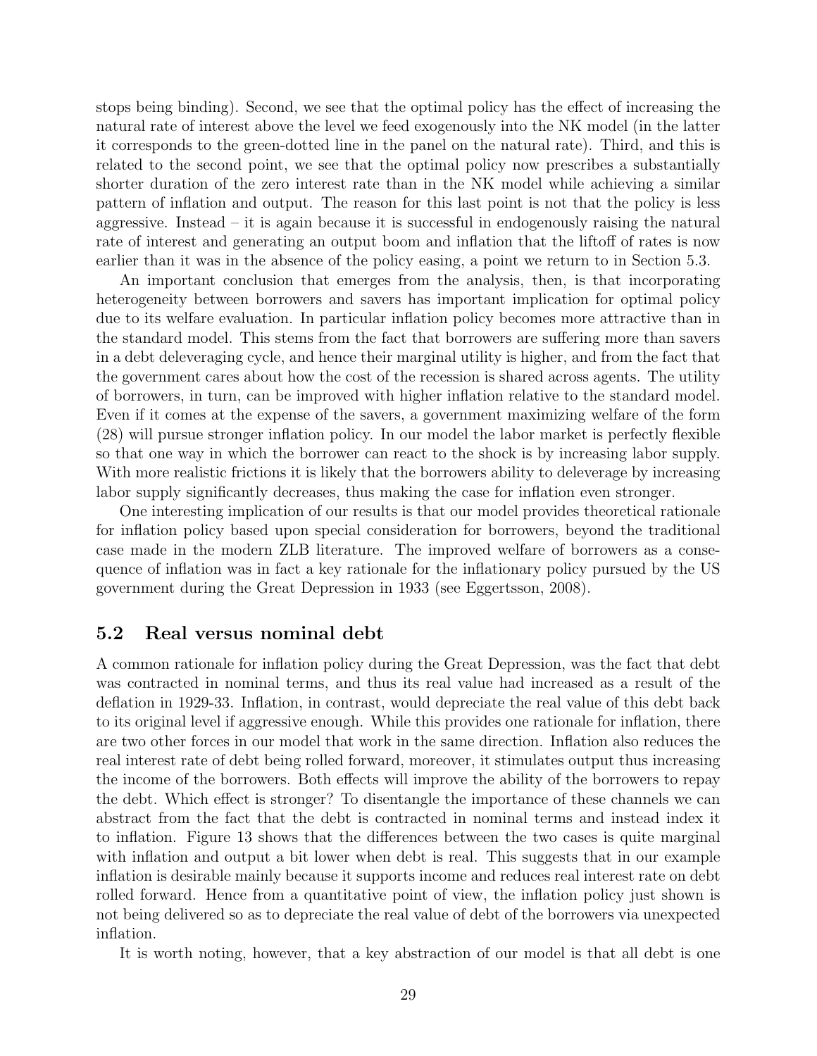stops being binding). Second, we see that the optimal policy has the effect of increasing the natural rate of interest above the level we feed exogenously into the NK model (in the latter it corresponds to the green-dotted line in the panel on the natural rate). Third, and this is related to the second point, we see that the optimal policy now prescribes a substantially shorter duration of the zero interest rate than in the NK model while achieving a similar pattern of inflation and output. The reason for this last point is not that the policy is less aggressive. Instead – it is again because it is successful in endogenously raising the natural rate of interest and generating an output boom and inflation that the liftoff of rates is now earlier than it was in the absence of the policy easing, a point we return to in Section 5.3.

An important conclusion that emerges from the analysis, then, is that incorporating heterogeneity between borrowers and savers has important implication for optimal policy due to its welfare evaluation. In particular inflation policy becomes more attractive than in the standard model. This stems from the fact that borrowers are suffering more than savers in a debt deleveraging cycle, and hence their marginal utility is higher, and from the fact that the government cares about how the cost of the recession is shared across agents. The utility of borrowers, in turn, can be improved with higher inflation relative to the standard model. Even if it comes at the expense of the savers, a government maximizing welfare of the form (28) will pursue stronger inflation policy. In our model the labor market is perfectly flexible so that one way in which the borrower can react to the shock is by increasing labor supply. With more realistic frictions it is likely that the borrowers ability to deleverage by increasing labor supply significantly decreases, thus making the case for inflation even stronger.

One interesting implication of our results is that our model provides theoretical rationale for inflation policy based upon special consideration for borrowers, beyond the traditional case made in the modern ZLB literature. The improved welfare of borrowers as a consequence of inflation was in fact a key rationale for the inflationary policy pursued by the US government during the Great Depression in 1933 (see Eggertsson, 2008).

## 5.2 Real versus nominal debt

A common rationale for inflation policy during the Great Depression, was the fact that debt was contracted in nominal terms, and thus its real value had increased as a result of the deflation in 1929-33. Inflation, in contrast, would depreciate the real value of this debt back to its original level if aggressive enough. While this provides one rationale for inflation, there are two other forces in our model that work in the same direction. Inflation also reduces the real interest rate of debt being rolled forward, moreover, it stimulates output thus increasing the income of the borrowers. Both effects will improve the ability of the borrowers to repay the debt. Which effect is stronger? To disentangle the importance of these channels we can abstract from the fact that the debt is contracted in nominal terms and instead index it to inflation. Figure 13 shows that the differences between the two cases is quite marginal with inflation and output a bit lower when debt is real. This suggests that in our example inflation is desirable mainly because it supports income and reduces real interest rate on debt rolled forward. Hence from a quantitative point of view, the inflation policy just shown is not being delivered so as to depreciate the real value of debt of the borrowers via unexpected inflation.

It is worth noting, however, that a key abstraction of our model is that all debt is one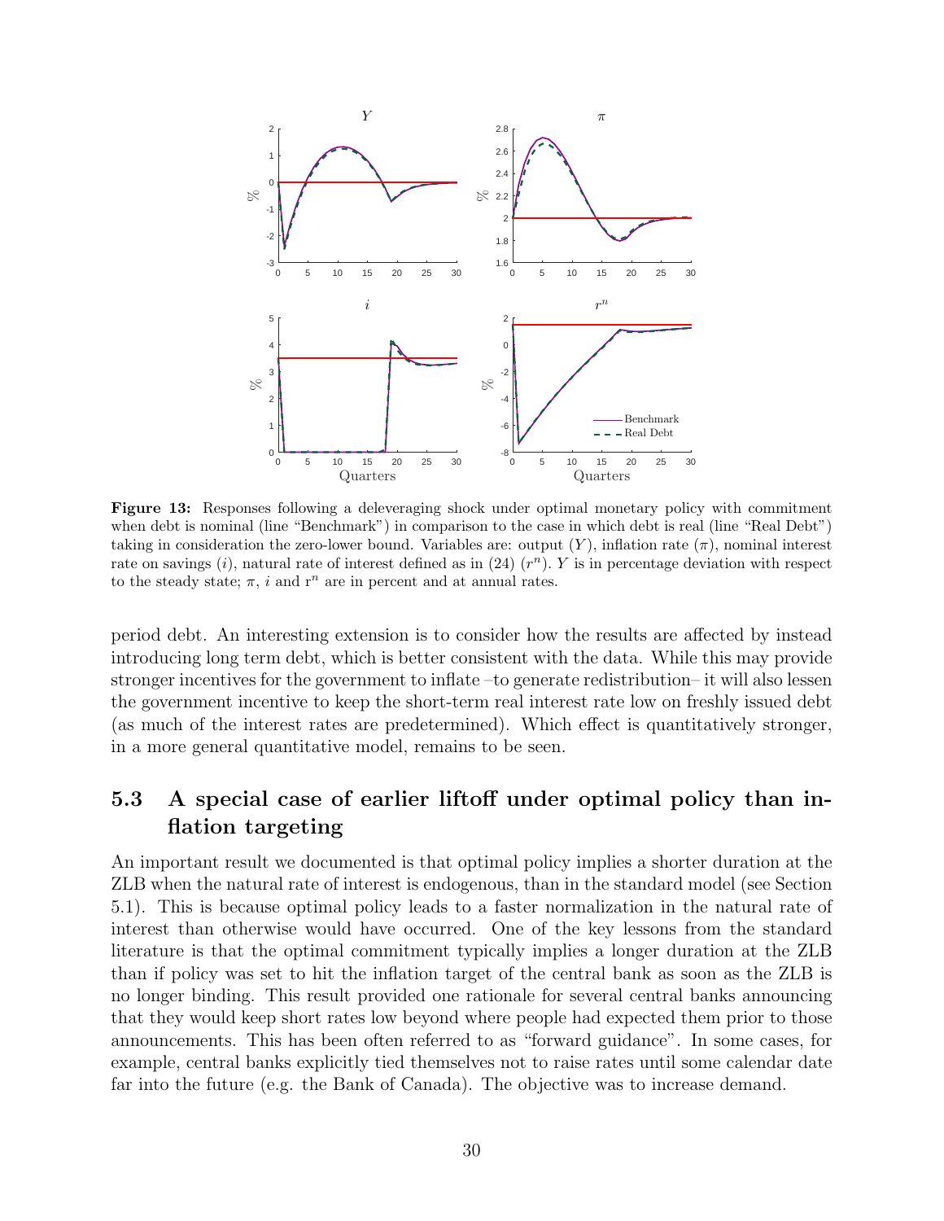**Figure 13:** Responses following a deleveraging shock under optimal monetary policy with commitment when debt is nominal (line "Benchmark") in comparison to the case in which debt is real (line "Real Debt") taking in consideration the zero-lower bound. Variables are: output ($Y$), inflation rate ($\pi$), nominal interest rate on savings ($i$), natural rate of interest defined as in (24) ($r^n$). $Y$ is in percentage deviation with respect to the steady state; $\pi$, $i$ and $r^n$ are in percent and at annual rates.

period debt. An interesting extension is to consider how the results are affected by instead introducing long term debt, which is better consistent with the data. While this may provide stronger incentives for the government to inflate –to generate redistribution– it will also lessen the government incentive to keep the short-term real interest rate low on freshly issued debt (as much of the interest rates are predetermined). Which effect is quantitatively stronger, in a more general quantitative model, remains to be seen.

## 5.3 A special case of earlier liftoff under optimal policy than inflation targeting

An important result we documented is that optimal policy implies a shorter duration at the ZLB when the natural rate of interest is endogenous, than in the standard model (see Section 5.1). This is because optimal policy leads to a faster normalization in the natural rate of interest than otherwise would have occurred. One of the key lessons from the standard literature is that the optimal commitment typically implies a longer duration at the ZLB than if policy was set to hit the inflation target of the central bank as soon as the ZLB is no longer binding. This result provided one rationale for several central banks announcing that they would keep short rates low beyond where people had expected them prior to those announcements. This has been often referred to as "forward guidance". In some cases, for example, central banks explicitly tied themselves not to raise rates until some calendar date far into the future (e.g. the Bank of Canada). The objective was to increase demand.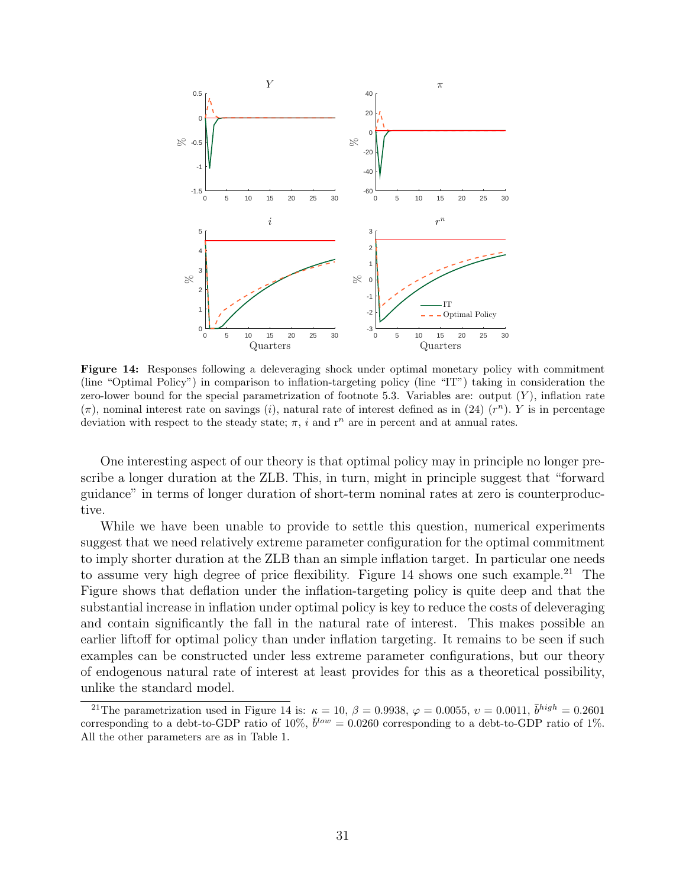**Figure 14:** Responses following a deleveraging shock under optimal monetary policy with commitment (line "Optimal Policy") in comparison to inflation-targeting policy (line "IT") taking in consideration the zero-lower bound for the special parametrization of footnote 5.3. Variables are: output ($Y$), inflation rate ($\pi$), nominal interest rate on savings ($i$), natural rate of interest defined as in (24) ($r^n$). $Y$ is in percentage deviation with respect to the steady state; $\pi$, $i$ and r$^n$ are in percent and at annual rates.

One interesting aspect of our theory is that optimal policy may in principle no longer prescribe a longer duration at the ZLB. This, in turn, might in principle suggest that "forward guidance" in terms of longer duration of short-term nominal rates at zero is counterproductive.

While we have been unable to provide to settle this question, numerical experiments suggest that we need relatively extreme parameter configuration for the optimal commitment to imply shorter duration at the ZLB than an simple inflation target. In particular one needs to assume very high degree of price flexibility. Figure 14 shows one such example.[21] The Figure shows that deflation under the inflation-targeting policy is quite deep and that the substantial increase in inflation under optimal policy is key to reduce the costs of deleveraging and contain significantly the fall in the natural rate of interest. This makes possible an earlier liftoff for optimal policy than under inflation targeting. It remains to be seen if such examples can be constructed under less extreme parameter configurations, but our theory of endogenous natural rate of interest at least provides for this as a theoretical possibility, unlike the standard model.

[21] The parametrization used in Figure 14 is: $\kappa = 10$, $\beta = 0.9938$, $\varphi = 0.0055$, $\upsilon = 0.0011$, $\bar{b}^{high} = 0.2601$ corresponding to a debt-to-GDP ratio of 10%, $\bar{b}^{low} = 0.0260$ corresponding to a debt-to-GDP ratio of 1%. All the other parameters are as in Table 1.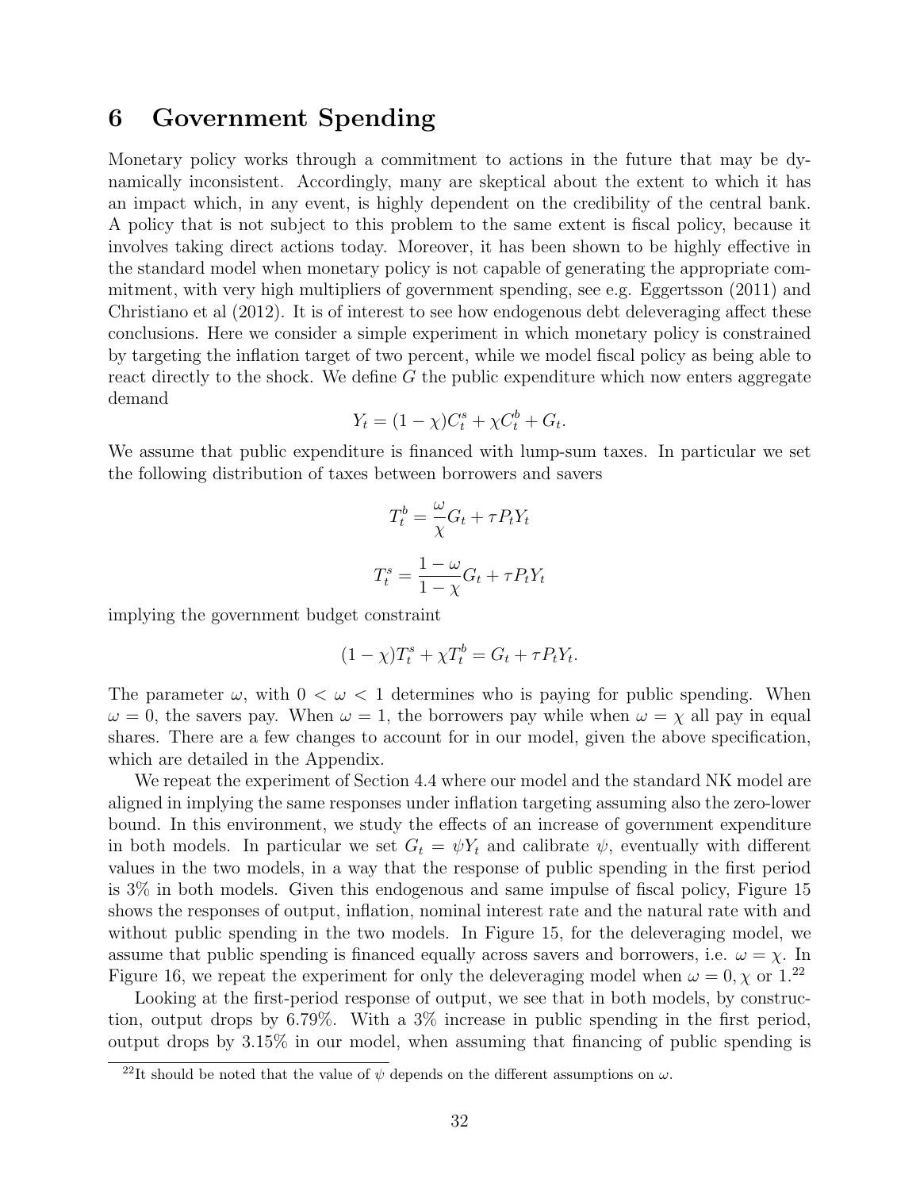# 6 Government Spending

Monetary policy works through a commitment to actions in the future that may be dynamically inconsistent. Accordingly, many are skeptical about the extent to which it has an impact which, in any event, is highly dependent on the credibility of the central bank. A policy that is not subject to this problem to the same extent is fiscal policy, because it involves taking direct actions today. Moreover, it has been shown to be highly effective in the standard model when monetary policy is not capable of generating the appropriate commitment, with very high multipliers of government spending, see e.g. Eggertsson (2011) and Christiano et al (2012). It is of interest to see how endogenous debt deleveraging affect these conclusions. Here we consider a simple experiment in which monetary policy is constrained by targeting the inflation target of two percent, while we model fiscal policy as being able to react directly to the shock. We define $G$ the public expenditure which now enters aggregate demand

$$Y_t = (1-\chi)C_t^s + \chi C_t^b + G_t.$$

We assume that public expenditure is financed with lump-sum taxes. In particular we set the following distribution of taxes between borrowers and savers

$$T_t^b = \frac{\omega}{\chi}G_t + \tau P_t Y_t$$

$$T_t^s = \frac{1-\omega}{1-\chi}G_t + \tau P_t Y_t$$

implying the government budget constraint

$$(1-\chi)T_t^s + \chi T_t^b = G_t + \tau P_t Y_t.$$

The parameter $\omega$, with $0 < \omega < 1$ determines who is paying for public spending. When $\omega = 0$, the savers pay. When $\omega = 1$, the borrowers pay while when $\omega = \chi$ all pay in equal shares. There are a few changes to account for in our model, given the above specification, which are detailed in the Appendix.

We repeat the experiment of Section 4.4 where our model and the standard NK model are aligned in implying the same responses under inflation targeting assuming also the zero-lower bound. In this environment, we study the effects of an increase of government expenditure in both models. In particular we set $G_t = \psi Y_t$ and calibrate $\psi$, eventually with different values in the two models, in a way that the response of public spending in the first period is 3% in both models. Given this endogenous and same impulse of fiscal policy, Figure 15 shows the responses of output, inflation, nominal interest rate and the natural rate with and without public spending in the two models. In Figure 15, for the deleveraging model, we assume that public spending is financed equally across savers and borrowers, i.e. $\omega = \chi$. In Figure 16, we repeat the experiment for only the deleveraging model when $\omega = 0, \chi$ or $1$.[22]

Looking at the first-period response of output, we see that in both models, by construction, output drops by 6.79%. With a 3% increase in public spending in the first period, output drops by 3.15% in our model, when assuming that financing of public spending is

[22] It should be noted that the value of $\psi$ depends on the different assumptions on $\omega$.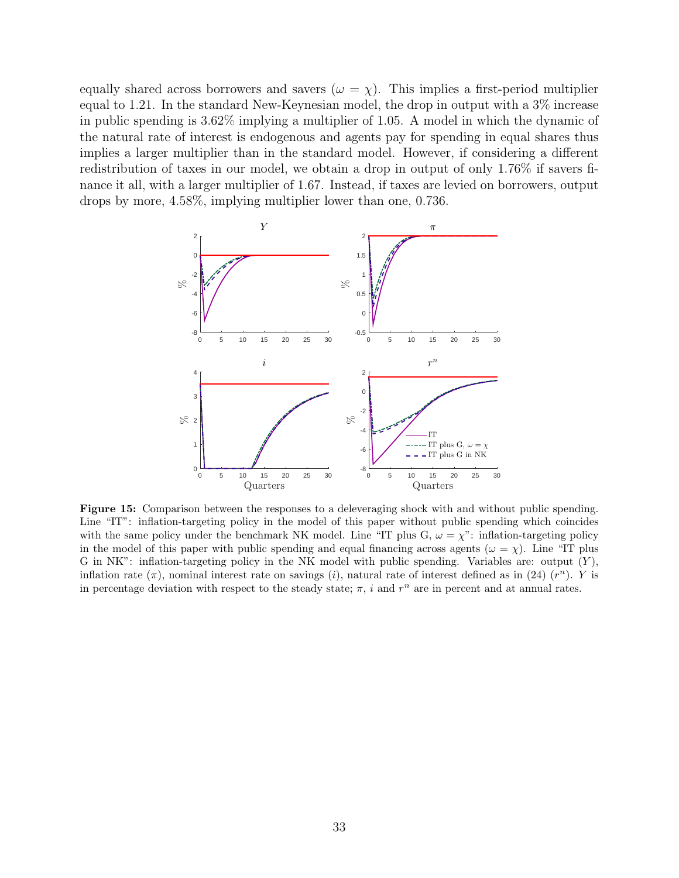equally shared across borrowers and savers ($\omega = \chi$). This implies a first-period multiplier equal to 1.21. In the standard New-Keynesian model, the drop in output with a 3% increase in public spending is 3.62% implying a multiplier of 1.05. A model in which the dynamic of the natural rate of interest is endogenous and agents pay for spending in equal shares thus implies a larger multiplier than in the standard model. However, if considering a different redistribution of taxes in our model, we obtain a drop in output of only 1.76% if savers finance it all, with a larger multiplier of 1.67. Instead, if taxes are levied on borrowers, output drops by more, 4.58%, implying multiplier lower than one, 0.736.

**Figure 15:** Comparison between the responses to a deleveraging shock with and without public spending. Line "IT": inflation-targeting policy in the model of this paper without public spending which coincides with the same policy under the benchmark NK model. Line "IT plus G, $\omega = \chi$": inflation-targeting policy in the model of this paper with public spending and equal financing across agents ($\omega = \chi$). Line "IT plus G in NK": inflation-targeting policy in the NK model with public spending. Variables are: output ($Y$), inflation rate ($\pi$), nominal interest rate on savings ($i$), natural rate of interest defined as in (24) ($r^n$). $Y$ is in percentage deviation with respect to the steady state; $\pi$, $i$ and $r^n$ are in percent and at annual rates.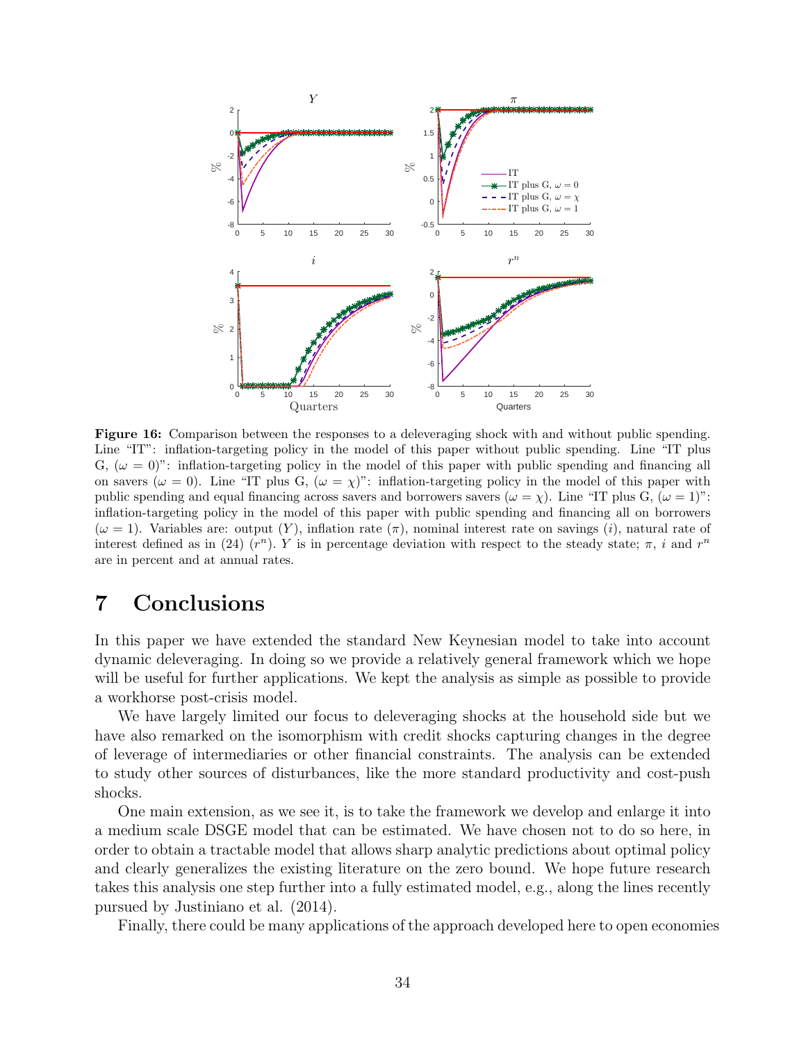**Figure 16:** Comparison between the responses to a deleveraging shock with and without public spending. Line "IT": inflation-targeting policy in the model of this paper without public spending. Line "IT plus G, ($\omega = 0$)": inflation-targeting policy in the model of this paper with public spending and financing all on savers ($\omega = 0$). Line "IT plus G, ($\omega = \chi$)": inflation-targeting policy in the model of this paper with public spending and equal financing across savers and borrowers savers ($\omega = \chi$). Line "IT plus G, ($\omega = 1$)": inflation-targeting policy in the model of this paper with public spending and financing all on borrowers ($\omega = 1$). Variables are: output ($Y$), inflation rate ($\pi$), nominal interest rate on savings ($i$), natural rate of interest defined as in (24) ($r^n$). $Y$ is in percentage deviation with respect to the steady state; $\pi$, $i$ and $r^n$ are in percent and at annual rates.

# 7 Conclusions

In this paper we have extended the standard New Keynesian model to take into account dynamic deleveraging. In doing so we provide a relatively general framework which we hope will be useful for further applications. We kept the analysis as simple as possible to provide a workhorse post-crisis model.

We have largely limited our focus to deleveraging shocks at the household side but we have also remarked on the isomorphism with credit shocks capturing changes in the degree of leverage of intermediaries or other financial constraints. The analysis can be extended to study other sources of disturbances, like the more standard productivity and cost-push shocks.

One main extension, as we see it, is to take the framework we develop and enlarge it into a medium scale DSGE model that can be estimated. We have chosen not to do so here, in order to obtain a tractable model that allows sharp analytic predictions about optimal policy and clearly generalizes the existing literature on the zero bound. We hope future research takes this analysis one step further into a fully estimated model, e.g., along the lines recently pursued by Justiniano et al. (2014).

Finally, there could be many applications of the approach developed here to open economies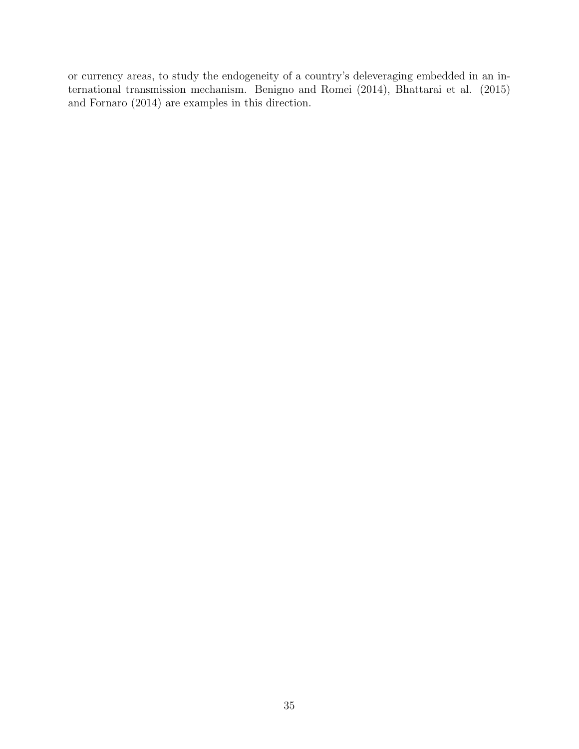or currency areas, to study the endogeneity of a country's deleveraging embedded in an international transmission mechanism. Benigno and Romei (2014), Bhattarai et al. (2015) and Fornaro (2014) are examples in this direction.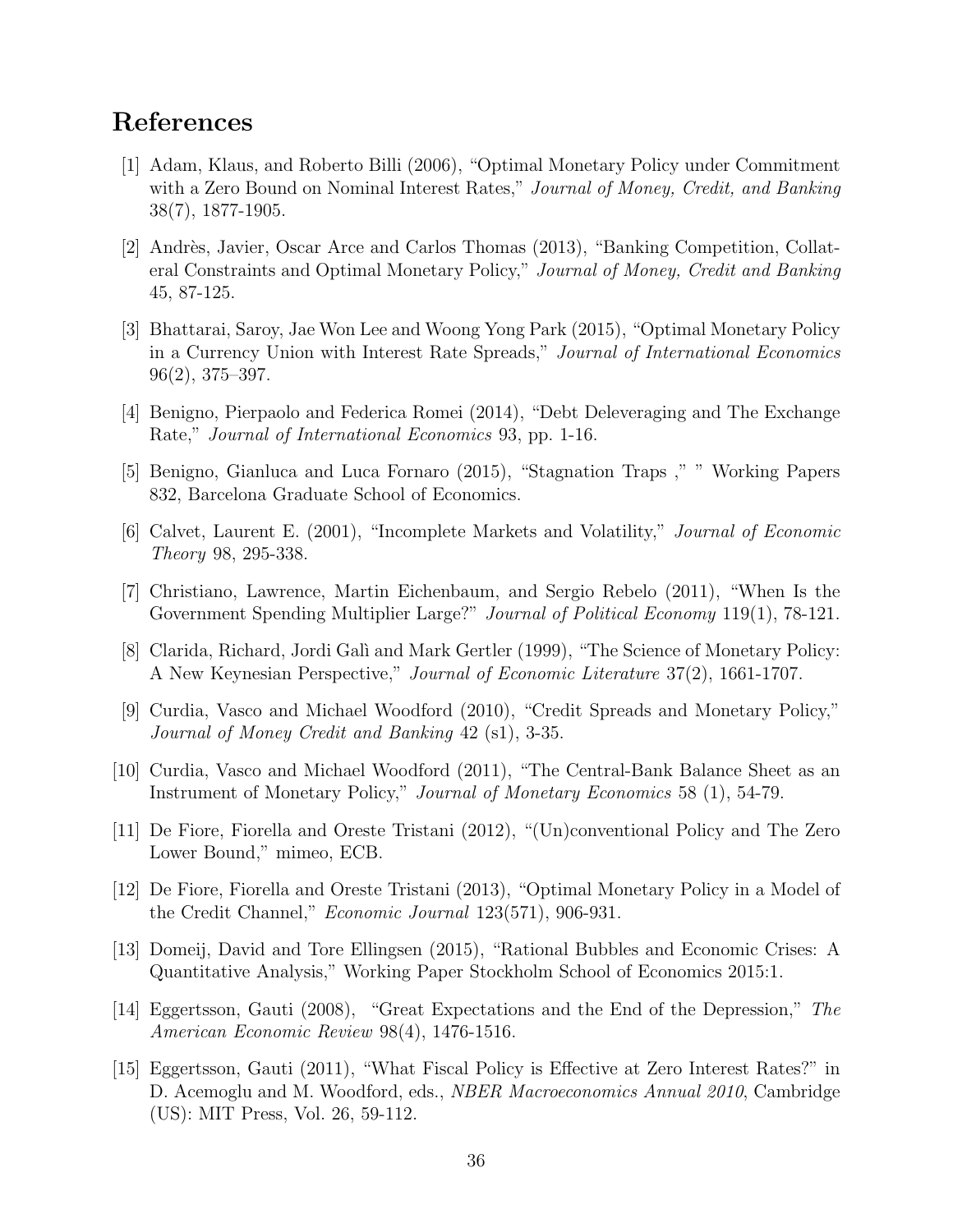# References

[1] Adam, Klaus, and Roberto Billi (2006), "Optimal Monetary Policy under Commitment with a Zero Bound on Nominal Interest Rates," *Journal of Money, Credit, and Banking* 38(7), 1877-1905.

[2] Andrès, Javier, Oscar Arce and Carlos Thomas (2013), "Banking Competition, Collateral Constraints and Optimal Monetary Policy," *Journal of Money, Credit and Banking* 45, 87-125.

[3] Bhattarai, Saroy, Jae Won Lee and Woong Yong Park (2015), "Optimal Monetary Policy in a Currency Union with Interest Rate Spreads," *Journal of International Economics* 96(2), 375–397.

[4] Benigno, Pierpaolo and Federica Romei (2014), "Debt Deleveraging and The Exchange Rate," *Journal of International Economics* 93, pp. 1-16.

[5] Benigno, Gianluca and Luca Fornaro (2015), "Stagnation Traps ," " Working Papers 832, Barcelona Graduate School of Economics.

[6] Calvet, Laurent E. (2001), "Incomplete Markets and Volatility," *Journal of Economic Theory* 98, 295-338.

[7] Christiano, Lawrence, Martin Eichenbaum, and Sergio Rebelo (2011), "When Is the Government Spending Multiplier Large?" *Journal of Political Economy* 119(1), 78-121.

[8] Clarida, Richard, Jordi Galì and Mark Gertler (1999), "The Science of Monetary Policy: A New Keynesian Perspective," *Journal of Economic Literature* 37(2), 1661-1707.

[9] Curdia, Vasco and Michael Woodford (2010), "Credit Spreads and Monetary Policy," *Journal of Money Credit and Banking* 42 (s1), 3-35.

[10] Curdia, Vasco and Michael Woodford (2011), "The Central-Bank Balance Sheet as an Instrument of Monetary Policy," *Journal of Monetary Economics* 58 (1), 54-79.

[11] De Fiore, Fiorella and Oreste Tristani (2012), "(Un)conventional Policy and The Zero Lower Bound," mimeo, ECB.

[12] De Fiore, Fiorella and Oreste Tristani (2013), "Optimal Monetary Policy in a Model of the Credit Channel," *Economic Journal* 123(571), 906-931.

[13] Domeij, David and Tore Ellingsen (2015), "Rational Bubbles and Economic Crises: A Quantitative Analysis," Working Paper Stockholm School of Economics 2015:1.

[14] Eggertsson, Gauti (2008), "Great Expectations and the End of the Depression," *The American Economic Review* 98(4), 1476-1516.

[15] Eggertsson, Gauti (2011), "What Fiscal Policy is Effective at Zero Interest Rates?" in D. Acemoglu and M. Woodford, eds., *NBER Macroeconomics Annual 2010*, Cambridge (US): MIT Press, Vol. 26, 59-112.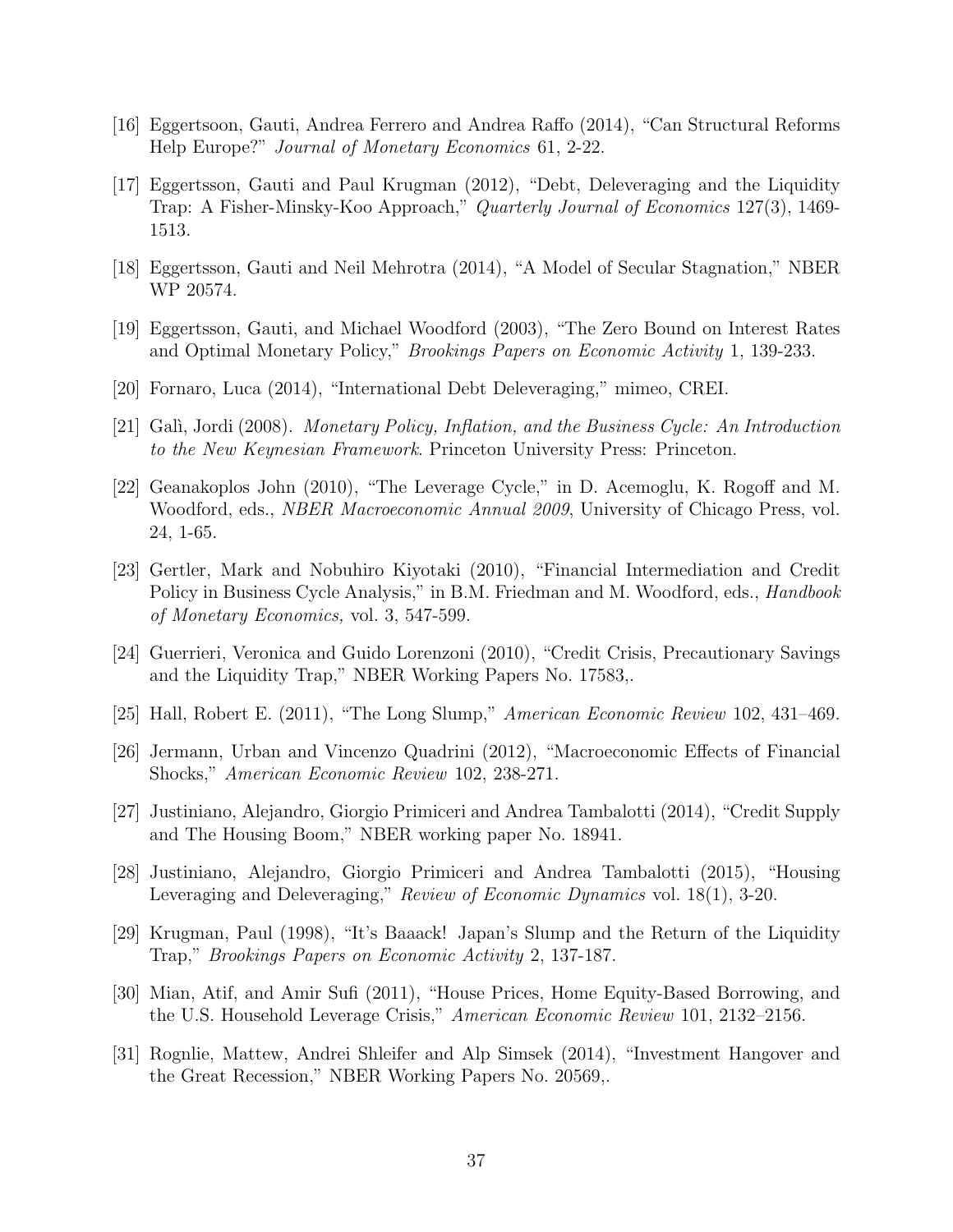[16] Eggertsoon, Gauti, Andrea Ferrero and Andrea Raffo (2014), "Can Structural Reforms Help Europe?" *Journal of Monetary Economics* 61, 2-22.

[17] Eggertsson, Gauti and Paul Krugman (2012), "Debt, Deleveraging and the Liquidity Trap: A Fisher-Minsky-Koo Approach," *Quarterly Journal of Economics* 127(3), 1469-1513.

[18] Eggertsson, Gauti and Neil Mehrotra (2014), "A Model of Secular Stagnation," NBER WP 20574.

[19] Eggertsson, Gauti, and Michael Woodford (2003), "The Zero Bound on Interest Rates and Optimal Monetary Policy," *Brookings Papers on Economic Activity* 1, 139-233.

[20] Fornaro, Luca (2014), "International Debt Deleveraging," mimeo, CREI.

[21] Galì, Jordi (2008). *Monetary Policy, Inflation, and the Business Cycle: An Introduction to the New Keynesian Framework*. Princeton University Press: Princeton.

[22] Geanakoplos John (2010), "The Leverage Cycle," in D. Acemoglu, K. Rogoff and M. Woodford, eds., *NBER Macroeconomic Annual 2009*, University of Chicago Press, vol. 24, 1-65.

[23] Gertler, Mark and Nobuhiro Kiyotaki (2010), "Financial Intermediation and Credit Policy in Business Cycle Analysis," in B.M. Friedman and M. Woodford, eds., *Handbook of Monetary Economics,* vol. 3, 547-599.

[24] Guerrieri, Veronica and Guido Lorenzoni (2010), "Credit Crisis, Precautionary Savings and the Liquidity Trap," NBER Working Papers No. 17583,.

[25] Hall, Robert E. (2011), "The Long Slump," *American Economic Review* 102, 431–469.

[26] Jermann, Urban and Vincenzo Quadrini (2012), "Macroeconomic Effects of Financial Shocks," *American Economic Review* 102, 238-271.

[27] Justiniano, Alejandro, Giorgio Primiceri and Andrea Tambalotti (2014), "Credit Supply and The Housing Boom," NBER working paper No. 18941.

[28] Justiniano, Alejandro, Giorgio Primiceri and Andrea Tambalotti (2015), "Housing Leveraging and Deleveraging," *Review of Economic Dynamics* vol. 18(1), 3-20.

[29] Krugman, Paul (1998), "It's Baaack! Japan's Slump and the Return of the Liquidity Trap," *Brookings Papers on Economic Activity* 2, 137-187.

[30] Mian, Atif, and Amir Sufi (2011), "House Prices, Home Equity-Based Borrowing, and the U.S. Household Leverage Crisis," *American Economic Review* 101, 2132–2156.

[31] Rognlie, Mattew, Andrei Shleifer and Alp Simsek (2014), "Investment Hangover and the Great Recession," NBER Working Papers No. 20569,.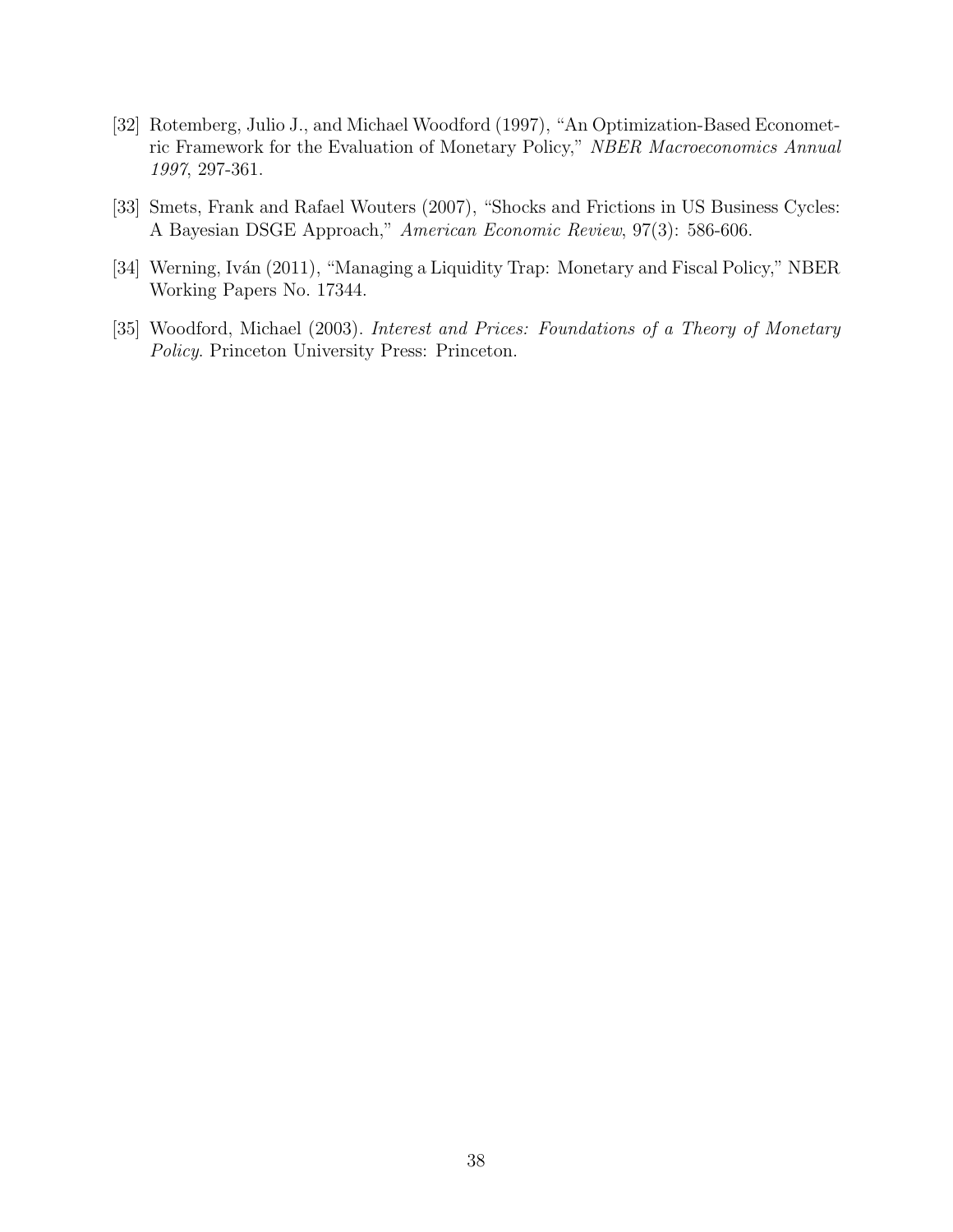[32] Rotemberg, Julio J., and Michael Woodford (1997), "An Optimization-Based Econometric Framework for the Evaluation of Monetary Policy," *NBER Macroeconomics Annual 1997*, 297-361.

[33] Smets, Frank and Rafael Wouters (2007), "Shocks and Frictions in US Business Cycles: A Bayesian DSGE Approach," *American Economic Review*, 97(3): 586-606.

[34] Werning, Iván (2011), "Managing a Liquidity Trap: Monetary and Fiscal Policy," NBER Working Papers No. 17344.

[35] Woodford, Michael (2003). *Interest and Prices: Foundations of a Theory of Monetary Policy.* Princeton University Press: Princeton.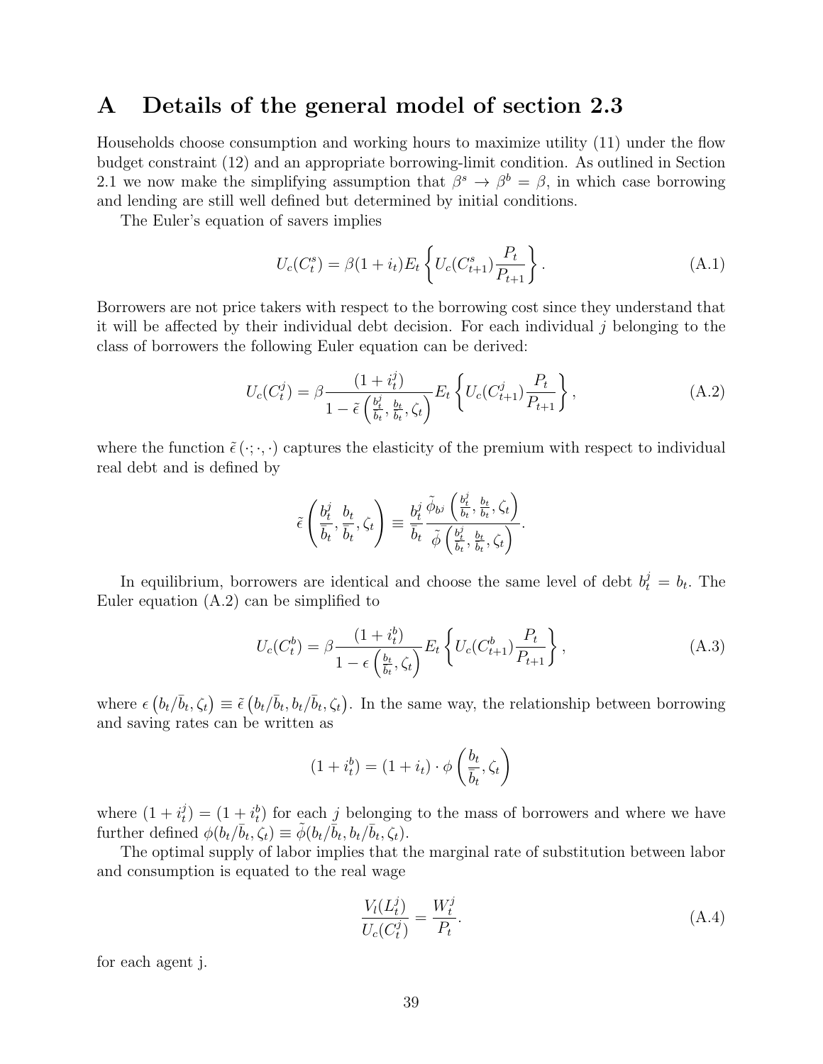# A Details of the general model of section 2.3

Households choose consumption and working hours to maximize utility (11) under the flow budget constraint (12) and an appropriate borrowing-limit condition. As outlined in Section 2.1 we now make the simplifying assumption that $\beta^s \to \beta^b = \beta$, in which case borrowing and lending are still well defined but determined by initial conditions.

The Euler's equation of savers implies

$$U_c(C_t^s) = \beta(1+i_t)E_t\left\{U_c(C_{t+1}^s)\frac{P_t}{P_{t+1}}\right\}. \tag{A.1}$$

Borrowers are not price takers with respect to the borrowing cost since they understand that it will be affected by their individual debt decision. For each individual $j$ belonging to the class of borrowers the following Euler equation can be derived:

$$U_c(C_t^j) = \beta\frac{(1+i_t^j)}{1-\tilde{\epsilon}\left(\frac{b_t^j}{\bar{b}_t},\frac{b_t}{\bar{b}_t},\zeta_t\right)}E_t\left\{U_c(C_{t+1}^j)\frac{P_t}{P_{t+1}}\right\}, \tag{A.2}$$

where the function $\tilde{\epsilon}\left(\cdot;\cdot,\cdot\right)$ captures the elasticity of the premium with respect to individual real debt and is defined by

$$\tilde{\epsilon}\left(\frac{b_t^j}{\bar{b}_t},\frac{b_t}{\bar{b}_t},\zeta_t\right) \equiv \frac{b_t^j}{\bar{b}_t}\frac{\tilde{\phi}_{b^j}\left(\frac{b_t^j}{\bar{b}_t},\frac{b_t}{\bar{b}_t},\zeta_t\right)}{\tilde{\phi}\left(\frac{b_t^j}{\bar{b}_t},\frac{b_t}{\bar{b}_t},\zeta_t\right)}.$$

In equilibrium, borrowers are identical and choose the same level of debt $b_t^j = b_t$. The Euler equation (A.2) can be simplified to

$$U_c(C_t^b) = \beta\frac{(1+i_t^b)}{1-\epsilon\left(\frac{b_t}{\bar{b}_t},\zeta_t\right)}E_t\left\{U_c(C_{t+1}^b)\frac{P_t}{P_{t+1}}\right\}, \tag{A.3}$$

where $\epsilon\left(b_t/\bar{b}_t,\zeta_t\right) \equiv \tilde{\epsilon}\left(b_t/\bar{b}_t, b_t/\bar{b}_t,\zeta_t\right)$. In the same way, the relationship between borrowing and saving rates can be written as

$$(1+i_t^b) = (1+i_t)\cdot\phi\left(\frac{b_t}{\bar{b}_t},\zeta_t\right)$$

where $(1+i_t^j) = (1+i_t^b)$ for each $j$ belonging to the mass of borrowers and where we have further defined $\phi(b_t/\bar{b}_t,\zeta_t) \equiv \tilde{\phi}(b_t/\bar{b}_t, b_t/\bar{b}_t,\zeta_t)$.

The optimal supply of labor implies that the marginal rate of substitution between labor and consumption is equated to the real wage

$$\frac{V_l(L_t^j)}{U_c(C_t^j)} = \frac{W_t^j}{P_t}. \tag{A.4}$$

for each agent j.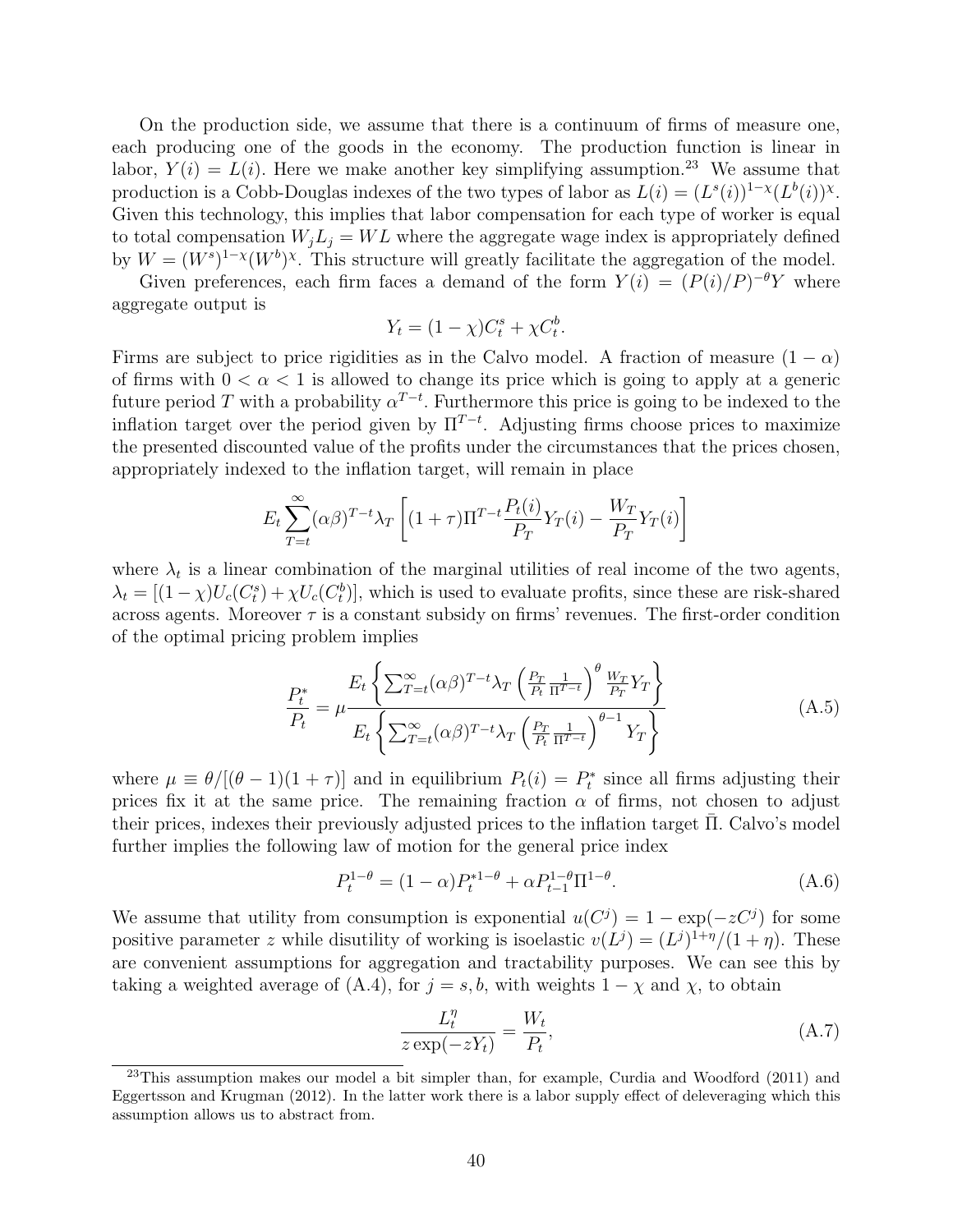On the production side, we assume that there is a continuum of firms of measure one, each producing one of the goods in the economy. The production function is linear in labor, $Y(i) = L(i)$. Here we make another key simplifying assumption.[23] We assume that production is a Cobb-Douglas indexes of the two types of labor as $L(i) = (L^s(i))^{1-\chi}(L^b(i))^{\chi}$. Given this technology, this implies that labor compensation for each type of worker is equal to total compensation $W_j L_j = WL$ where the aggregate wage index is appropriately defined by $W = (W^s)^{1-\chi}(W^b)^{\chi}$. This structure will greatly facilitate the aggregation of the model.

Given preferences, each firm faces a demand of the form $Y(i) = (P(i)/P)^{-\theta}Y$ where aggregate output is

$$Y_t = (1-\chi)C_t^s + \chi C_t^b.$$

Firms are subject to price rigidities as in the Calvo model. A fraction of measure $(1-\alpha)$ of firms with $0 < \alpha < 1$ is allowed to change its price which is going to apply at a generic future period $T$ with a probability $\alpha^{T-t}$. Furthermore this price is going to be indexed to the inflation target over the period given by $\Pi^{T-t}$. Adjusting firms choose prices to maximize the presented discounted value of the profits under the circumstances that the prices chosen, appropriately indexed to the inflation target, will remain in place

$$E_t \sum_{T=t}^{\infty} (\alpha\beta)^{T-t} \lambda_T \left[ (1+\tau)\Pi^{T-t} \frac{P_t(i)}{P_T} Y_T(i) - \frac{W_T}{P_T} Y_T(i) \right]$$

where $\lambda_t$ is a linear combination of the marginal utilities of real income of the two agents, $\lambda_t = [(1-\chi)U_c(C_t^s) + \chi U_c(C_t^b)]$, which is used to evaluate profits, since these are risk-shared across agents. Moreover $\tau$ is a constant subsidy on firms' revenues. The first-order condition of the optimal pricing problem implies

$$\frac{P_t^*}{P_t} = \mu \frac{E_t \left\{ \sum_{T=t}^{\infty} (\alpha\beta)^{T-t} \lambda_T \left( \frac{P_T}{P_t} \frac{1}{\Pi^{T-t}} \right)^{\theta} \frac{W_T}{P_T} Y_T \right\}}{E_t \left\{ \sum_{T=t}^{\infty} (\alpha\beta)^{T-t} \lambda_T \left( \frac{P_T}{P_t} \frac{1}{\Pi^{T-t}} \right)^{\theta-1} Y_T \right\}} \tag{A.5}$$

where $\mu \equiv \theta/[(\theta-1)(1+\tau)]$ and in equilibrium $P_t(i) = P_t^*$ since all firms adjusting their prices fix it at the same price. The remaining fraction $\alpha$ of firms, not chosen to adjust their prices, indexes their previously adjusted prices to the inflation target $\bar{\Pi}$. Calvo's model further implies the following law of motion for the general price index

$$P_t^{1-\theta} = (1-\alpha)P_t^{*1-\theta} + \alpha P_{t-1}^{1-\theta}\Pi^{1-\theta}. \tag{A.6}$$

We assume that utility from consumption is exponential $u(C^j) = 1 - \exp(-zC^j)$ for some positive parameter $z$ while disutility of working is isoelastic $v(L^j) = (L^j)^{1+\eta}/(1+\eta)$. These are convenient assumptions for aggregation and tractability purposes. We can see this by taking a weighted average of (A.4), for $j = s, b$, with weights $1-\chi$ and $\chi$, to obtain

$$\frac{L_t^{\eta}}{z\exp(-zY_t)} = \frac{W_t}{P_t}, \tag{A.7}$$

[23] This assumption makes our model a bit simpler than, for example, Curdia and Woodford (2011) and Eggertsson and Krugman (2012). In the latter work there is a labor supply effect of deleveraging which this assumption allows us to abstract from.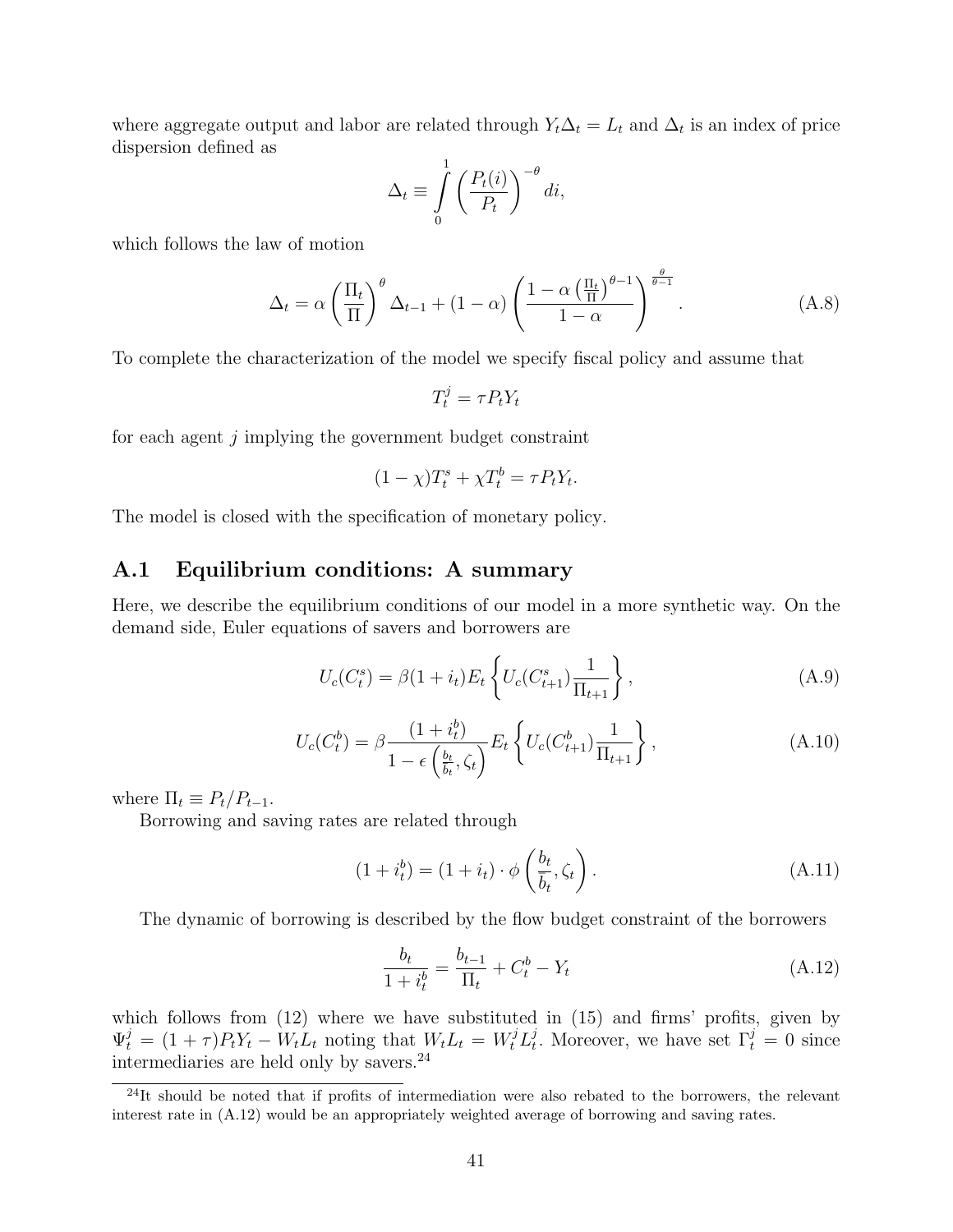where aggregate output and labor are related through $Y_t \Delta_t = L_t$ and $\Delta_t$ is an index of price dispersion defined as

$$\Delta_t \equiv \int_0^1 \left( \frac{P_t(i)}{P_t} \right)^{-\theta} di,$$

which follows the law of motion

$$\Delta_t = \alpha \left( \frac{\Pi_t}{\Pi} \right)^{\theta} \Delta_{t-1} + (1-\alpha) \left( \frac{1 - \alpha \left( \frac{\Pi_t}{\Pi} \right)^{\theta - 1}}{1-\alpha} \right)^{\frac{\theta}{\theta - 1}}. \tag{A.8}$$

To complete the characterization of the model we specify fiscal policy and assume that

$$T_t^j = \tau P_t Y_t$$

for each agent $j$ implying the government budget constraint

$$(1-\chi) T_t^s + \chi T_t^b = \tau P_t Y_t.$$

The model is closed with the specification of monetary policy.

## A.1 Equilibrium conditions: A summary

Here, we describe the equilibrium conditions of our model in a more synthetic way. On the demand side, Euler equations of savers and borrowers are

$$U_c(C_t^s) = \beta (1 + i_t) E_t \left\{ U_c(C_{t+1}^s) \frac{1}{\Pi_{t+1}} \right\}, \tag{A.9}$$

$$U_c(C_t^b) = \beta \frac{(1 + i_t^b)}{1 - \epsilon \left( \frac{b_t}{\bar{b}_t}, \zeta_t \right)} E_t \left\{ U_c(C_{t+1}^b) \frac{1}{\Pi_{t+1}} \right\}, \tag{A.10}$$

where $\Pi_t \equiv P_t / P_{t-1}$.

Borrowing and saving rates are related through

$$(1 + i_t^b) = (1 + i_t) \cdot \phi \left( \frac{b_t}{\bar{b}_t}, \zeta_t \right). \tag{A.11}$$

The dynamic of borrowing is described by the flow budget constraint of the borrowers

$$\frac{b_t}{1 + i_t^b} = \frac{b_{t-1}}{\Pi_t} + C_t^b - Y_t \tag{A.12}$$

which follows from (12) where we have substituted in (15) and firms' profits, given by $\Psi_t^j = (1 + \tau) P_t Y_t - W_t L_t$ noting that $W_t L_t = W_t^j L_t^j$. Moreover, we have set $\Gamma_t^j = 0$ since intermediaries are held only by savers.[24]

[24] It should be noted that if profits of intermediation were also rebated to the borrowers, the relevant interest rate in (A.12) would be an appropriately weighted average of borrowing and saving rates.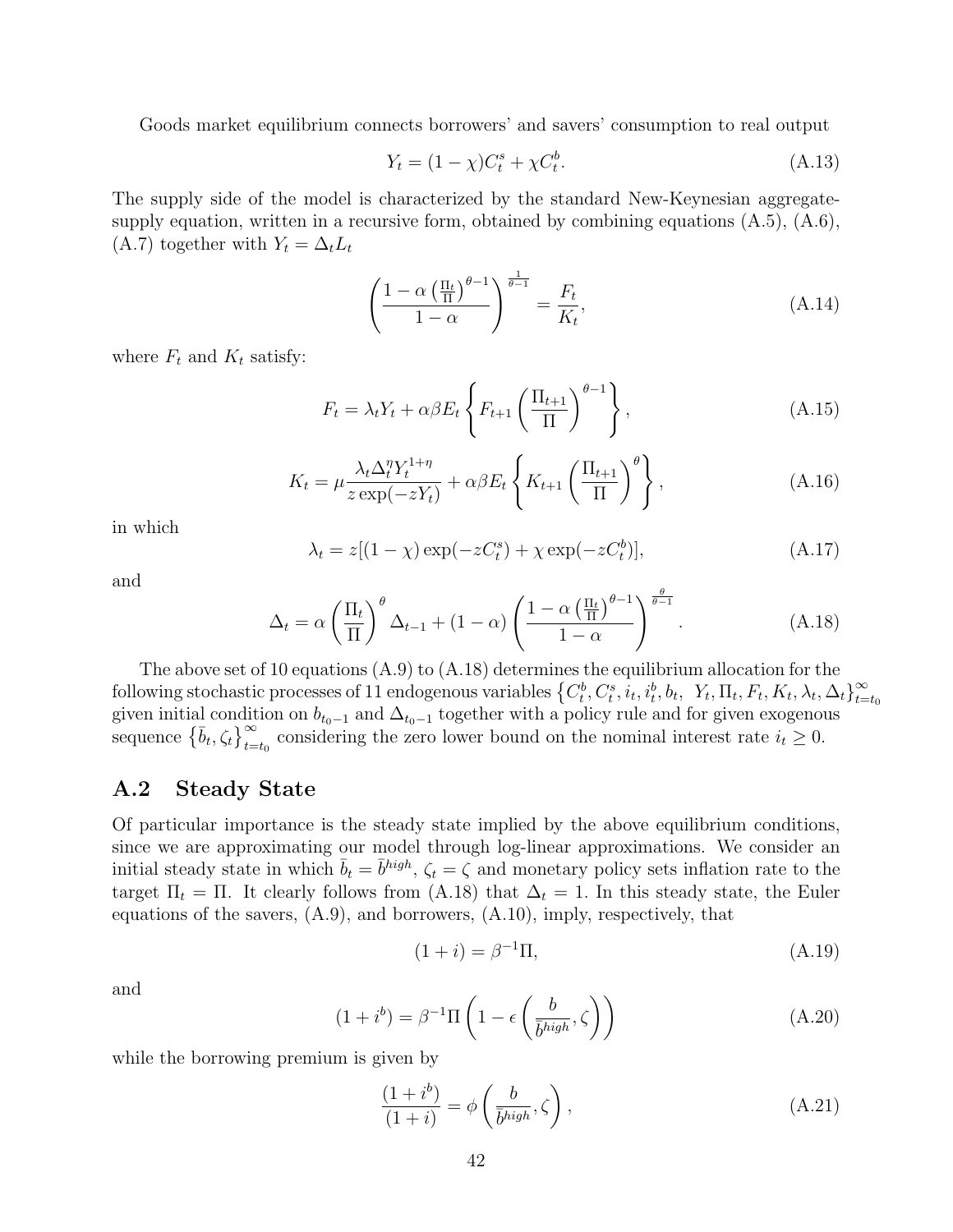Goods market equilibrium connects borrowers' and savers' consumption to real output

$$Y_t = (1-\chi)C_t^s + \chi C_t^b. \tag{A.13}$$

The supply side of the model is characterized by the standard New-Keynesian aggregate-supply equation, written in a recursive form, obtained by combining equations (A.5), (A.6), (A.7) together with $Y_t = \Delta_t L_t$

$$\left(\frac{1-\alpha\left(\frac{\Pi_t}{\Pi}\right)^{\theta-1}}{1-\alpha}\right)^{\frac{1}{\theta-1}} = \frac{F_t}{K_t}, \tag{A.14}$$

where $F_t$ and $K_t$ satisfy:

$$F_t = \lambda_t Y_t + \alpha\beta E_t\left\{F_{t+1}\left(\frac{\Pi_{t+1}}{\Pi}\right)^{\theta-1}\right\}, \tag{A.15}$$

$$K_t = \mu\frac{\lambda_t \Delta_t^{\eta} Y_t^{1+\eta}}{z\exp(-zY_t)} + \alpha\beta E_t\left\{K_{t+1}\left(\frac{\Pi_{t+1}}{\Pi}\right)^{\theta}\right\}, \tag{A.16}$$

in which

$$\lambda_t = z[(1-\chi)\exp(-zC_t^s) + \chi\exp(-zC_t^b)], \tag{A.17}$$

and

$$\Delta_t = \alpha\left(\frac{\Pi_t}{\Pi}\right)^{\theta}\Delta_{t-1} + (1-\alpha)\left(\frac{1-\alpha\left(\frac{\Pi_t}{\Pi}\right)^{\theta-1}}{1-\alpha}\right)^{\frac{\theta}{\theta-1}}. \tag{A.18}$$

The above set of 10 equations (A.9) to (A.18) determines the equilibrium allocation for the following stochastic processes of 11 endogenous variables $\left\{C_t^b, C_t^s, i_t, i_t^b, b_t,\ Y_t, \Pi_t, F_t, K_t, \lambda_t, \Delta_t\right\}_{t=t_0}^{\infty}$ given initial condition on $b_{t_0-1}$ and $\Delta_{t_0-1}$ together with a policy rule and for given exogenous sequence $\left\{\bar{b}_t, \zeta_t\right\}_{t=t_0}^{\infty}$ considering the zero lower bound on the nominal interest rate $i_t \geq 0$.

## A.2 Steady State

Of particular importance is the steady state implied by the above equilibrium conditions, since we are approximating our model through log-linear approximations. We consider an initial steady state in which $\bar{b}_t = \bar{b}^{high}$, $\zeta_t = \zeta$ and monetary policy sets inflation rate to the target $\Pi_t = \Pi$. It clearly follows from (A.18) that $\Delta_t = 1$. In this steady state, the Euler equations of the savers, (A.9), and borrowers, (A.10), imply, respectively, that

$$(1+i) = \beta^{-1}\Pi, \tag{A.19}$$

and

$$(1+i^b) = \beta^{-1}\Pi\left(1-\epsilon\left(\frac{b}{\bar{b}^{high}}, \zeta\right)\right) \tag{A.20}$$

while the borrowing premium is given by

$$\frac{(1+i^b)}{(1+i)} = \phi\left(\frac{b}{\bar{b}^{high}}, \zeta\right), \tag{A.21}$$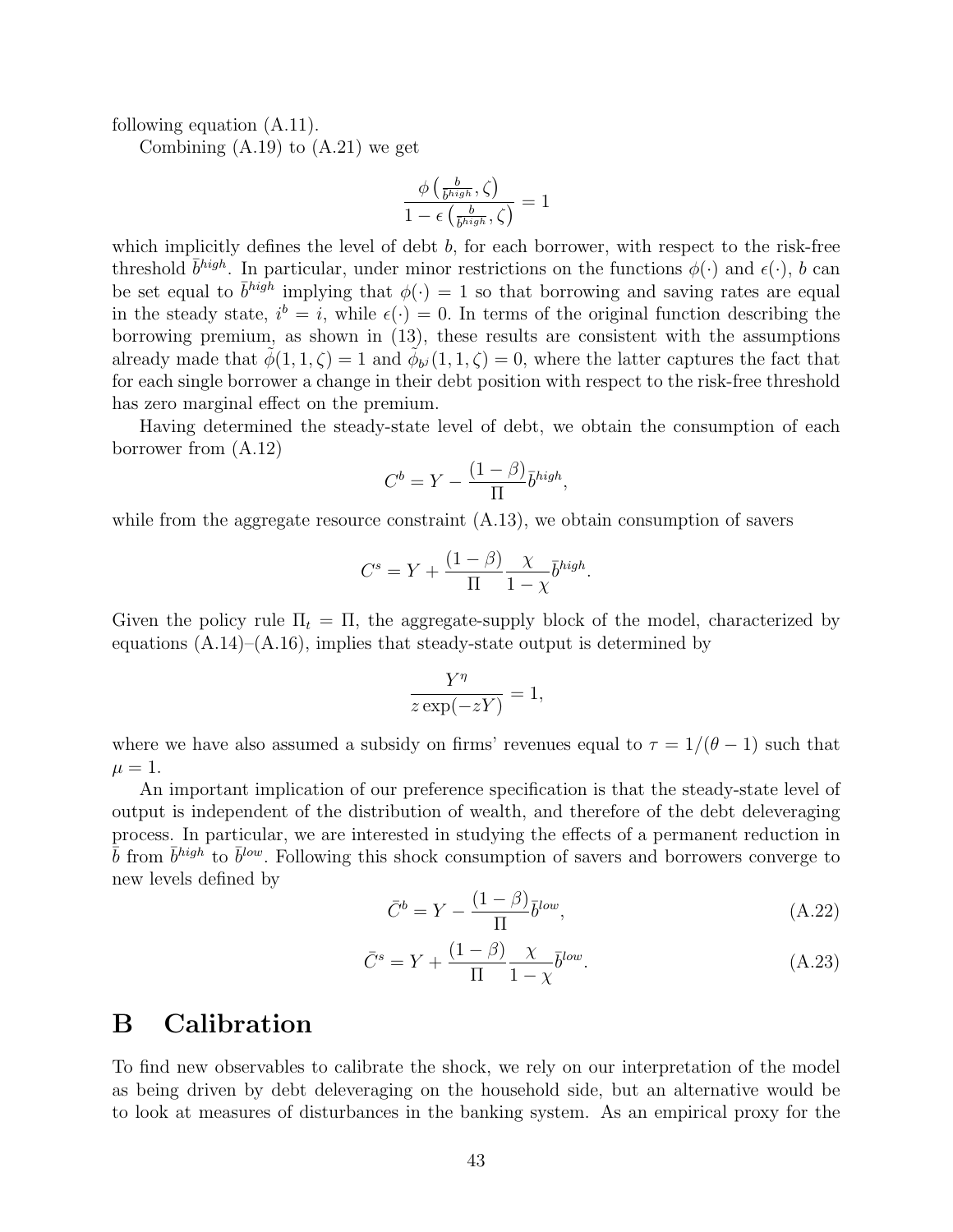following equation (A.11).

Combining (A.19) to (A.21) we get

$$\frac{\phi\left(\frac{b}{\bar{b}^{high}}, \zeta\right)}{1 - \epsilon\left(\frac{b}{\bar{b}^{high}}, \zeta\right)} = 1$$

which implicitly defines the level of debt $b$, for each borrower, with respect to the risk-free threshold $\bar{b}^{high}$. In particular, under minor restrictions on the functions $\phi(\cdot)$ and $\epsilon(\cdot)$, $b$ can be set equal to $\bar{b}^{high}$ implying that $\phi(\cdot) = 1$ so that borrowing and saving rates are equal in the steady state, $i^b = i$, while $\epsilon(\cdot) = 0$. In terms of the original function describing the borrowing premium, as shown in (13), these results are consistent with the assumptions already made that $\tilde{\phi}(1, 1, \zeta) = 1$ and $\tilde{\phi}_{b^j}(1, 1, \zeta) = 0$, where the latter captures the fact that for each single borrower a change in their debt position with respect to the risk-free threshold has zero marginal effect on the premium.

Having determined the steady-state level of debt, we obtain the consumption of each borrower from (A.12)

$$C^b = Y - \frac{(1-\beta)}{\Pi}\bar{b}^{high},$$

while from the aggregate resource constraint (A.13), we obtain consumption of savers

$$C^s = Y + \frac{(1-\beta)}{\Pi}\frac{\chi}{1-\chi}\bar{b}^{high}.$$

Given the policy rule $\Pi_t = \Pi$, the aggregate-supply block of the model, characterized by equations (A.14)–(A.16), implies that steady-state output is determined by

$$\frac{Y^\eta}{z\exp(-zY)} = 1,$$

where we have also assumed a subsidy on firms' revenues equal to $\tau = 1/(\theta - 1)$ such that $\mu = 1$.

An important implication of our preference specification is that the steady-state level of output is independent of the distribution of wealth, and therefore of the debt deleveraging process. In particular, we are interested in studying the effects of a permanent reduction in $\bar{b}$ from $\bar{b}^{high}$ to $\bar{b}^{low}$. Following this shock consumption of savers and borrowers converge to new levels defined by

$$\bar{C}^b = Y - \frac{(1-\beta)}{\Pi}\bar{b}^{low}, \tag{A.22}$$

$$\bar{C}^s = Y + \frac{(1-\beta)}{\Pi}\frac{\chi}{1-\chi}\bar{b}^{low}. \tag{A.23}$$

# B Calibration

To find new observables to calibrate the shock, we rely on our interpretation of the model as being driven by debt deleveraging on the household side, but an alternative would be to look at measures of disturbances in the banking system. As an empirical proxy for the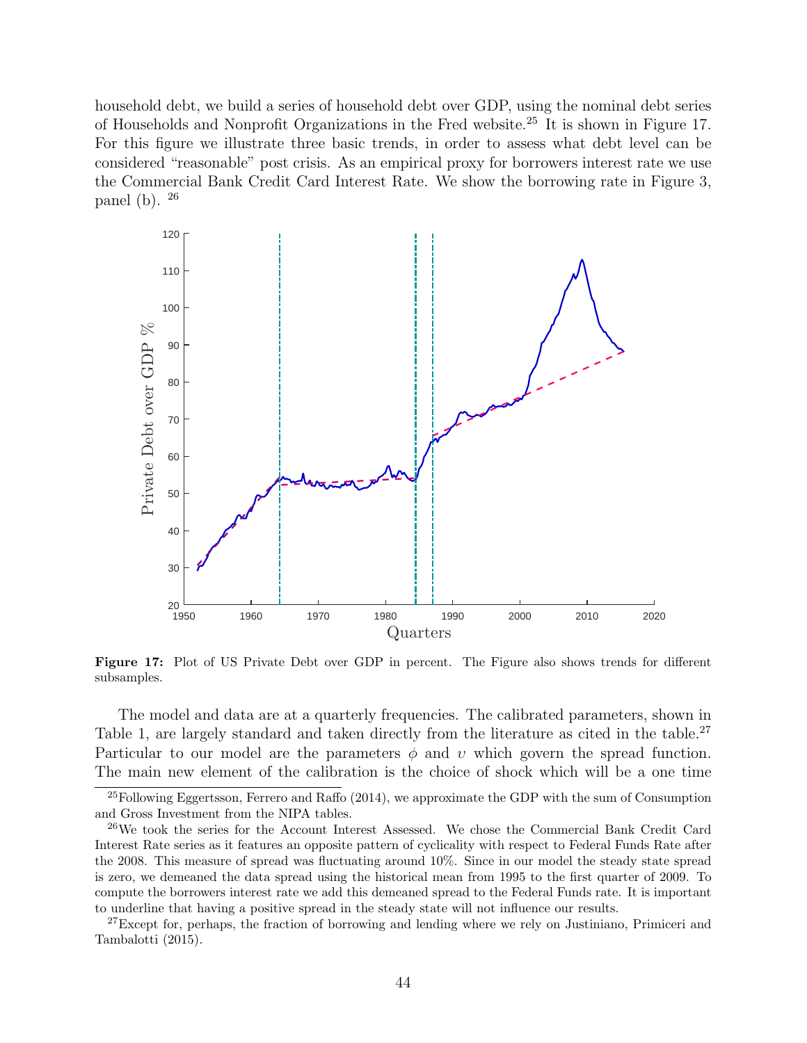household debt, we build a series of household debt over GDP, using the nominal debt series of Households and Nonprofit Organizations in the Fred website.[25] It is shown in Figure 17. For this figure we illustrate three basic trends, in order to assess what debt level can be considered "reasonable" post crisis. As an empirical proxy for borrowers interest rate we use the Commercial Bank Credit Card Interest Rate. We show the borrowing rate in Figure 3, panel (b). [26]

**Figure 17:** Plot of US Private Debt over GDP in percent. The Figure also shows trends for different subsamples.

The model and data are at a quarterly frequencies. The calibrated parameters, shown in Table 1, are largely standard and taken directly from the literature as cited in the table.[27] Particular to our model are the parameters $\phi$ and $\upsilon$ which govern the spread function. The main new element of the calibration is the choice of shock which will be a one time

[25] Following Eggertsson, Ferrero and Raffo (2014), we approximate the GDP with the sum of Consumption and Gross Investment from the NIPA tables.

[26] We took the series for the Account Interest Assessed. We chose the Commercial Bank Credit Card Interest Rate series as it features an opposite pattern of cyclicality with respect to Federal Funds Rate after the 2008. This measure of spread was fluctuating around 10%. Since in our model the steady state spread is zero, we demeaned the data spread using the historical mean from 1995 to the first quarter of 2009. To compute the borrowers interest rate we add this demeaned spread to the Federal Funds rate. It is important to underline that having a positive spread in the steady state will not influence our results.

[27] Except for, perhaps, the fraction of borrowing and lending where we rely on Justiniano, Primiceri and Tambalotti (2015).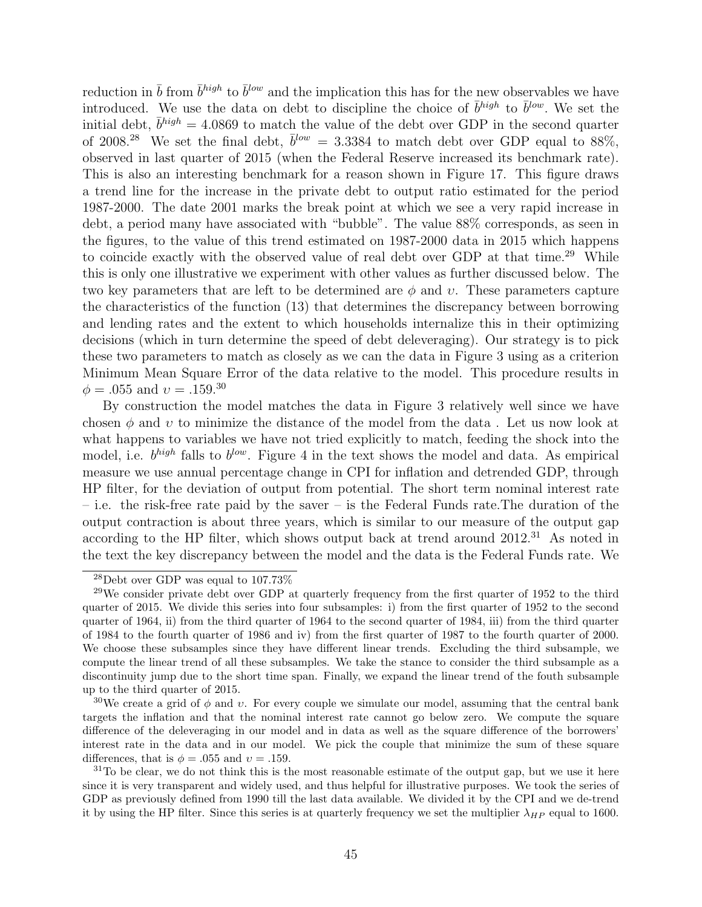reduction in $\bar{b}$ from $\bar{b}^{high}$ to $\bar{b}^{low}$ and the implication this has for the new observables we have introduced. We use the data on debt to discipline the choice of $\bar{b}^{high}$ to $\bar{b}^{low}$. We set the initial debt, $\bar{b}^{high} = 4.0869$ to match the value of the debt over GDP in the second quarter of 2008.[28] We set the final debt, $\bar{b}^{low} = 3.3384$ to match debt over GDP equal to 88%, observed in last quarter of 2015 (when the Federal Reserve increased its benchmark rate). This is also an interesting benchmark for a reason shown in Figure 17. This figure draws a trend line for the increase in the private debt to output ratio estimated for the period 1987-2000. The date 2001 marks the break point at which we see a very rapid increase in debt, a period many have associated with "bubble". The value 88% corresponds, as seen in the figures, to the value of this trend estimated on 1987-2000 data in 2015 which happens to coincide exactly with the observed value of real debt over GDP at that time.[29] While this is only one illustrative we experiment with other values as further discussed below. The two key parameters that are left to be determined are $\phi$ and $\upsilon$. These parameters capture the characteristics of the function (13) that determines the discrepancy between borrowing and lending rates and the extent to which households internalize this in their optimizing decisions (which in turn determine the speed of debt deleveraging). Our strategy is to pick these two parameters to match as closely as we can the data in Figure 3 using as a criterion Minimum Mean Square Error of the data relative to the model. This procedure results in $\phi = .055$ and $\upsilon = .159$.[30]

By construction the model matches the data in Figure 3 relatively well since we have chosen $\phi$ and $\upsilon$ to minimize the distance of the model from the data . Let us now look at what happens to variables we have not tried explicitly to match, feeding the shock into the model, i.e. $b^{high}$ falls to $b^{low}$. Figure 4 in the text shows the model and data. As empirical measure we use annual percentage change in CPI for inflation and detrended GDP, through HP filter, for the deviation of output from potential. The short term nominal interest rate – i.e. the risk-free rate paid by the saver – is the Federal Funds rate.The duration of the output contraction is about three years, which is similar to our measure of the output gap according to the HP filter, which shows output back at trend around 2012.[31] As noted in the text the key discrepancy between the model and the data is the Federal Funds rate. We

---

[28] Debt over GDP was equal to 107.73%

[29] We consider private debt over GDP at quarterly frequency from the first quarter of 1952 to the third quarter of 2015. We divide this series into four subsamples: i) from the first quarter of 1952 to the second quarter of 1964, ii) from the third quarter of 1964 to the second quarter of 1984, iii) from the third quarter of 1984 to the fourth quarter of 1986 and iv) from the first quarter of 1987 to the fourth quarter of 2000. We choose these subsamples since they have different linear trends. Excluding the third subsample, we compute the linear trend of all these subsamples. We take the stance to consider the third subsample as a discontinuity jump due to the short time span. Finally, we expand the linear trend of the fouth subsample up to the third quarter of 2015.

[30] We create a grid of $\phi$ and $\upsilon$. For every couple we simulate our model, assuming that the central bank targets the inflation and that the nominal interest rate cannot go below zero. We compute the square difference of the deleveraging in our model and in data as well as the square difference of the borrowers' interest rate in the data and in our model. We pick the couple that minimize the sum of these square differences, that is $\phi = .055$ and $\upsilon = .159$.

[31] To be clear, we do not think this is the most reasonable estimate of the output gap, but we use it here since it is very transparent and widely used, and thus helpful for illustrative purposes. We took the series of GDP as previously defined from 1990 till the last data available. We divided it by the CPI and we de-trend it by using the HP filter. Since this series is at quarterly frequency we set the multiplier $\lambda_{HP}$ equal to 1600.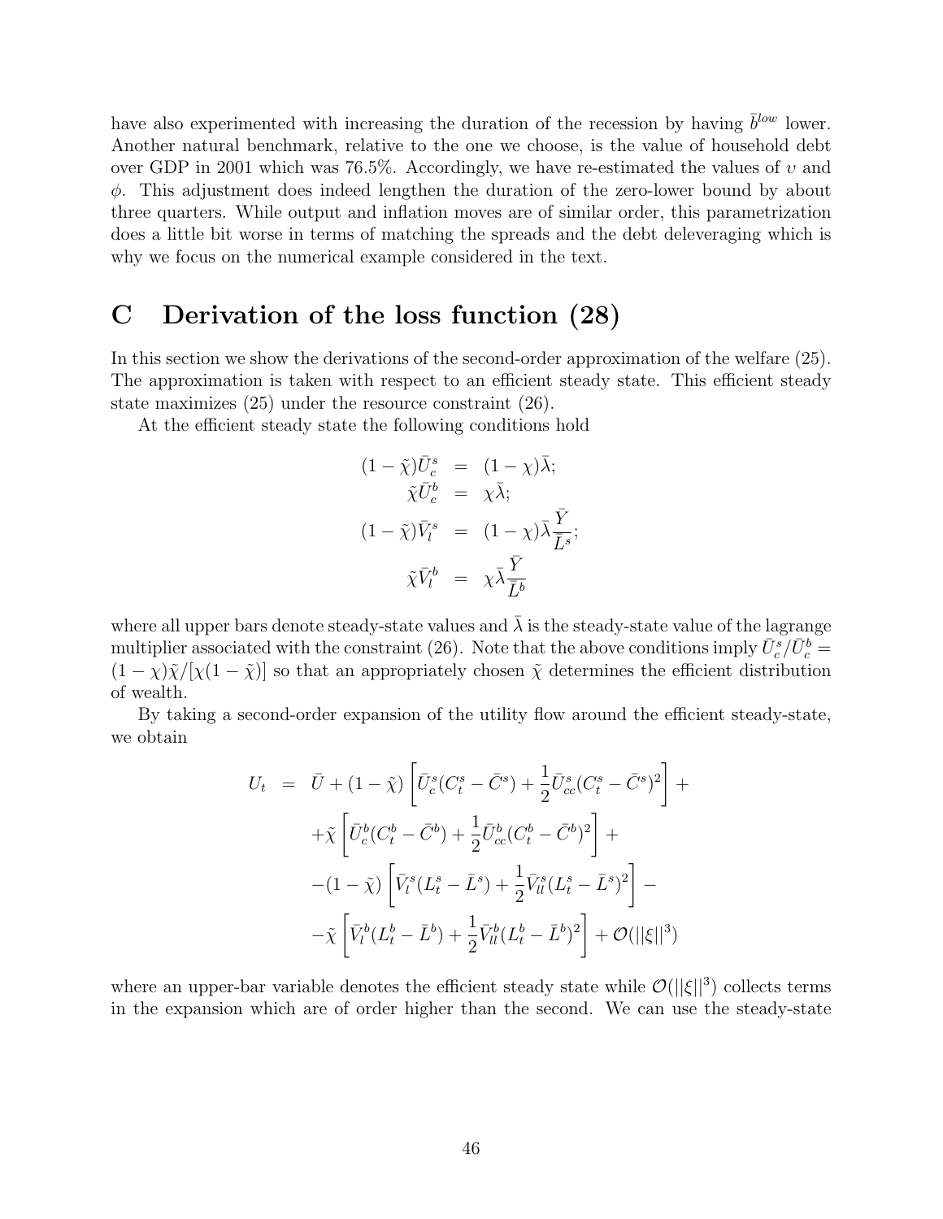have also experimented with increasing the duration of the recession by having $\bar{b}^{low}$ lower. Another natural benchmark, relative to the one we choose, is the value of household debt over GDP in 2001 which was 76.5%. Accordingly, we have re-estimated the values of $\upsilon$ and $\phi$. This adjustment does indeed lengthen the duration of the zero-lower bound by about three quarters. While output and inflation moves are of similar order, this parametrization does a little bit worse in terms of matching the spreads and the debt deleveraging which is why we focus on the numerical example considered in the text.

# C Derivation of the loss function (28)

In this section we show the derivations of the second-order approximation of the welfare (25). The approximation is taken with respect to an efficient steady state. This efficient steady state maximizes (25) under the resource constraint (26).

At the efficient steady state the following conditions hold

$$
\begin{aligned}
(1-\tilde{\chi})\bar{U}_c^s &= (1-\chi)\bar{\lambda}; \\
\tilde{\chi}\bar{U}_c^b &= \chi\bar{\lambda}; \\
(1-\tilde{\chi})\bar{V}_l^s &= (1-\chi)\bar{\lambda}\frac{\bar{Y}}{\bar{L}^s}; \\
\tilde{\chi}\bar{V}_l^b &= \chi\bar{\lambda}\frac{\bar{Y}}{\bar{L}^b}
\end{aligned}
$$

where all upper bars denote steady-state values and $\bar{\lambda}$ is the steady-state value of the lagrange multiplier associated with the constraint (26). Note that the above conditions imply $\bar{U}_c^s/\bar{U}_c^b = (1-\chi)\tilde{\chi}/[\chi(1-\tilde{\chi})]$ so that an appropriately chosen $\tilde{\chi}$ determines the efficient distribution of wealth.

By taking a second-order expansion of the utility flow around the efficient steady-state, we obtain

$$
\begin{aligned}
U_t &= \bar{U} + (1-\tilde{\chi})\left[\bar{U}_c^s(C_t^s - \bar{C}^s) + \frac{1}{2}\bar{U}_{cc}^s(C_t^s - \bar{C}^s)^2\right] + \\
&\quad + \tilde{\chi}\left[\bar{U}_c^b(C_t^b - \bar{C}^b) + \frac{1}{2}\bar{U}_{cc}^b(C_t^b - \bar{C}^b)^2\right] + \\
&\quad - (1-\tilde{\chi})\left[\bar{V}_l^s(L_t^s - \bar{L}^s) + \frac{1}{2}\bar{V}_{ll}^s(L_t^s - \bar{L}^s)^2\right] - \\
&\quad - \tilde{\chi}\left[\bar{V}_l^b(L_t^b - \bar{L}^b) + \frac{1}{2}\bar{V}_{ll}^b(L_t^b - \bar{L}^b)^2\right] + \mathcal{O}(||\xi||^3)
\end{aligned}
$$

where an upper-bar variable denotes the efficient steady state while $\mathcal{O}(||\xi||^3)$ collects terms in the expansion which are of order higher than the second. We can use the steady-state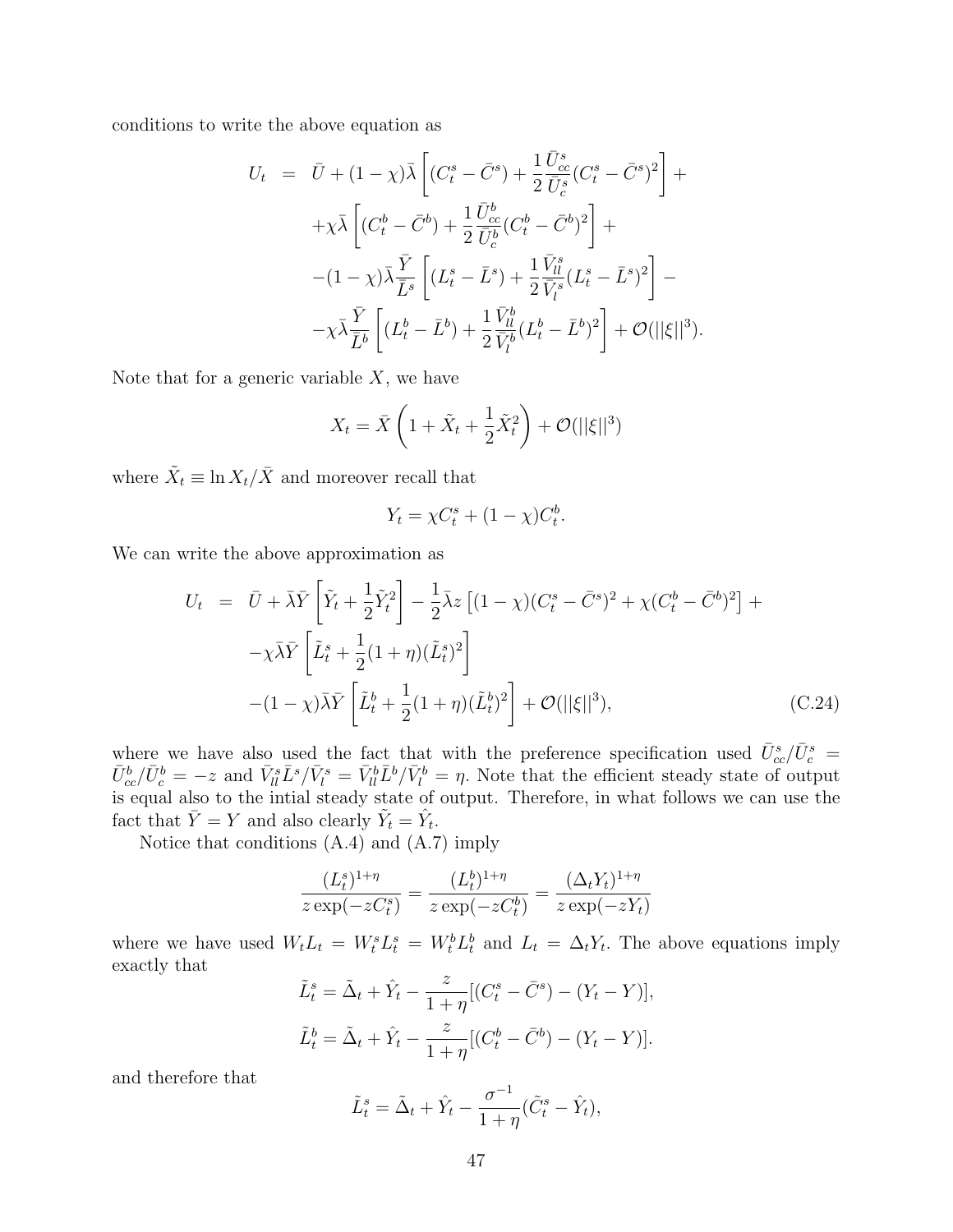conditions to write the above equation as

$$
\begin{aligned}
U_t &= \bar{U} + (1-\chi)\bar{\lambda}\left[(C_t^s - \bar{C}^s) + \frac{1}{2}\frac{\bar{U}_{cc}^s}{\bar{U}_c^s}(C_t^s - \bar{C}^s)^2\right] + \\
&\quad + \chi\bar{\lambda}\left[(C_t^b - \bar{C}^b) + \frac{1}{2}\frac{\bar{U}_{cc}^b}{\bar{U}_c^b}(C_t^b - \bar{C}^b)^2\right] + \\
&\quad - (1-\chi)\bar{\lambda}\frac{\bar{Y}}{\bar{L}^s}\left[(L_t^s - \bar{L}^s) + \frac{1}{2}\frac{\bar{V}_{ll}^s}{\bar{V}_l^s}(L_t^s - \bar{L}^s)^2\right] - \\
&\quad - \chi\bar{\lambda}\frac{\bar{Y}}{\bar{L}^b}\left[(L_t^b - \bar{L}^b) + \frac{1}{2}\frac{\bar{V}_{ll}^b}{\bar{V}_l^b}(L_t^b - \bar{L}^b)^2\right] + \mathcal{O}(||\xi||^3).
\end{aligned}
$$

Note that for a generic variable $X$, we have

$$
X_t = \bar{X}\left(1 + \tilde{X}_t + \frac{1}{2}\tilde{X}_t^2\right) + \mathcal{O}(||\xi||^3)
$$

where $\tilde{X}_t \equiv \ln X_t/\bar{X}$ and moreover recall that

$$
Y_t = \chi C_t^s + (1-\chi)C_t^b.
$$

We can write the above approximation as

$$
\begin{aligned}
U_t &= \bar{U} + \bar{\lambda}\bar{Y}\left[\tilde{Y}_t + \frac{1}{2}\tilde{Y}_t^2\right] - \frac{1}{2}\bar{\lambda}z\left[(1-\chi)(C_t^s - \bar{C}^s)^2 + \chi(C_t^b - \bar{C}^b)^2\right] + \\
&\quad - \chi\bar{\lambda}\bar{Y}\left[\tilde{L}_t^s + \frac{1}{2}(1+\eta)(\tilde{L}_t^s)^2\right] \\
&\quad - (1-\chi)\bar{\lambda}\bar{Y}\left[\tilde{L}_t^b + \frac{1}{2}(1+\eta)(\tilde{L}_t^b)^2\right] + \mathcal{O}(||\xi||^3),
\end{aligned}
\tag{C.24}
$$

where we have also used the fact that with the preference specification used $\bar{U}_{cc}^s/\bar{U}_c^s = \bar{U}_{cc}^b/\bar{U}_c^b = -z$ and $\bar{V}_{ll}^s\bar{L}^s/\bar{V}_l^s = \bar{V}_{ll}^b\bar{L}^b/\bar{V}_l^b = \eta$. Note that the efficient steady state of output is equal also to the intial steady state of output. Therefore, in what follows we can use the fact that $\bar{Y} = Y$ and also clearly $\tilde{Y}_t = \hat{Y}_t$.

Notice that conditions (A.4) and (A.7) imply

$$
\frac{(L_t^s)^{1+\eta}}{z\exp(-zC_t^s)} = \frac{(L_t^b)^{1+\eta}}{z\exp(-zC_t^b)} = \frac{(\Delta_t Y_t)^{1+\eta}}{z\exp(-zY_t)}
$$

where we have used $W_t L_t = W_t^s L_t^s = W_t^b L_t^b$ and $L_t = \Delta_t Y_t$. The above equations imply exactly that

$$
\tilde{L}_t^s = \tilde{\Delta}_t + \hat{Y}_t - \frac{z}{1+\eta}[(C_t^s - \bar{C}^s) - (Y_t - Y)],
$$

$$
\tilde{L}_t^b = \tilde{\Delta}_t + \hat{Y}_t - \frac{z}{1+\eta}[(C_t^b - \bar{C}^b) - (Y_t - Y)].
$$

and therefore that

$$
\tilde{L}_t^s = \tilde{\Delta}_t + \hat{Y}_t - \frac{\sigma^{-1}}{1+\eta}(\tilde{C}_t^s - \hat{Y}_t),
$$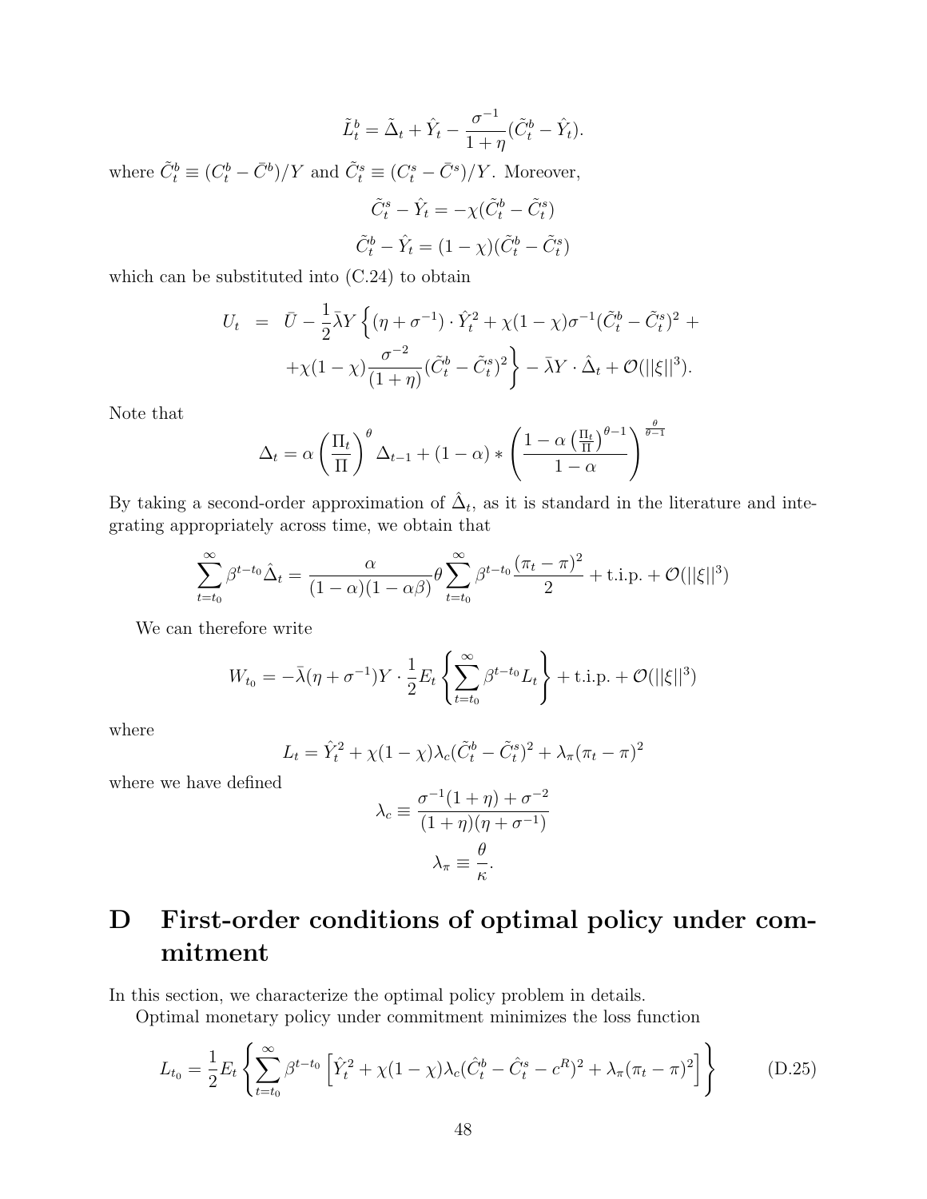$$\tilde{L}_t^b = \tilde{\Delta}_t + \hat{Y}_t - \frac{\sigma^{-1}}{1+\eta}(\tilde{C}_t^b - \hat{Y}_t).$$

where $\tilde{C}_t^b \equiv (C_t^b - \bar{C}^b)/Y$ and $\tilde{C}_t^s \equiv (C_t^s - \bar{C}^s)/Y$. Moreover,

$$\tilde{C}_t^s - \hat{Y}_t = -\chi(\tilde{C}_t^b - \tilde{C}_t^s)$$

$$\tilde{C}_t^b - \hat{Y}_t = (1-\chi)(\tilde{C}_t^b - \tilde{C}_t^s)$$

which can be substituted into (C.24) to obtain

$$\begin{aligned} U_t &= \bar{U} - \frac{1}{2}\bar{\lambda}Y\left\{(\eta + \sigma^{-1}) \cdot \hat{Y}_t^2 + \chi(1-\chi)\sigma^{-1}(\tilde{C}_t^b - \tilde{C}_t^s)^2 + \right. \\ &\quad \left. + \chi(1-\chi)\frac{\sigma^{-2}}{(1+\eta)}(\tilde{C}_t^b - \tilde{C}_t^s)^2\right\} - \bar{\lambda}Y \cdot \hat{\Delta}_t + \mathcal{O}(||\xi||^3). \end{aligned}$$

Note that

$$\Delta_t = \alpha\left(\frac{\Pi_t}{\Pi}\right)^{\theta}\Delta_{t-1} + (1-\alpha) * \left(\frac{1-\alpha\left(\frac{\Pi_t}{\Pi}\right)^{\theta-1}}{1-\alpha}\right)^{\frac{\theta}{\theta-1}}$$

By taking a second-order approximation of $\hat{\Delta}_t$, as it is standard in the literature and integrating appropriately across time, we obtain that

$$\sum_{t=t_0}^{\infty}\beta^{t-t_0}\hat{\Delta}_t = \frac{\alpha}{(1-\alpha)(1-\alpha\beta)}\theta\sum_{t=t_0}^{\infty}\beta^{t-t_0}\frac{(\pi_t - \pi)^2}{2} + \text{t.i.p.} + \mathcal{O}(||\xi||^3)$$

We can therefore write

$$W_{t_0} = -\bar{\lambda}(\eta + \sigma^{-1})Y \cdot \frac{1}{2}E_t\left\{\sum_{t=t_0}^{\infty}\beta^{t-t_0}L_t\right\} + \text{t.i.p.} + \mathcal{O}(||\xi||^3)$$

where

$$L_t = \hat{Y}_t^2 + \chi(1-\chi)\lambda_c(\tilde{C}_t^b - \tilde{C}_t^s)^2 + \lambda_\pi(\pi_t - \pi)^2$$

where we have defined

$$\lambda_c \equiv \frac{\sigma^{-1}(1+\eta) + \sigma^{-2}}{(1+\eta)(\eta + \sigma^{-1})}$$

$$\lambda_\pi \equiv \frac{\theta}{\kappa}.$$

# D First-order conditions of optimal policy under commitment

In this section, we characterize the optimal policy problem in details.

Optimal monetary policy under commitment minimizes the loss function

$$L_{t_0} = \frac{1}{2}E_t\left\{\sum_{t=t_0}^{\infty}\beta^{t-t_0}\left[\hat{Y}_t^2 + \chi(1-\chi)\lambda_c(\hat{C}_t^b - \hat{C}_t^s - c^R)^2 + \lambda_\pi(\pi_t - \pi)^2\right]\right\} \tag{D.25}$$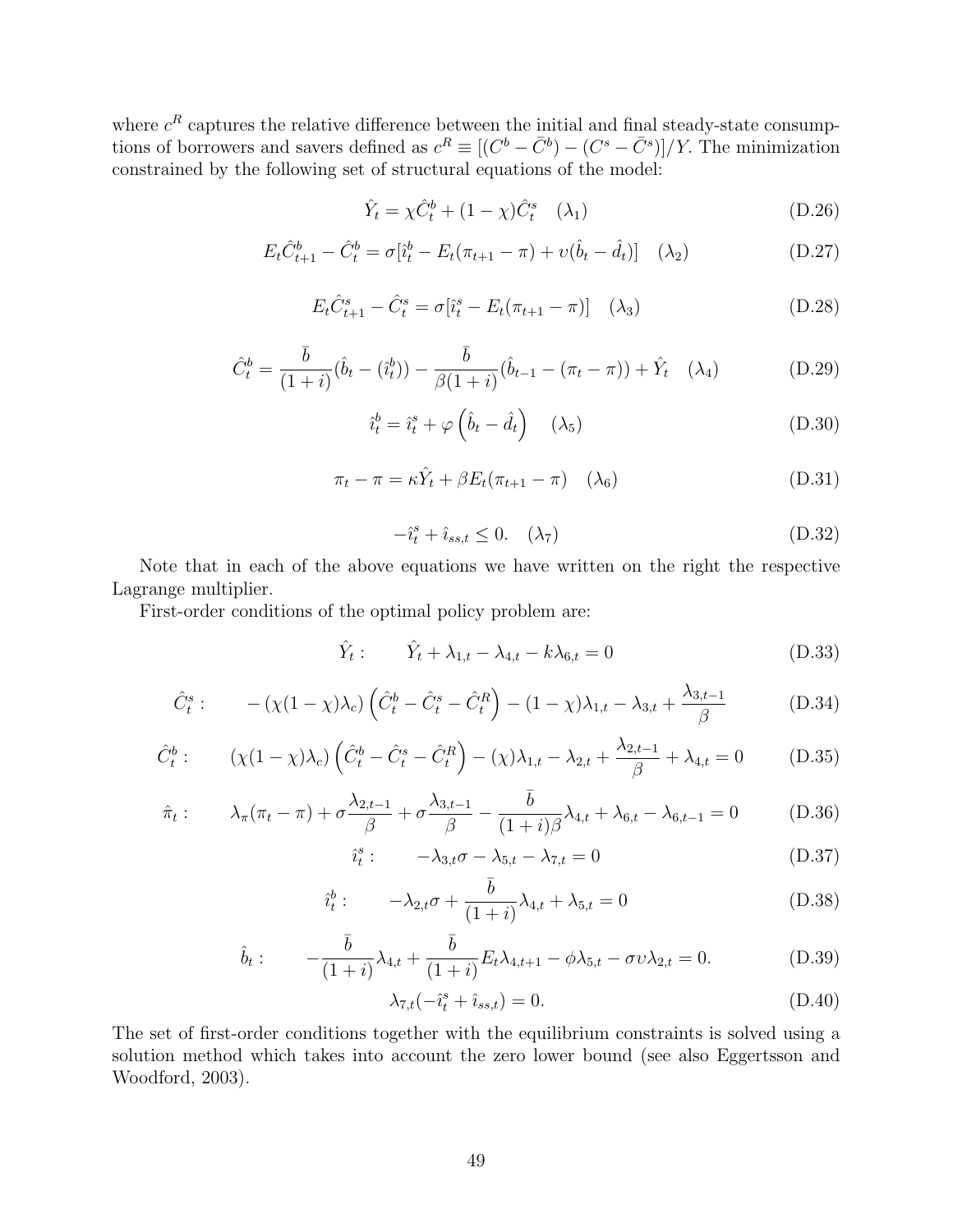where $c^R$ captures the relative difference between the initial and final steady-state consumptions of borrowers and savers defined as $c^R \equiv [(C^b - \bar{C}^b) - (C^s - \bar{C}^s)]/Y$. The minimization constrained by the following set of structural equations of the model:

$$\hat{Y}_t = \chi \hat{C}_t^b + (1-\chi)\hat{C}_t^s \quad (\lambda_1) \tag{D.26}$$

$$E_t \hat{C}_{t+1}^b - \hat{C}_t^b = \sigma[\hat{\imath}_t^b - E_t(\pi_{t+1} - \pi) + \upsilon(\hat{b}_t - \hat{d}_t)] \quad (\lambda_2) \tag{D.27}$$

$$E_t \hat{C}_{t+1}^s - \hat{C}_t^s = \sigma[\hat{\imath}_t^s - E_t(\pi_{t+1} - \pi)] \quad (\lambda_3) \tag{D.28}$$

$$\hat{C}_t^b = \frac{\bar{b}}{(1+i)}(\hat{b}_t - (\hat{\imath}_t^b)) - \frac{\bar{b}}{\beta(1+i)}(\hat{b}_{t-1} - (\pi_t - \pi)) + \hat{Y}_t \quad (\lambda_4) \tag{D.29}$$

$$\hat{\imath}_t^b = \hat{\imath}_t^s + \varphi\left(\hat{b}_t - \hat{d}_t\right) \quad (\lambda_5) \tag{D.30}$$

$$\pi_t - \pi = \kappa \hat{Y}_t + \beta E_t(\pi_{t+1} - \pi) \quad (\lambda_6) \tag{D.31}$$

$$-\hat{\imath}_t^s + \hat{\imath}_{ss,t} \leq 0. \quad (\lambda_7) \tag{D.32}$$

Note that in each of the above equations we have written on the right the respective Lagrange multiplier.

First-order conditions of the optimal policy problem are:

$$\hat{Y}_t: \qquad \hat{Y}_t + \lambda_{1,t} - \lambda_{4,t} - k\lambda_{6,t} = 0 \tag{D.33}$$

$$\hat{C}_t^s: \qquad -\left(\chi(1-\chi)\lambda_c\right)\left(\hat{C}_t^b - \hat{C}_t^s - \hat{C}_t^R\right) - (1-\chi)\lambda_{1,t} - \lambda_{3,t} + \frac{\lambda_{3,t-1}}{\beta} \tag{D.34}$$

$$\hat{C}_t^b: \qquad \left(\chi(1-\chi)\lambda_c\right)\left(\hat{C}_t^b - \hat{C}_t^s - \hat{C}_t^R\right) - (\chi)\lambda_{1,t} - \lambda_{2,t} + \frac{\lambda_{2,t-1}}{\beta} + \lambda_{4,t} = 0 \tag{D.35}$$

$$\hat{\pi}_t: \qquad \lambda_\pi(\pi_t - \pi) + \sigma\frac{\lambda_{2,t-1}}{\beta} + \sigma\frac{\lambda_{3,t-1}}{\beta} - \frac{\bar{b}}{(1+i)\beta}\lambda_{4,t} + \lambda_{6,t} - \lambda_{6,t-1} = 0 \tag{D.36}$$

$$\hat{\imath}_t^s: \qquad -\lambda_{3,t}\sigma - \lambda_{5,t} - \lambda_{7,t} = 0 \tag{D.37}$$

$$\hat{\imath}_t^b: \qquad -\lambda_{2,t}\sigma + \frac{\bar{b}}{(1+i)}\lambda_{4,t} + \lambda_{5,t} = 0 \tag{D.38}$$

$$\hat{b}_t: \qquad -\frac{\bar{b}}{(1+i)}\lambda_{4,t} + \frac{\bar{b}}{(1+i)}E_t\lambda_{4,t+1} - \phi\lambda_{5,t} - \sigma\upsilon\lambda_{2,t} = 0. \tag{D.39}$$

$$\lambda_{7,t}(-\hat{\imath}_t^s + \hat{\imath}_{ss,t}) = 0. \tag{D.40}$$

The set of first-order conditions together with the equilibrium constraints is solved using a solution method which takes into account the zero lower bound (see also Eggertsson and Woodford, 2003).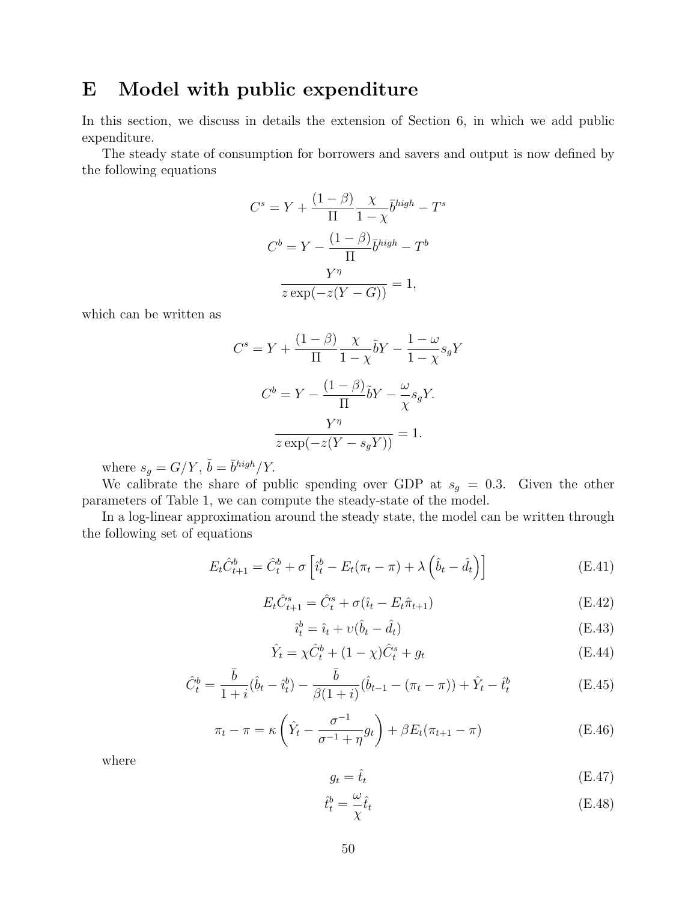# E Model with public expenditure

In this section, we discuss in details the extension of Section 6, in which we add public expenditure.

The steady state of consumption for borrowers and savers and output is now defined by the following equations

$$C^s = Y + \frac{(1-\beta)}{\Pi}\frac{\chi}{1-\chi}\bar{b}^{high} - T^s$$

$$C^b = Y - \frac{(1-\beta)}{\Pi}\bar{b}^{high} - T^b$$

$$\frac{Y^\eta}{z\exp(-z(Y-G))} = 1,$$

which can be written as

$$C^s = Y + \frac{(1-\beta)}{\Pi}\frac{\chi}{1-\chi}\tilde{b}Y - \frac{1-\omega}{1-\chi}s_g Y$$

$$C^b = Y - \frac{(1-\beta)}{\Pi}\tilde{b}Y - \frac{\omega}{\chi}s_g Y.$$

$$\frac{Y^\eta}{z\exp(-z(Y-s_g Y))} = 1.$$

where $s_g = G/Y$, $\tilde{b} = \bar{b}^{high}/Y$.

We calibrate the share of public spending over GDP at $s_g = 0.3$. Given the other parameters of Table 1, we can compute the steady-state of the model.

In a log-linear approximation around the steady state, the model can be written through the following set of equations

$$E_t\hat{C}^b_{t+1} = \hat{C}^b_t + \sigma\left[\hat{\imath}^b_t - E_t(\pi_t - \pi) + \lambda\left(\hat{b}_t - \hat{d}_t\right)\right] \tag{E.41}$$

$$E_t\hat{C}^s_{t+1} = \hat{C}^s_t + \sigma(\hat{\imath}_t - E_t\hat{\pi}_{t+1}) \tag{E.42}$$

$$\hat{\imath}^b_t = \hat{\imath}_t + \upsilon(\hat{b}_t - \hat{d}_t) \tag{E.43}$$

$$\hat{Y}_t = \chi\hat{C}^b_t + (1-\chi)\hat{C}^s_t + g_t \tag{E.44}$$

$$\hat{C}^b_t = \frac{\bar{b}}{1+i}(\hat{b}_t - \hat{\imath}^b_t) - \frac{\bar{b}}{\beta(1+i)}(\hat{b}_{t-1} - (\pi_t - \pi)) + \hat{Y}_t - \hat{t}^b_t \tag{E.45}$$

$$\pi_t - \pi = \kappa\left(\hat{Y}_t - \frac{\sigma^{-1}}{\sigma^{-1}+\eta}g_t\right) + \beta E_t(\pi_{t+1} - \pi) \tag{E.46}$$

where

$$g_t = \hat{t}_t \tag{E.47}$$

$$\hat{t}^b_t = \frac{\omega}{\chi}\hat{t}_t \tag{E.48}$$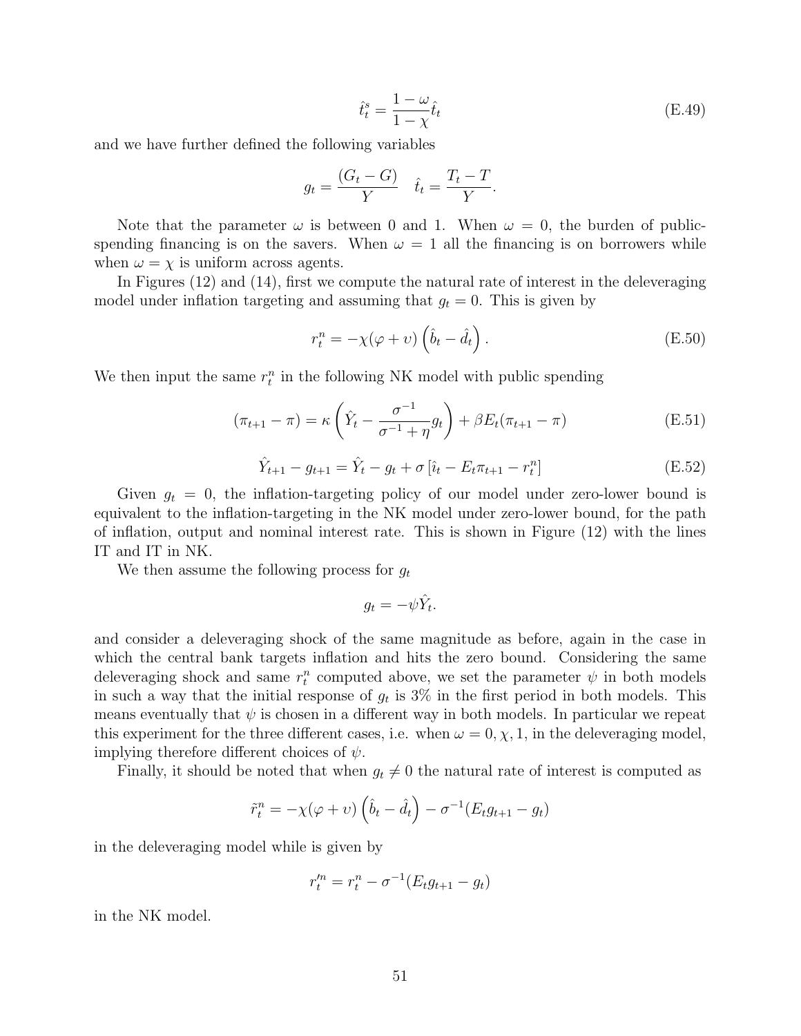$$\hat{t}_t^s = \frac{1-\omega}{1-\chi}\hat{t}_t \tag{E.49}$$

and we have further defined the following variables

$$g_t = \frac{(G_t - G)}{Y} \quad \hat{t}_t = \frac{T_t - T}{Y}.$$

Note that the parameter $\omega$ is between 0 and 1. When $\omega = 0$, the burden of public-spending financing is on the savers. When $\omega = 1$ all the financing is on borrowers while when $\omega = \chi$ is uniform across agents.

In Figures (12) and (14), first we compute the natural rate of interest in the deleveraging model under inflation targeting and assuming that $g_t = 0$. This is given by

$$r_t^n = -\chi(\varphi + \upsilon)\left(\hat{b}_t - \hat{d}_t\right). \tag{E.50}$$

We then input the same $r_t^n$ in the following NK model with public spending

$$(\pi_{t+1} - \pi) = \kappa\left(\hat{Y}_t - \frac{\sigma^{-1}}{\sigma^{-1} + \eta}g_t\right) + \beta E_t(\pi_{t+1} - \pi) \tag{E.51}$$

$$\hat{Y}_{t+1} - g_{t+1} = \hat{Y}_t - g_t + \sigma\left[\hat{\imath}_t - E_t\pi_{t+1} - r_t^n\right] \tag{E.52}$$

Given $g_t = 0$, the inflation-targeting policy of our model under zero-lower bound is equivalent to the inflation-targeting in the NK model under zero-lower bound, for the path of inflation, output and nominal interest rate. This is shown in Figure (12) with the lines IT and IT in NK.

We then assume the following process for $g_t$

$$g_t = -\psi\hat{Y}_t.$$

and consider a deleveraging shock of the same magnitude as before, again in the case in which the central bank targets inflation and hits the zero bound. Considering the same deleveraging shock and same $r_t^n$ computed above, we set the parameter $\psi$ in both models in such a way that the initial response of $g_t$ is 3% in the first period in both models. This means eventually that $\psi$ is chosen in a different way in both models. In particular we repeat this experiment for the three different cases, i.e. when $\omega = 0, \chi, 1$, in the deleveraging model, implying therefore different choices of $\psi$.

Finally, it should be noted that when $g_t \neq 0$ the natural rate of interest is computed as

$$\tilde{r}_t^n = -\chi(\varphi + \upsilon)\left(\hat{b}_t - \hat{d}_t\right) - \sigma^{-1}(E_t g_{t+1} - g_t)$$

in the deleveraging model while is given by

$$r_t'^n = r_t^n - \sigma^{-1}(E_t g_{t+1} - g_t)$$

in the NK model.